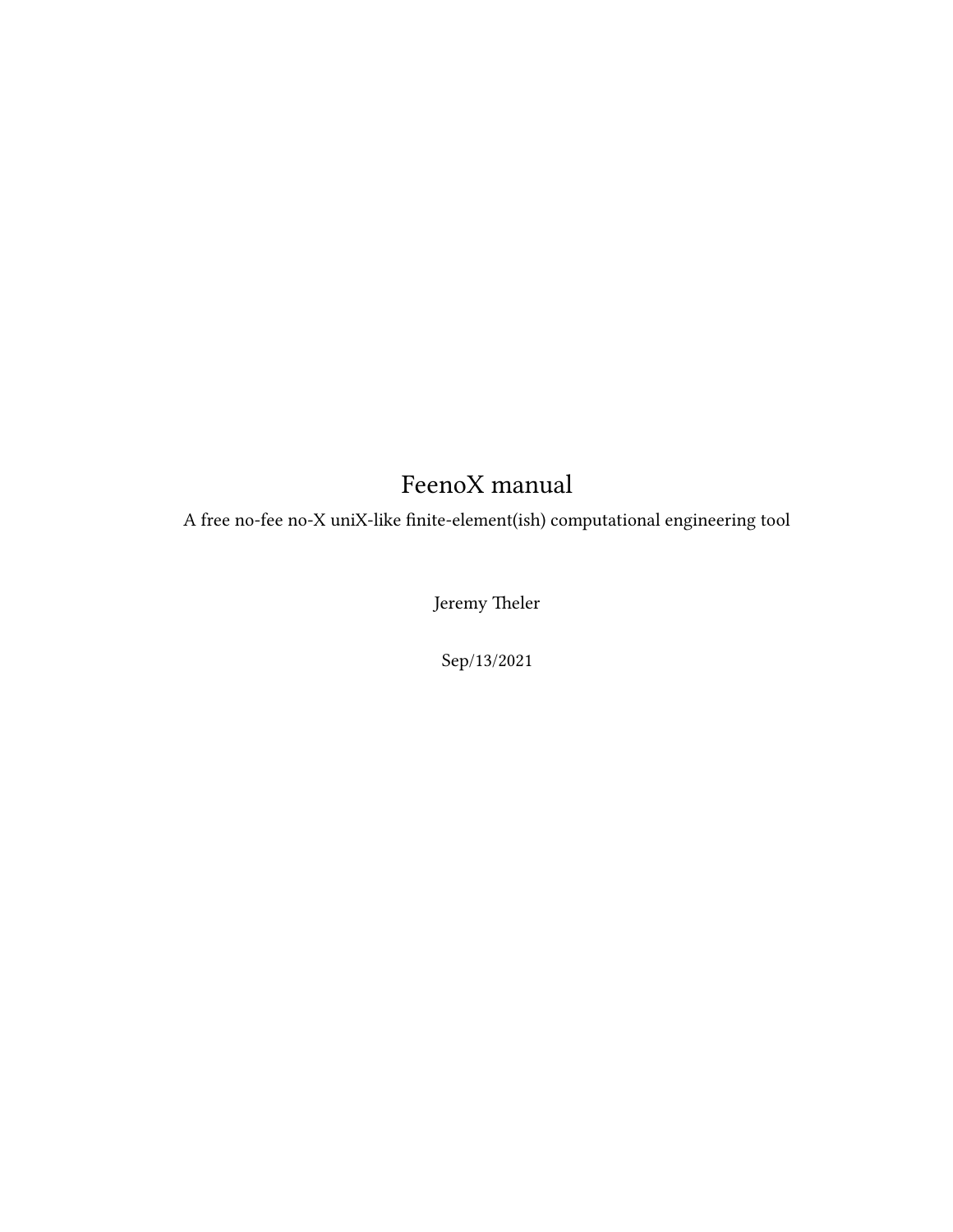# FeenoX manual

A free no-fee no-X uniX-like finite-element(ish) computational engineering tool

Jeremy Theler

Sep/13/2021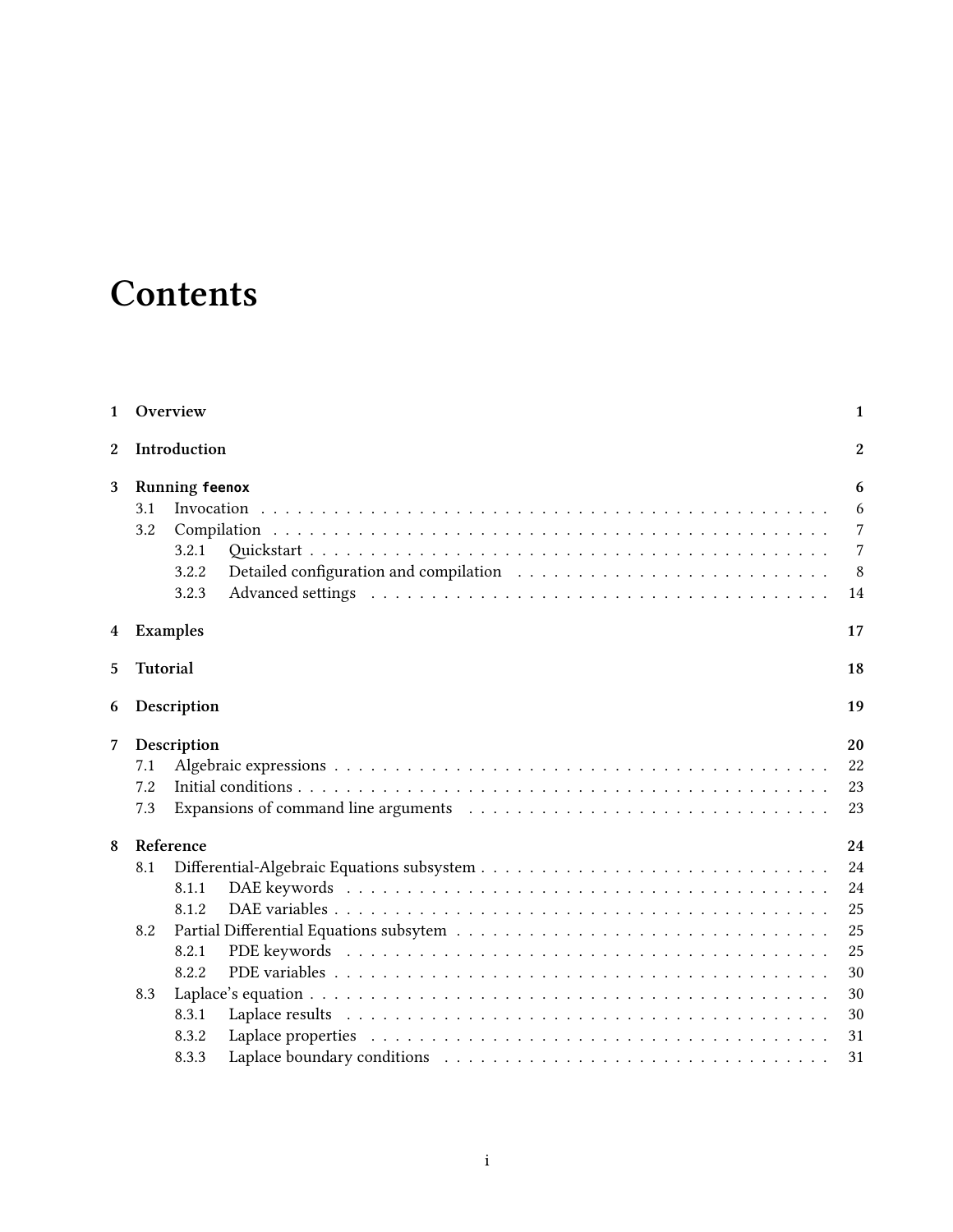# Contents

- **1 Overview** — **1**
- **2 Introduction** — **2**
- **3 Running `feenox`** — **6**
  - 3.1 Invocation — 6
  - 3.2 Compilation — 7
    - 3.2.1 Quickstart — 7
    - 3.2.2 Detailed configuration and compilation — 8
    - 3.2.3 Advanced settings — 14
- **4 Examples** — **17**
- **5 Tutorial** — **18**
- **6 Description** — **19**
- **7 Description** — **20**
  - 7.1 Algebraic expressions — 22
  - 7.2 Initial conditions — 23
  - 7.3 Expansions of command line arguments — 23
- **8 Reference** — **24**
  - 8.1 Differential-Algebraic Equations subsystem — 24
    - 8.1.1 DAE keywords — 24
    - 8.1.2 DAE variables — 25
  - 8.2 Partial Differential Equations subsytem — 25
    - 8.2.1 PDE keywords — 25
    - 8.2.2 PDE variables — 30
  - 8.3 Laplace's equation — 30
    - 8.3.1 Laplace results — 30
    - 8.3.2 Laplace properties — 31
    - 8.3.3 Laplace boundary conditions — 31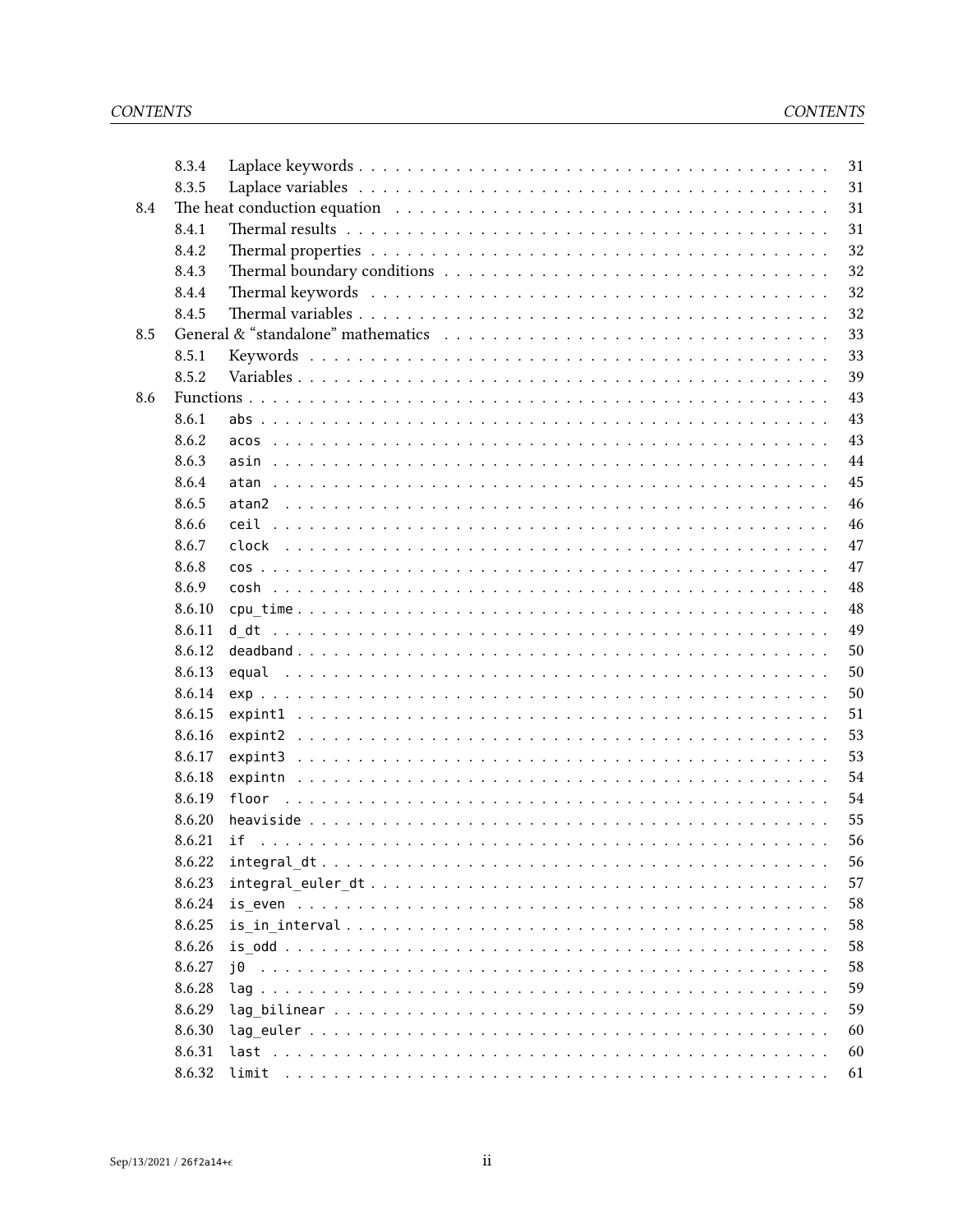| | | | |
|---|---|---|---|
| | 8.3.4 | Laplace keywords | 31 |
| | 8.3.5 | Laplace variables | 31 |
| 8.4 | | The heat conduction equation | 31 |
| | 8.4.1 | Thermal results | 31 |
| | 8.4.2 | Thermal properties | 32 |
| | 8.4.3 | Thermal boundary conditions | 32 |
| | 8.4.4 | Thermal keywords | 32 |
| | 8.4.5 | Thermal variables | 32 |
| 8.5 | | General & “standalone” mathematics | 33 |
| | 8.5.1 | Keywords | 33 |
| | 8.5.2 | Variables | 39 |
| 8.6 | | Functions | 43 |
| | 8.6.1 | `abs` | 43 |
| | 8.6.2 | `acos` | 43 |
| | 8.6.3 | `asin` | 44 |
| | 8.6.4 | `atan` | 45 |
| | 8.6.5 | `atan2` | 46 |
| | 8.6.6 | `ceil` | 46 |
| | 8.6.7 | `clock` | 47 |
| | 8.6.8 | `cos` | 47 |
| | 8.6.9 | `cosh` | 48 |
| | 8.6.10 | `cpu_time` | 48 |
| | 8.6.11 | `d_dt` | 49 |
| | 8.6.12 | `deadband` | 50 |
| | 8.6.13 | `equal` | 50 |
| | 8.6.14 | `exp` | 50 |
| | 8.6.15 | `expint1` | 51 |
| | 8.6.16 | `expint2` | 53 |
| | 8.6.17 | `expint3` | 53 |
| | 8.6.18 | `expintn` | 54 |
| | 8.6.19 | `floor` | 54 |
| | 8.6.20 | `heaviside` | 55 |
| | 8.6.21 | `if` | 56 |
| | 8.6.22 | `integral_dt` | 56 |
| | 8.6.23 | `integral_euler_dt` | 57 |
| | 8.6.24 | `is_even` | 58 |
| | 8.6.25 | `is_in_interval` | 58 |
| | 8.6.26 | `is_odd` | 58 |
| | 8.6.27 | `j0` | 58 |
| | 8.6.28 | `lag` | 59 |
| | 8.6.29 | `lag_bilinear` | 59 |
| | 8.6.30 | `lag_euler` | 60 |
| | 8.6.31 | `last` | 60 |
| | 8.6.32 | `limit` | 61 |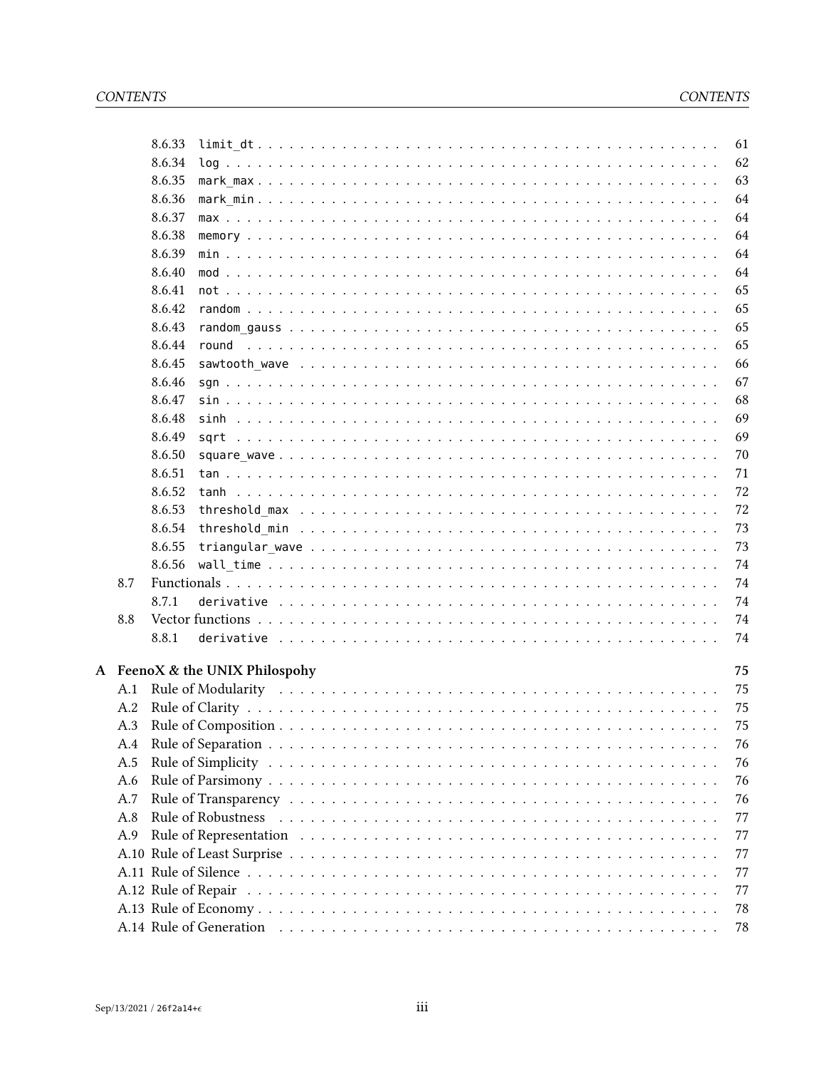8.6.33 `limit_dt` . . . . . 61
8.6.34 `log` . . . . . 62
8.6.35 `mark_max` . . . . . 63
8.6.36 `mark_min` . . . . . 64
8.6.37 `max` . . . . . 64
8.6.38 `memory` . . . . . 64
8.6.39 `min` . . . . . 64
8.6.40 `mod` . . . . . 64
8.6.41 `not` . . . . . 65
8.6.42 `random` . . . . . 65
8.6.43 `random_gauss` . . . . . 65
8.6.44 `round` . . . . . 65
8.6.45 `sawtooth_wave` . . . . . 66
8.6.46 `sgn` . . . . . 67
8.6.47 `sin` . . . . . 68
8.6.48 `sinh` . . . . . 69
8.6.49 `sqrt` . . . . . 69
8.6.50 `square_wave` . . . . . 70
8.6.51 `tan` . . . . . 71
8.6.52 `tanh` . . . . . 72
8.6.53 `threshold_max` . . . . . 72
8.6.54 `threshold_min` . . . . . 73
8.6.55 `triangular_wave` . . . . . 73
8.6.56 `wall_time` . . . . . 74

8.7 Functionals . . . . . 74
8.7.1 `derivative` . . . . . 74

8.8 Vector functions . . . . . 74
8.8.1 `derivative` . . . . . 74

**A FeenoX & the UNIX Philospohy** 75

A.1 Rule of Modularity . . . . . 75
A.2 Rule of Clarity . . . . . 75
A.3 Rule of Composition . . . . . 75
A.4 Rule of Separation . . . . . 76
A.5 Rule of Simplicity . . . . . 76
A.6 Rule of Parsimony . . . . . 76
A.7 Rule of Transparency . . . . . 76
A.8 Rule of Robustness . . . . . 77
A.9 Rule of Representation . . . . . 77
A.10 Rule of Least Surprise . . . . . 77
A.11 Rule of Silence . . . . . 77
A.12 Rule of Repair . . . . . 77
A.13 Rule of Economy . . . . . 78
A.14 Rule of Generation . . . . . 78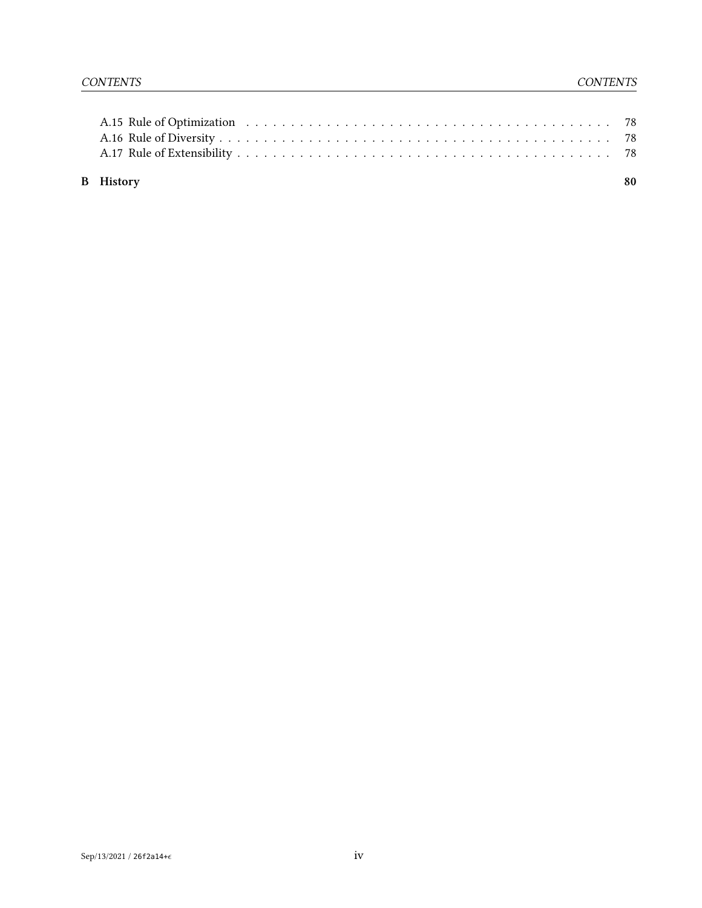A.15 Rule of Optimization . . . . . . . . . . . . . . . . . . . . . . . . . . . . . . . . . . . . . . . . 78
A.16 Rule of Diversity . . . . . . . . . . . . . . . . . . . . . . . . . . . . . . . . . . . . . . . . . . . 78
A.17 Rule of Extensibility . . . . . . . . . . . . . . . . . . . . . . . . . . . . . . . . . . . . . . . . . 78

**B History** **80**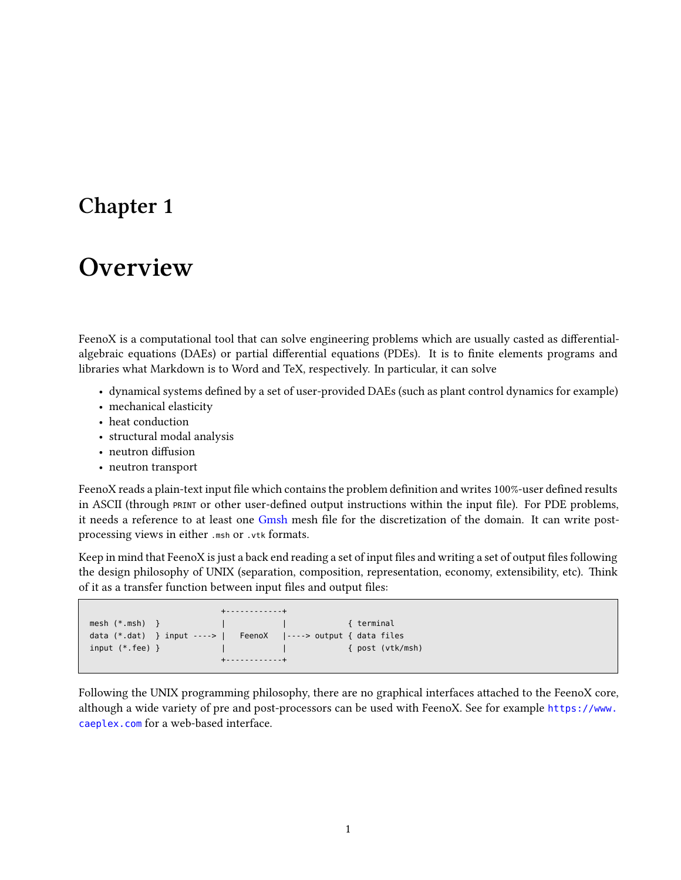# Chapter 1

# Overview

FeenoX is a computational tool that can solve engineering problems which are usually casted as differential-algebraic equations (DAEs) or partial differential equations (PDEs). It is to finite elements programs and libraries what Markdown is to Word and TeX, respectively. In particular, it can solve

- dynamical systems defined by a set of user-provided DAEs (such as plant control dynamics for example)
- mechanical elasticity
- heat conduction
- structural modal analysis
- neutron diffusion
- neutron transport

FeenoX reads a plain-text input file which contains the problem definition and writes 100%-user defined results in ASCII (through `PRINT` or other user-defined output instructions within the input file). For PDE problems, it needs a reference to at least one [Gmsh](http://gmsh.info/) mesh file for the discretization of the domain. It can write post-processing views in either `.msh` or `.vtk` formats.

Keep in mind that FeenoX is just a back end reading a set of input files and writing a set of output files following the design philosophy of UNIX (separation, composition, representation, economy, extensibility, etc). Think of it as a transfer function between input files and output files:

```
                             +------------+
 mesh (*.msh)  }             |            |             { terminal
 data (*.dat)  } input ----> |   FeenoX   |----> output { data files
 input (*.fee) }             |            |             { post (vtk/msh)
                             +------------+
```

Following the UNIX programming philosophy, there are no graphical interfaces attached to the FeenoX core, although a wide variety of pre and post-processors can be used with FeenoX. See for example `https://www.caeplex.com` for a web-based interface.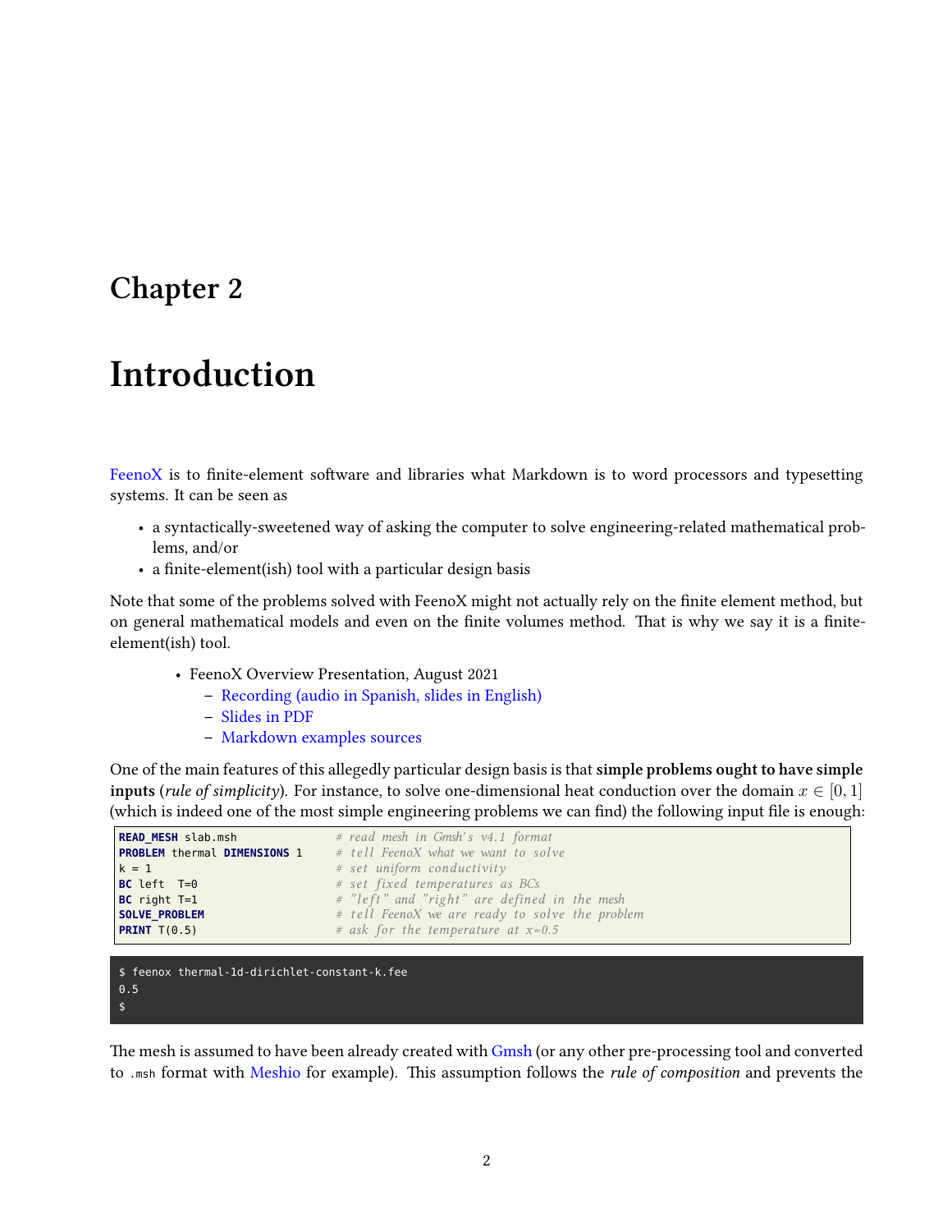# Chapter 2

# Introduction

FeenoX is to finite-element software and libraries what Markdown is to word processors and typesetting systems. It can be seen as

- a syntactically-sweetened way of asking the computer to solve engineering-related mathematical problems, and/or
- a finite-element(ish) tool with a particular design basis

Note that some of the problems solved with FeenoX might not actually rely on the finite element method, but on general mathematical models and even on the finite volumes method. That is why we say it is a finite-element(ish) tool.

- FeenoX Overview Presentation, August 2021
  - Recording (audio in Spanish, slides in English)
  - Slides in PDF
  - Markdown examples sources

One of the main features of this allegedly particular design basis is that **simple problems ought to have simple inputs** (*rule of simplicity*). For instance, to solve one-dimensional heat conduction over the domain $x \in [0, 1]$ (which is indeed one of the most simple engineering problems we can find) the following input file is enough:

```
READ_MESH slab.msh               # read mesh in Gmsh's v4.1 format
PROBLEM thermal DIMENSIONS 1     # tell FeenoX what we want to solve
k = 1                            # set uniform conductivity
BC left  T=0                     # set fixed temperatures as BCs
BC right T=1                     # "left" and "right" are defined in the mesh
SOLVE_PROBLEM                    # tell FeenoX we are ready to solve the problem
PRINT T(0.5)                     # ask for the temperature at x=0.5
```

```
$ feenox thermal-1d-dirichlet-constant-k.fee
0.5
$
```

The mesh is assumed to have been already created with Gmsh (or any other pre-processing tool and converted to `.msh` format with Meshio for example). This assumption follows the *rule of composition* and prevents the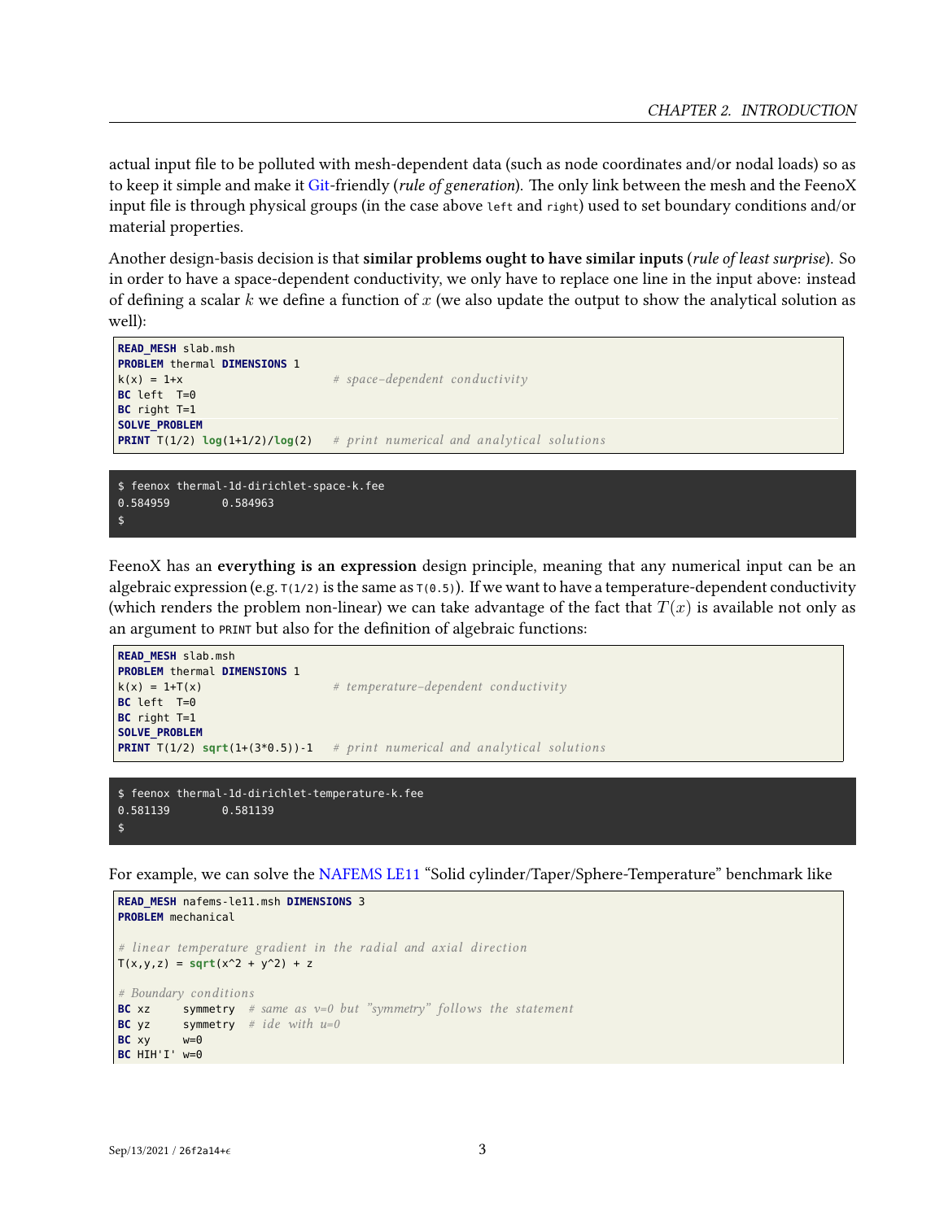actual input file to be polluted with mesh-dependent data (such as node coordinates and/or nodal loads) so as to keep it simple and make it Git-friendly (*rule of generation*). The only link between the mesh and the FeenoX input file is through physical groups (in the case above `left` and `right`) used to set boundary conditions and/or material properties.

Another design-basis decision is that **similar problems ought to have similar inputs** (*rule of least surprise*). So in order to have a space-dependent conductivity, we only have to replace one line in the input above: instead of defining a scalar $k$ we define a function of $x$ (we also update the output to show the analytical solution as well):

```
READ_MESH slab.msh
PROBLEM thermal DIMENSIONS 1
k(x) = 1+x                     # space-dependent conductivity
BC left  T=0
BC right T=1
SOLVE_PROBLEM
PRINT T(1/2) log(1+1/2)/log(2)   # print numerical and analytical solutions
```

```
$ feenox thermal-1d-dirichlet-space-k.fee
0.584959        0.584963
$
```

FeenoX has an **everything is an expression** design principle, meaning that any numerical input can be an algebraic expression (e.g. `T(1/2)` is the same as `T(0.5)`). If we want to have a temperature-dependent conductivity (which renders the problem non-linear) we can take advantage of the fact that $T(x)$ is available not only as an argument to `PRINT` but also for the definition of algebraic functions:

```
READ_MESH slab.msh
PROBLEM thermal DIMENSIONS 1
k(x) = 1+T(x)                  # temperature-dependent conductivity
BC left  T=0
BC right T=1
SOLVE_PROBLEM
PRINT T(1/2) sqrt(1+(3*0.5))-1   # print numerical and analytical solutions
```

```
$ feenox thermal-1d-dirichlet-temperature-k.fee
0.581139        0.581139
$
```

For example, we can solve the NAFEMS LE11 "Solid cylinder/Taper/Sphere-Temperature" benchmark like

```
READ_MESH nafems-le11.msh DIMENSIONS 3
PROBLEM mechanical

# linear temperature gradient in the radial and axial direction
T(x,y,z) = sqrt(x^2 + y^2) + z

# Boundary conditions
BC xz     symmetry  # same as v=0 but "symmetry" follows the statement
BC yz     symmetry  # ide with u=0
BC xy     w=0
BC HIH'I' w=0
```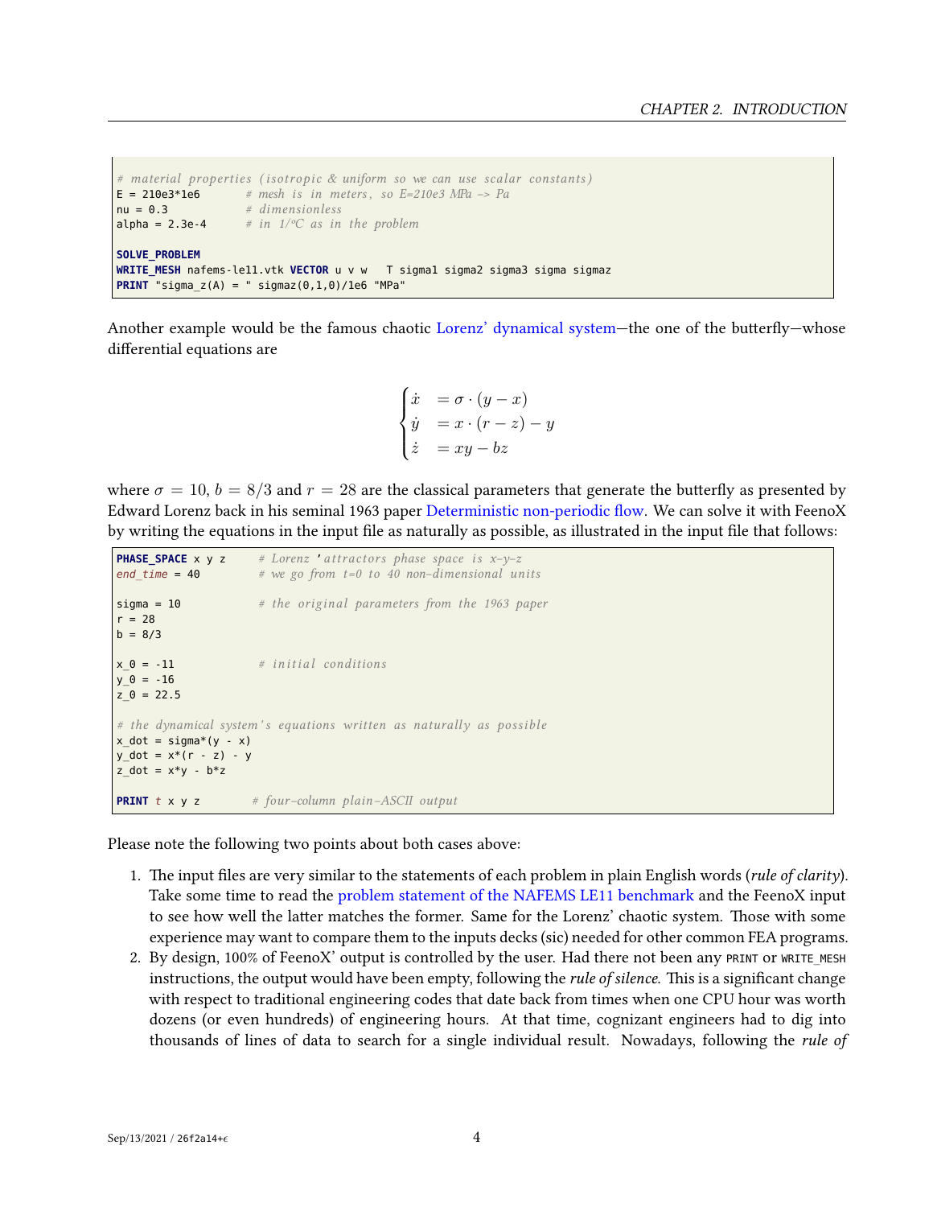```
# material properties (isotropic & uniform so we can use scalar constants)
E = 210e3*1e6       # mesh is in meters, so E=210e3 MPa -> Pa
nu = 0.3            # dimensionless
alpha = 2.3e-4      # in 1/°C as in the problem

SOLVE_PROBLEM
WRITE_MESH nafems-le11.vtk VECTOR u v w   T sigma1 sigma2 sigma3 sigma sigmaz
PRINT "sigma_z(A) = " sigmaz(0,1,0)/1e6 "MPa"
```

Another example would be the famous chaotic Lorenz' dynamical system—the one of the butterfly—whose differential equations are

$$
\begin{cases}
\dot{x} &= \sigma \cdot (y - x) \\
\dot{y} &= x \cdot (r - z) - y \\
\dot{z} &= xy - bz
\end{cases}
$$

where $\sigma = 10$, $b = 8/3$ and $r = 28$ are the classical parameters that generate the butterfly as presented by Edward Lorenz back in his seminal 1963 paper Deterministic non-periodic flow. We can solve it with FeenoX by writing the equations in the input file as naturally as possible, as illustrated in the input file that follows:

```
PHASE_SPACE x y z     # Lorenz 'attractors phase space is x-y-z
end_time = 40         # we go from t=0 to 40 non-dimensional units

sigma = 10            # the original parameters from the 1963 paper
r = 28
b = 8/3

x_0 = -11             # initial conditions
y_0 = -16
z_0 = 22.5

# the dynamical system's equations written as naturally as possible
x_dot = sigma*(y - x)
y_dot = x*(r - z) - y
z_dot = x*y - b*z

PRINT t x y z        # four-column plain-ASCII output
```

Please note the following two points about both cases above:

1. The input files are very similar to the statements of each problem in plain English words (*rule of clarity*). Take some time to read the problem statement of the NAFEMS LE11 benchmark and the FeenoX input to see how well the latter matches the former. Same for the Lorenz' chaotic system. Those with some experience may want to compare them to the inputs decks (sic) needed for other common FEA programs.
2. By design, 100% of FeenoX' output is controlled by the user. Had there not been any `PRINT` or `WRITE_MESH` instructions, the output would have been empty, following the *rule of silence*. This is a significant change with respect to traditional engineering codes that date back from times when one CPU hour was worth dozens (or even hundreds) of engineering hours. At that time, cognizant engineers had to dig into thousands of lines of data to search for a single individual result. Nowadays, following the *rule of*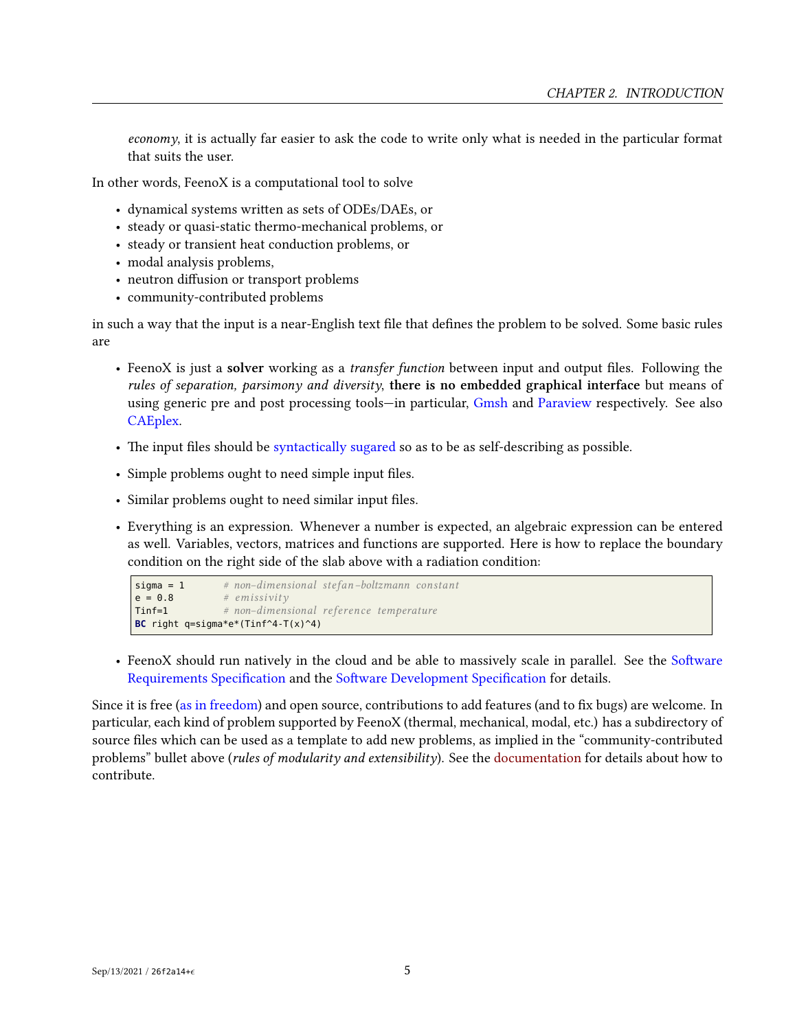*economy*, it is actually far easier to ask the code to write only what is needed in the particular format that suits the user.

In other words, FeenoX is a computational tool to solve

- dynamical systems written as sets of ODEs/DAEs, or
- steady or quasi-static thermo-mechanical problems, or
- steady or transient heat conduction problems, or
- modal analysis problems,
- neutron diffusion or transport problems
- community-contributed problems

in such a way that the input is a near-English text file that defines the problem to be solved. Some basic rules are

- FeenoX is just a **solver** working as a *transfer function* between input and output files. Following the *rules of separation, parsimony and diversity*, **there is no embedded graphical interface** but means of using generic pre and post processing tools—in particular, Gmsh and Paraview respectively. See also CAEplex.

- The input files should be syntactically sugared so as to be as self-describing as possible.

- Simple problems ought to need simple input files.

- Similar problems ought to need similar input files.

- Everything is an expression. Whenever a number is expected, an algebraic expression can be entered as well. Variables, vectors, matrices and functions are supported. Here is how to replace the boundary condition on the right side of the slab above with a radiation condition:

```
sigma = 1       # non-dimensional stefan-boltzmann constant
e = 0.8         # emissivity
Tinf=1          # non-dimensional reference temperature
BC right q=sigma*e*(Tinf^4-T(x)^4)
```

- FeenoX should run natively in the cloud and be able to massively scale in parallel. See the Software Requirements Specification and the Software Development Specification for details.

Since it is free (as in freedom) and open source, contributions to add features (and to fix bugs) are welcome. In particular, each kind of problem supported by FeenoX (thermal, mechanical, modal, etc.) has a subdirectory of source files which can be used as a template to add new problems, as implied in the "community-contributed problems" bullet above (*rules of modularity and extensibility*). See the documentation for details about how to contribute.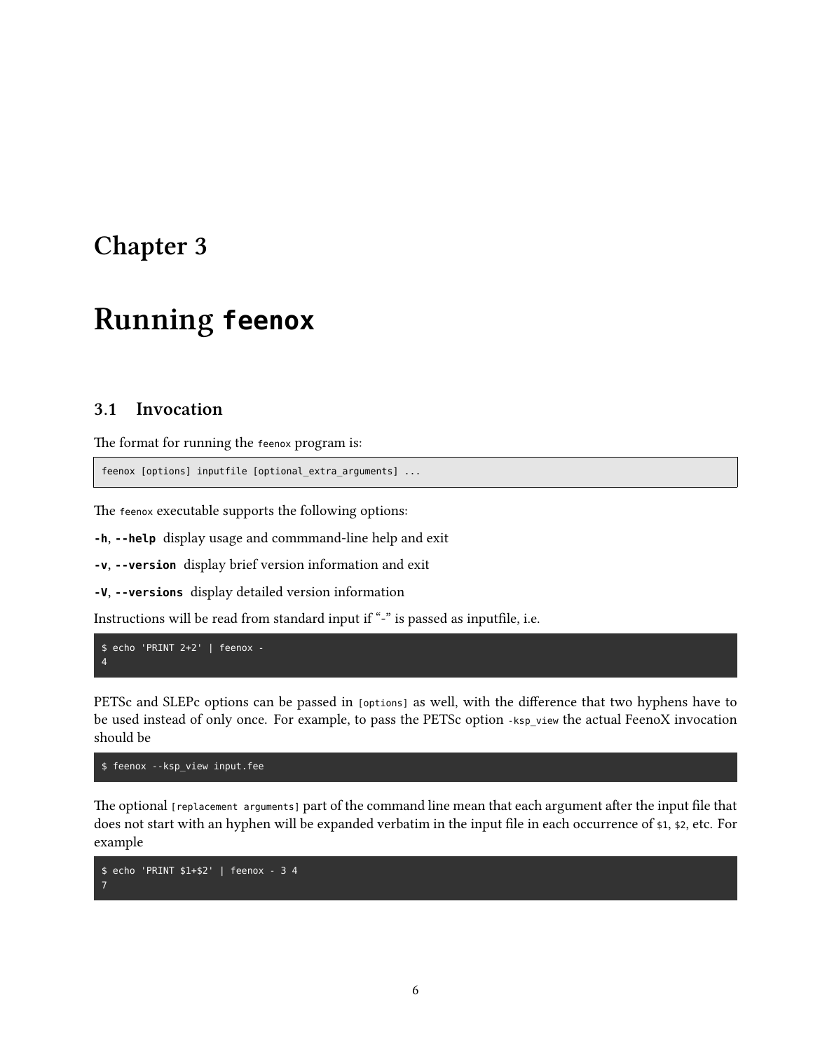# Chapter 3

# Running `feenox`

## 3.1 Invocation

The format for running the `feenox` program is:

```
feenox [options] inputfile [optional_extra_arguments] ...
```

The `feenox` executable supports the following options:

**`-h`**, **`--help`** display usage and commmand-line help and exit

**`-v`**, **`--version`** display brief version information and exit

**`-V`**, **`--versions`** display detailed version information

Instructions will be read from standard input if "-" is passed as inputfile, i.e.

```
$ echo 'PRINT 2+2' | feenox -
4
```

PETSc and SLEPc options can be passed in `[options]` as well, with the difference that two hyphens have to be used instead of only once. For example, to pass the PETSc option `-ksp_view` the actual FeenoX invocation should be

```
$ feenox --ksp_view input.fee
```

The optional `[replacement arguments]` part of the command line mean that each argument after the input file that does not start with an hyphen will be expanded verbatim in the input file in each occurrence of `$1`, `$2`, etc. For example

```
$ echo 'PRINT $1+$2' | feenox - 3 4
7
```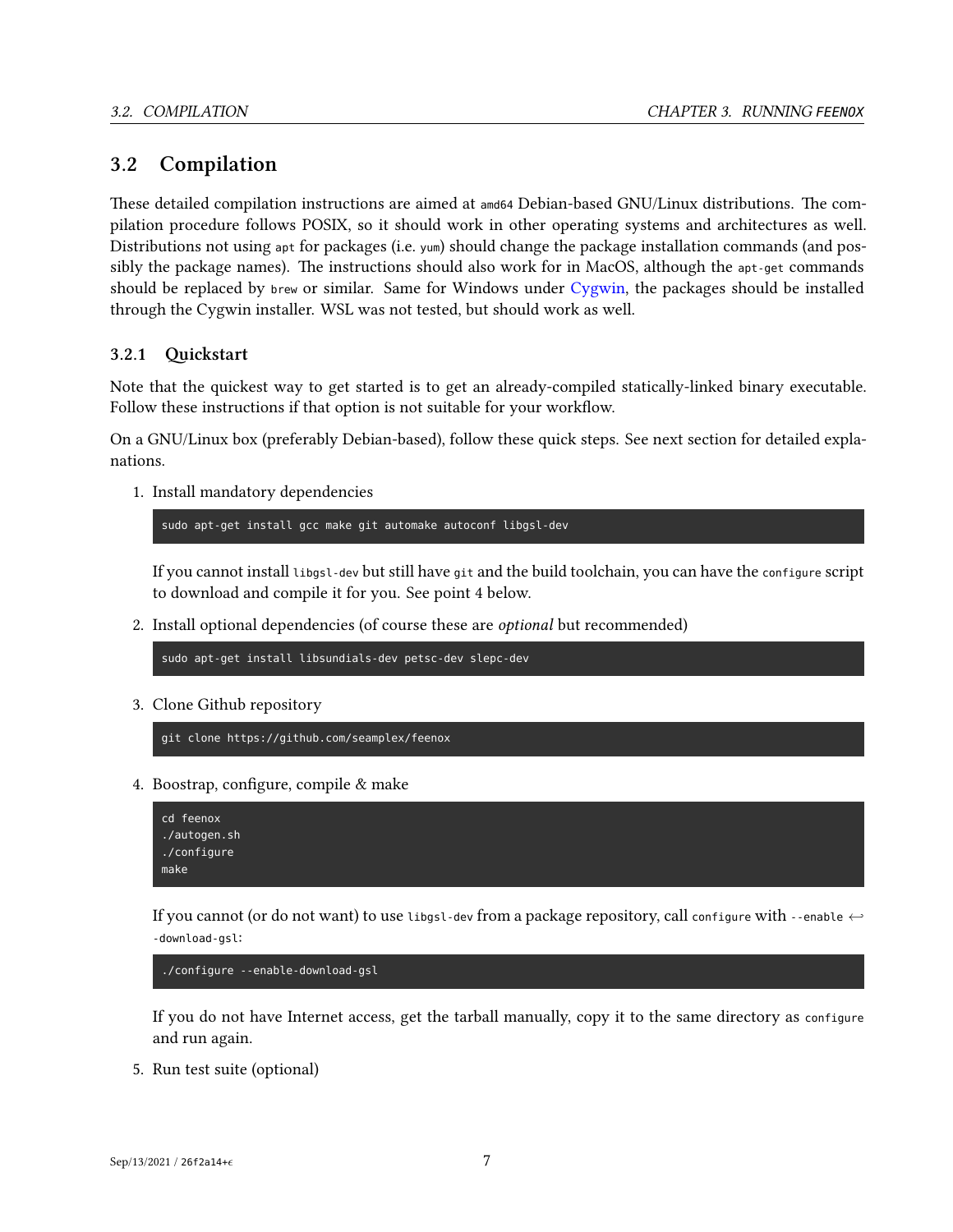## 3.2 Compilation

These detailed compilation instructions are aimed at `amd64` Debian-based GNU/Linux distributions. The compilation procedure follows POSIX, so it should work in other operating systems and architectures as well. Distributions not using `apt` for packages (i.e. `yum`) should change the package installation commands (and possibly the package names). The instructions should also work for in MacOS, although the `apt-get` commands should be replaced by `brew` or similar. Same for Windows under Cygwin, the packages should be installed through the Cygwin installer. WSL was not tested, but should work as well.

### 3.2.1 Quickstart

Note that the quickest way to get started is to get an already-compiled statically-linked binary executable. Follow these instructions if that option is not suitable for your workflow.

On a GNU/Linux box (preferably Debian-based), follow these quick steps. See next section for detailed explanations.

1. Install mandatory dependencies

   ```
   sudo apt-get install gcc make git automake autoconf libgsl-dev
   ```

   If you cannot install `libgsl-dev` but still have `git` and the build toolchain, you can have the `configure` script to download and compile it for you. See point 4 below.

2. Install optional dependencies (of course these are *optional* but recommended)

   ```
   sudo apt-get install libsundials-dev petsc-dev slepc-dev
   ```

3. Clone Github repository

   ```
   git clone https://github.com/seamplex/feenox
   ```

4. Boostrap, configure, compile & make

   ```
   cd feenox
   ./autogen.sh
   ./configure
   make
   ```

   If you cannot (or do not want) to use `libgsl-dev` from a package repository, call `configure` with `--enable-download-gsl`:

   ```
   ./configure --enable-download-gsl
   ```

   If you do not have Internet access, get the tarball manually, copy it to the same directory as `configure` and run again.

5. Run test suite (optional)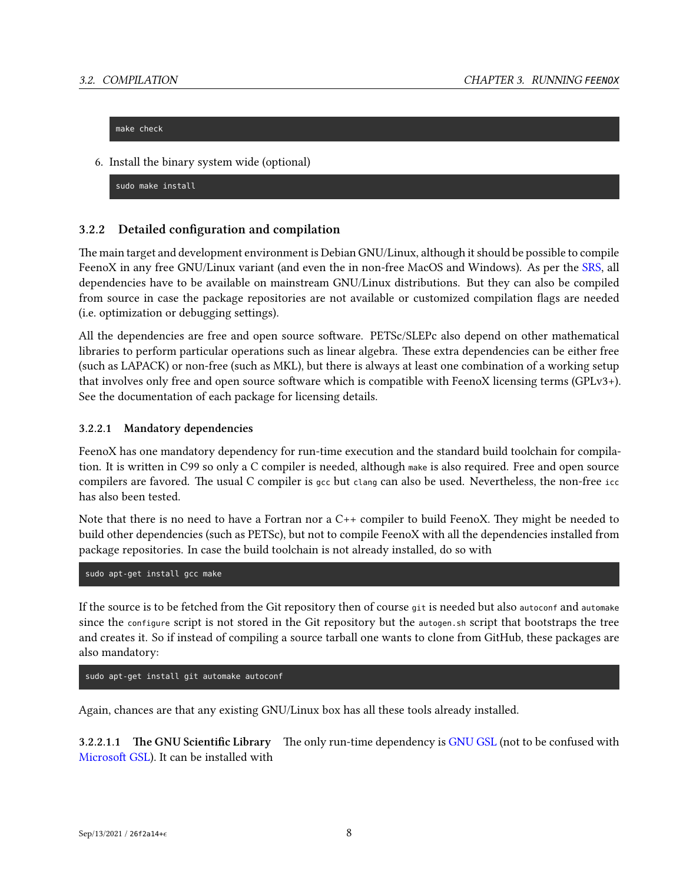```
make check
```

6. Install the binary system wide (optional)

```
sudo make install
```

### 3.2.2 Detailed configuration and compilation

The main target and development environment is Debian GNU/Linux, although it should be possible to compile FeenoX in any free GNU/Linux variant (and even the in non-free MacOS and Windows). As per the SRS, all dependencies have to be available on mainstream GNU/Linux distributions. But they can also be compiled from source in case the package repositories are not available or customized compilation flags are needed (i.e. optimization or debugging settings).

All the dependencies are free and open source software. PETSc/SLEPc also depend on other mathematical libraries to perform particular operations such as linear algebra. These extra dependencies can be either free (such as LAPACK) or non-free (such as MKL), but there is always at least one combination of a working setup that involves only free and open source software which is compatible with FeenoX licensing terms (GPLv3+). See the documentation of each package for licensing details.

#### 3.2.2.1 Mandatory dependencies

FeenoX has one mandatory dependency for run-time execution and the standard build toolchain for compilation. It is written in C99 so only a C compiler is needed, although `make` is also required. Free and open source compilers are favored. The usual C compiler is `gcc` but `clang` can also be used. Nevertheless, the non-free `icc` has also been tested.

Note that there is no need to have a Fortran nor a C++ compiler to build FeenoX. They might be needed to build other dependencies (such as PETSc), but not to compile FeenoX with all the dependencies installed from package repositories. In case the build toolchain is not already installed, do so with

```
sudo apt-get install gcc make
```

If the source is to be fetched from the Git repository then of course `git` is needed but also `autoconf` and `automake` since the `configure` script is not stored in the Git repository but the `autogen.sh` script that bootstraps the tree and creates it. So if instead of compiling a source tarball one wants to clone from GitHub, these packages are also mandatory:

```
sudo apt-get install git automake autoconf
```

Again, chances are that any existing GNU/Linux box has all these tools already installed.

**3.2.2.1.1 The GNU Scientific Library** The only run-time dependency is GNU GSL (not to be confused with Microsoft GSL). It can be installed with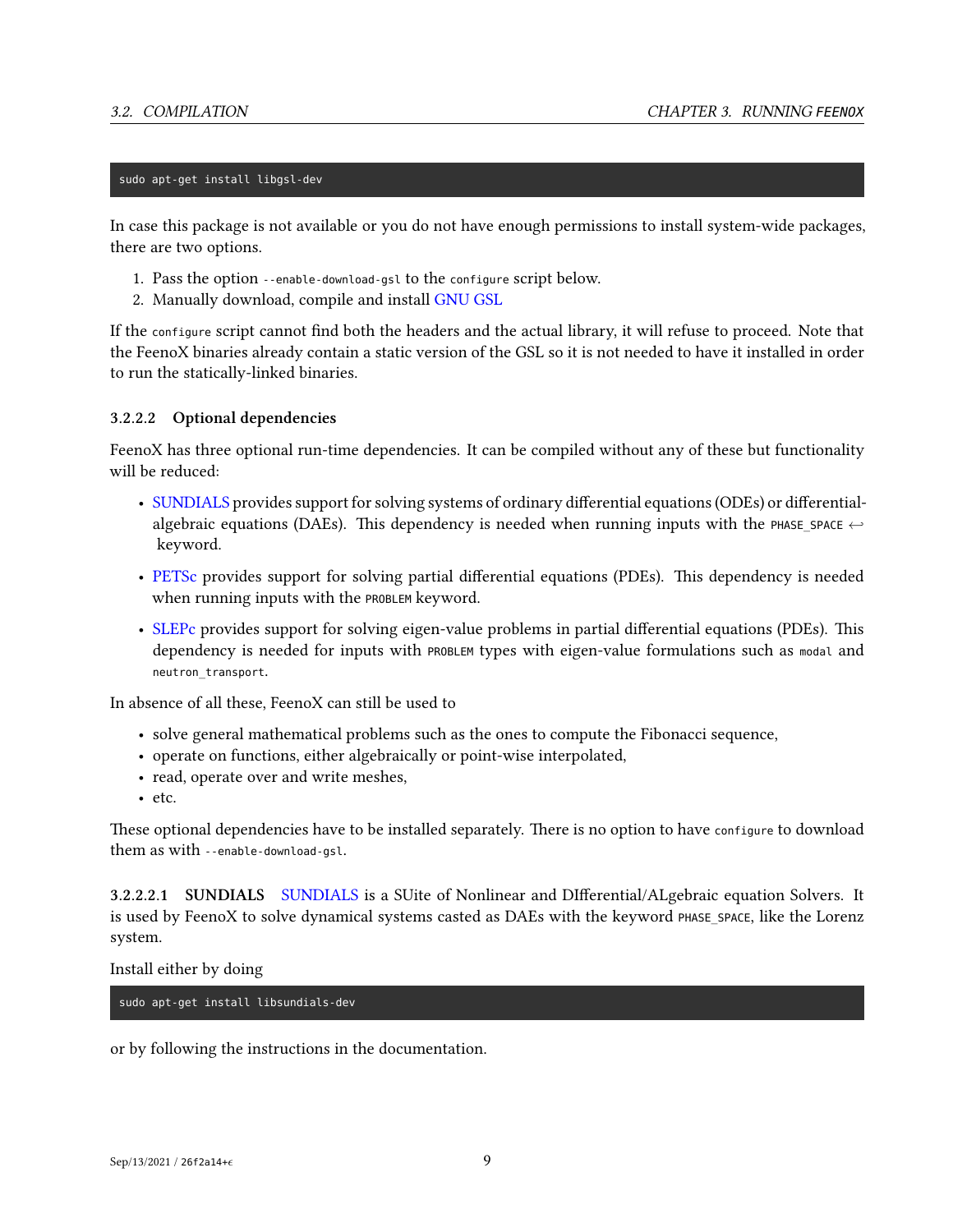```
sudo apt-get install libgsl-dev
```

In case this package is not available or you do not have enough permissions to install system-wide packages, there are two options.

1. Pass the option `--enable-download-gsl` to the `configure` script below.
2. Manually download, compile and install GNU GSL

If the `configure` script cannot find both the headers and the actual library, it will refuse to proceed. Note that the FeenoX binaries already contain a static version of the GSL so it is not needed to have it installed in order to run the statically-linked binaries.

#### 3.2.2.2 Optional dependencies

FeenoX has three optional run-time dependencies. It can be compiled without any of these but functionality will be reduced:

- SUNDIALS provides support for solving systems of ordinary differential equations (ODEs) or differential-algebraic equations (DAEs). This dependency is needed when running inputs with the `PHASE_SPACE` keyword.

- PETSc provides support for solving partial differential equations (PDEs). This dependency is needed when running inputs with the `PROBLEM` keyword.

- SLEPc provides support for solving eigen-value problems in partial differential equations (PDEs). This dependency is needed for inputs with `PROBLEM` types with eigen-value formulations such as `modal` and `neutron_transport`.

In absence of all these, FeenoX can still be used to

- solve general mathematical problems such as the ones to compute the Fibonacci sequence,
- operate on functions, either algebraically or point-wise interpolated,
- read, operate over and write meshes,
- etc.

These optional dependencies have to be installed separately. There is no option to have `configure` to download them as with `--enable-download-gsl`.

**3.2.2.2.1 SUNDIALS** SUNDIALS is a SUite of Nonlinear and DIfferential/ALgebraic equation Solvers. It is used by FeenoX to solve dynamical systems casted as DAEs with the keyword `PHASE_SPACE`, like the Lorenz system.

Install either by doing

```
sudo apt-get install libsundials-dev
```

or by following the instructions in the documentation.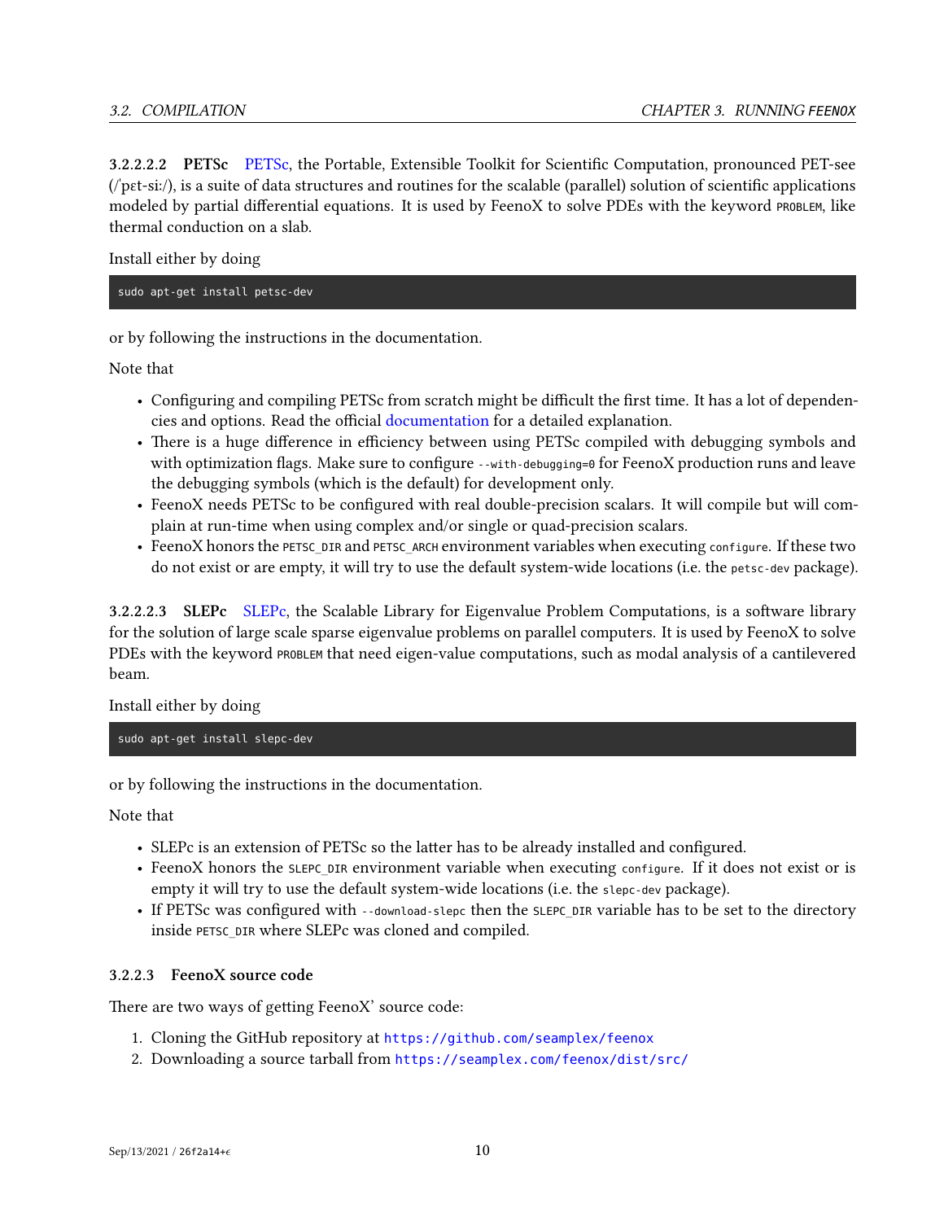#### 3.2.2.2.2 PETSc

PETSc, the Portable, Extensible Toolkit for Scientific Computation, pronounced PET-see (/ˈpɛt-siː/), is a suite of data structures and routines for the scalable (parallel) solution of scientific applications modeled by partial differential equations. It is used by FeenoX to solve PDEs with the keyword `PROBLEM`, like thermal conduction on a slab.

Install either by doing

```
sudo apt-get install petsc-dev
```

or by following the instructions in the documentation.

Note that

- Configuring and compiling PETSc from scratch might be difficult the first time. It has a lot of dependencies and options. Read the official documentation for a detailed explanation.
- There is a huge difference in efficiency between using PETSc compiled with debugging symbols and with optimization flags. Make sure to configure `--with-debugging=0` for FeenoX production runs and leave the debugging symbols (which is the default) for development only.
- FeenoX needs PETSc to be configured with real double-precision scalars. It will compile but will complain at run-time when using complex and/or single or quad-precision scalars.
- FeenoX honors the `PETSC_DIR` and `PETSC_ARCH` environment variables when executing `configure`. If these two do not exist or are empty, it will try to use the default system-wide locations (i.e. the `petsc-dev` package).

#### 3.2.2.2.3 SLEPc

SLEPc, the Scalable Library for Eigenvalue Problem Computations, is a software library for the solution of large scale sparse eigenvalue problems on parallel computers. It is used by FeenoX to solve PDEs with the keyword `PROBLEM` that need eigen-value computations, such as modal analysis of a cantilevered beam.

Install either by doing

```
sudo apt-get install slepc-dev
```

or by following the instructions in the documentation.

Note that

- SLEPc is an extension of PETSc so the latter has to be already installed and configured.
- FeenoX honors the `SLEPC_DIR` environment variable when executing `configure`. If it does not exist or is empty it will try to use the default system-wide locations (i.e. the `slepc-dev` package).
- If PETSc was configured with `--download-slepc` then the `SLEPC_DIR` variable has to be set to the directory inside `PETSC_DIR` where SLEPc was cloned and compiled.

### 3.2.2.3 FeenoX source code

There are two ways of getting FeenoX' source code:

1. Cloning the GitHub repository at https://github.com/seamplex/feenox
2. Downloading a source tarball from https://seamplex.com/feenox/dist/src/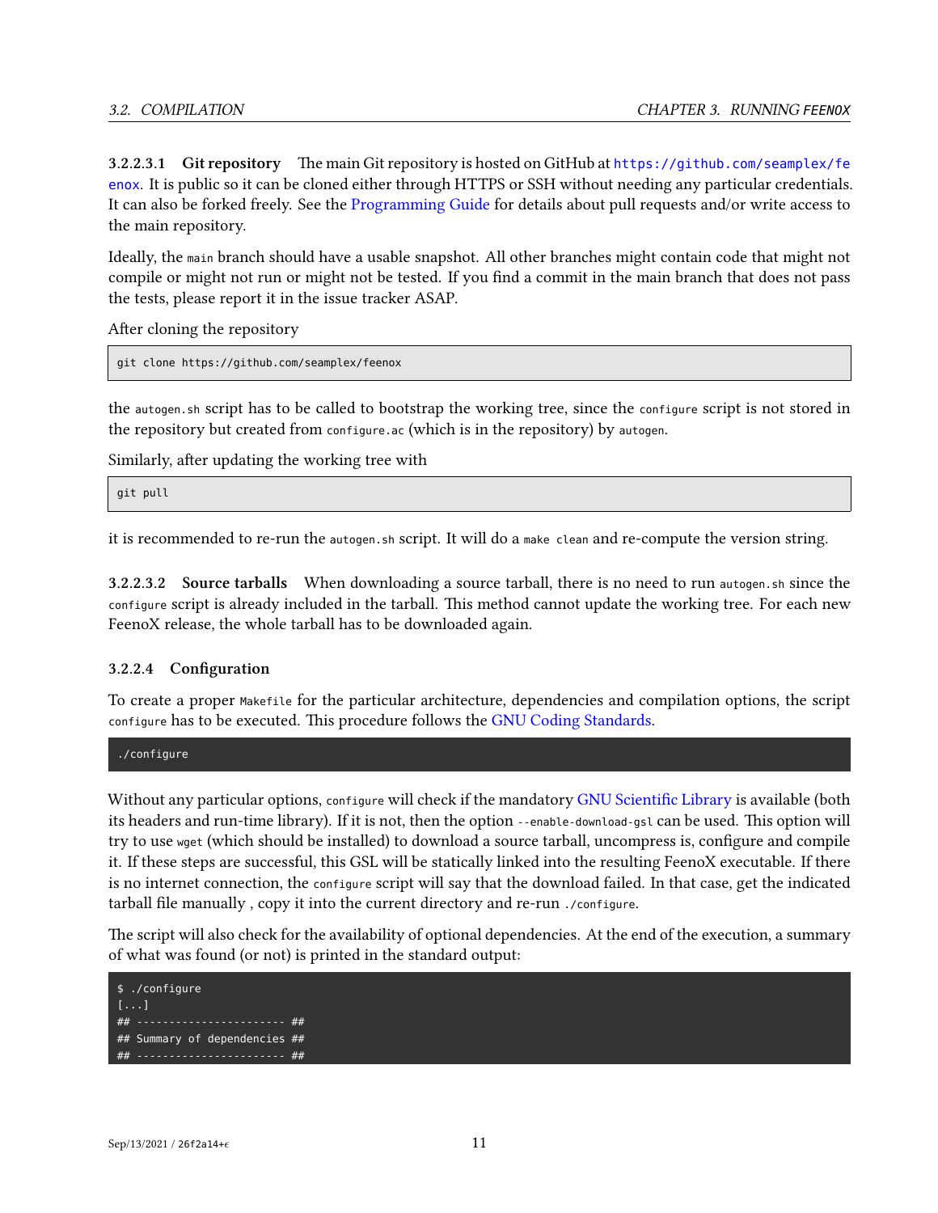##### 3.2.2.3.1 Git repository

The main Git repository is hosted on GitHub at https://github.com/seamplex/feenox. It is public so it can be cloned either through HTTPS or SSH without needing any particular credentials. It can also be forked freely. See the Programming Guide for details about pull requests and/or write access to the main repository.

Ideally, the `main` branch should have a usable snapshot. All other branches might contain code that might not compile or might not run or might not be tested. If you find a commit in the main branch that does not pass the tests, please report it in the issue tracker ASAP.

After cloning the repository

```
git clone https://github.com/seamplex/feenox
```

the `autogen.sh` script has to be called to bootstrap the working tree, since the `configure` script is not stored in the repository but created from `configure.ac` (which is in the repository) by `autogen`.

Similarly, after updating the working tree with

```
git pull
```

it is recommended to re-run the `autogen.sh` script. It will do a `make clean` and re-compute the version string.

##### 3.2.2.3.2 Source tarballs

When downloading a source tarball, there is no need to run `autogen.sh` since the `configure` script is already included in the tarball. This method cannot update the working tree. For each new FeenoX release, the whole tarball has to be downloaded again.

#### 3.2.2.4 Configuration

To create a proper `Makefile` for the particular architecture, dependencies and compilation options, the script `configure` has to be executed. This procedure follows the GNU Coding Standards.

```
./configure
```

Without any particular options, `configure` will check if the mandatory GNU Scientific Library is available (both its headers and run-time library). If it is not, then the option `--enable-download-gsl` can be used. This option will try to use `wget` (which should be installed) to download a source tarball, uncompress is, configure and compile it. If these steps are successful, this GSL will be statically linked into the resulting FeenoX executable. If there is no internet connection, the `configure` script will say that the download failed. In that case, get the indicated tarball file manually , copy it into the current directory and re-run `./configure`.

The script will also check for the availability of optional dependencies. At the end of the execution, a summary of what was found (or not) is printed in the standard output:

```
$ ./configure
[...]
## ----------------------- ##
## Summary of dependencies ##
## ----------------------- ##
```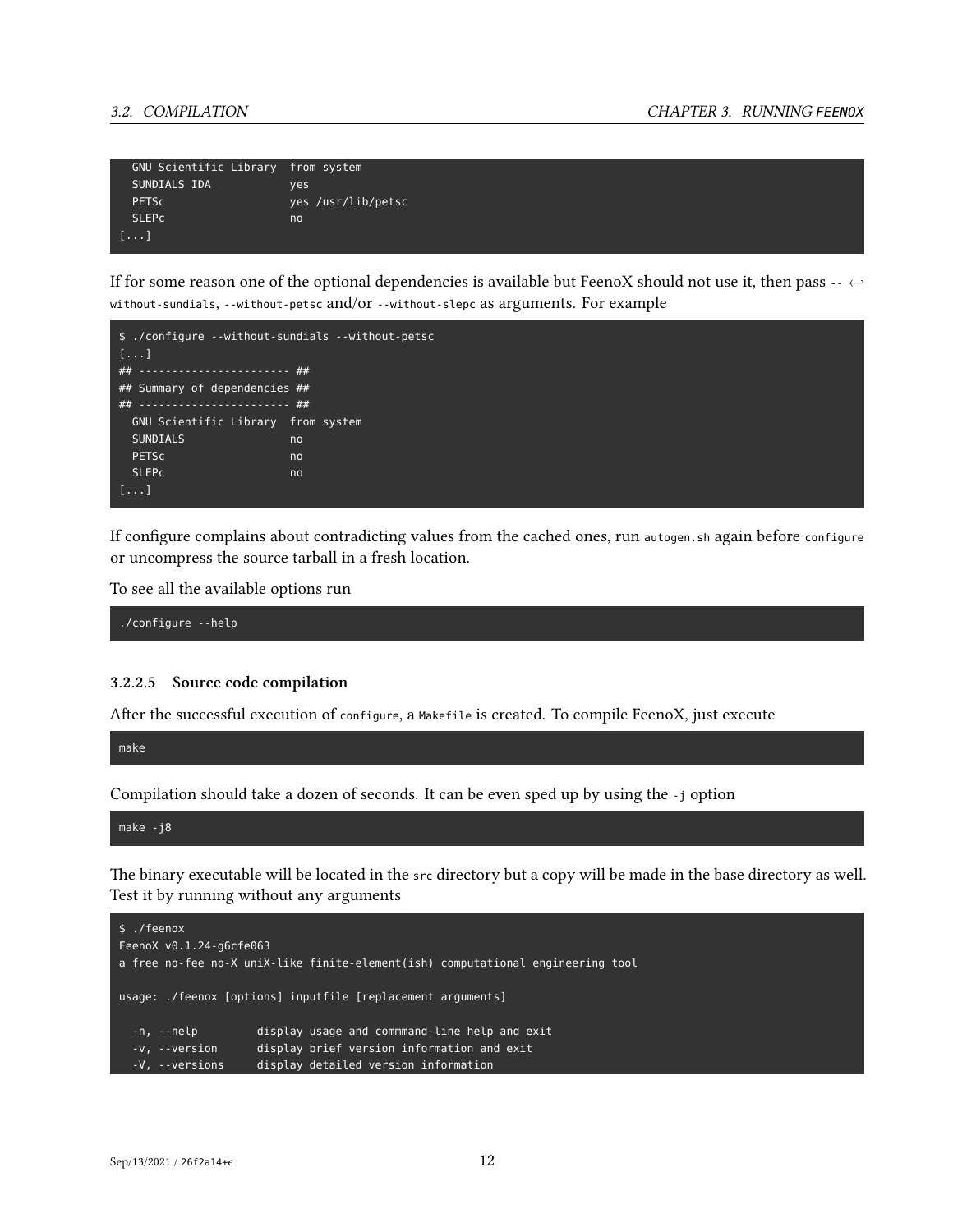```
  GNU Scientific Library  from system
  SUNDIALS IDA            yes
  PETSc                   yes /usr/lib/petsc
  SLEPc                   no
[...]
```

If for some reason one of the optional dependencies is available but FeenoX should not use it, then pass `--without-sundials`, `--without-petsc` and/or `--without-slepc` as arguments. For example

```
$ ./configure --without-sundials --without-petsc
[...]
## ---------------------- ##
## Summary of dependencies ##
## ---------------------- ##
  GNU Scientific Library  from system
  SUNDIALS                no
  PETSc                   no
  SLEPc                   no
[...]
```

If configure complains about contradicting values from the cached ones, run `autogen.sh` again before `configure` or uncompress the source tarball in a fresh location.

To see all the available options run

```
./configure --help
```

#### 3.2.2.5 Source code compilation

After the successful execution of `configure`, a `Makefile` is created. To compile FeenoX, just execute

```
make
```

Compilation should take a dozen of seconds. It can be even sped up by using the `-j` option

```
make -j8
```

The binary executable will be located in the `src` directory but a copy will be made in the base directory as well. Test it by running without any arguments

```
$ ./feenox
FeenoX v0.1.24-g6cfe063
a free no-fee no-X uniX-like finite-element(ish) computational engineering tool

usage: ./feenox [options] inputfile [replacement arguments]

  -h, --help         display usage and commmand-line help and exit
  -v, --version      display brief version information and exit
  -V, --versions     display detailed version information
```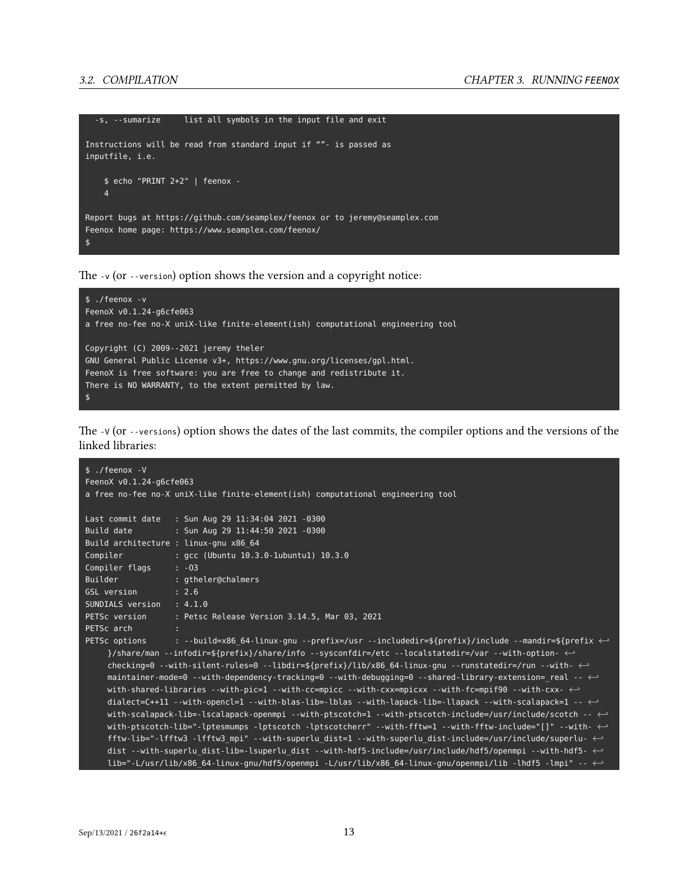```
  -s, --sumarize     list all symbols in the input file and exit

Instructions will be read from standard input if “”- is passed as
inputfile, i.e.

    $ echo "PRINT 2+2" | feenox -
    4

Report bugs at https://github.com/seamplex/feenox or to jeremy@seamplex.com
Feenox home page: https://www.seamplex.com/feenox/
$
```

The `-v` (or `--version`) option shows the version and a copyright notice:

```
$ ./feenox -v
FeenoX v0.1.24-g6cfe063
a free no-fee no-X uniX-like finite-element(ish) computational engineering tool

Copyright (C) 2009--2021 jeremy theler
GNU General Public License v3+, https://www.gnu.org/licenses/gpl.html.
FeenoX is free software: you are free to change and redistribute it.
There is NO WARRANTY, to the extent permitted by law.
$
```

The `-V` (or `--versions`) option shows the dates of the last commits, the compiler options and the versions of the linked libraries:

```
$ ./feenox -V
FeenoX v0.1.24-g6cfe063
a free no-fee no-X uniX-like finite-element(ish) computational engineering tool

Last commit date   : Sun Aug 29 11:34:04 2021 -0300
Build date         : Sun Aug 29 11:44:50 2021 -0300
Build architecture : linux-gnu x86_64
Compiler           : gcc (Ubuntu 10.3.0-1ubuntu1) 10.3.0
Compiler flags     : -O3
Builder            : gtheler@chalmers
GSL version        : 2.6
SUNDIALS version   : 4.1.0
PETSc version      : Petsc Release Version 3.14.5, Mar 03, 2021
PETSc arch         :
PETSc options      : --build=x86_64-linux-gnu --prefix=/usr --includedir=${prefix}/include --mandir=${prefix
    }/share/man --infodir=${prefix}/share/info --sysconfdir=/etc --localstatedir=/var --with-option-
    checking=0 --with-silent-rules=0 --libdir=${prefix}/lib/x86_64-linux-gnu --runstatedir=/run --with-
    maintainer-mode=0 --with-dependency-tracking=0 --with-debugging=0 --shared-library-extension=_real --
    with-shared-libraries --with-pic=1 --with-cc=mpicc --with-cxx=mpicxx --with-fc=mpif90 --with-cxx-
    dialect=C++11 --with-opencl=1 --with-blas-lib=-lblas --with-lapack-lib=-llapack --with-scalapack=1 --
    with-scalapack-lib=-lscalapack-openmpi --with-ptscotch=1 --with-ptscotch-include=/usr/include/scotch --
    with-ptscotch-lib="-lptesmumps -lptscotch -lptscotcherr" --with-fftw=1 --with-fftw-include="[]" --with-
    fftw-lib="-lfftw3 -lfftw3_mpi" --with-superlu_dist=1 --with-superlu_dist-include=/usr/include/superlu-
    dist --with-superlu_dist-lib=-lsuperlu_dist --with-hdf5-include=/usr/include/hdf5/openmpi --with-hdf5-
    lib="-L/usr/lib/x86_64-linux-gnu/hdf5/openmpi -L/usr/lib/x86_64-linux-gnu/openmpi/lib -lhdf5 -lmpi" --
```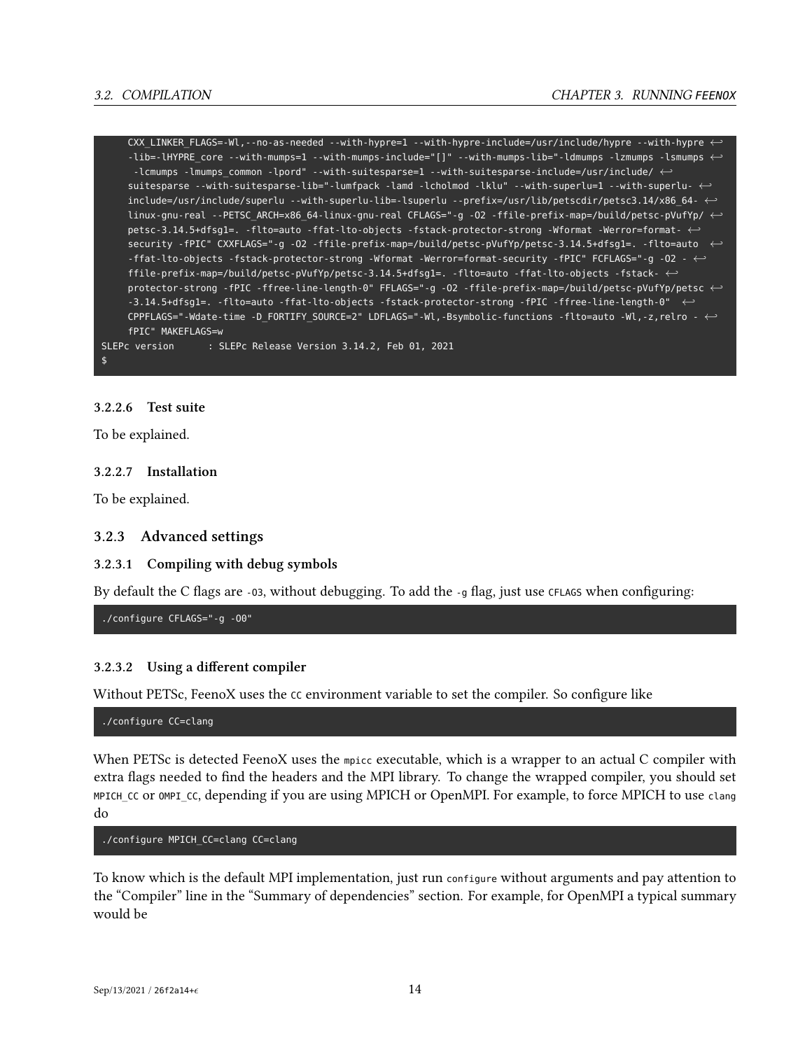```
    CXX_LINKER_FLAGS=-Wl,--no-as-needed --with-hypre=1 --with-hypre-include=/usr/include/hypre --with-hypre ↩
    -lib=-lHYPRE_core --with-mumps=1 --with-mumps-include="[]" --with-mumps-lib="-ldmumps -lzmumps -lsmumps ↩
     -lcmumps -lmumps_common -lpord" --with-suitesparse=1 --with-suitesparse-include=/usr/include/ ↩
    suitesparse --with-suitesparse-lib="-lumfpack -lamd -lcholmod -lklu" --with-superlu=1 --with-superlu- ↩
    include=/usr/include/superlu --with-superlu-lib=-lsuperlu --prefix=/usr/lib/petscdir/petsc3.14/x86_64- ↩
    linux-gnu-real --PETSC_ARCH=x86_64-linux-gnu-real CFLAGS="-g -O2 -ffile-prefix-map=/build/petsc-pVufYp/ ↩
    petsc-3.14.5+dfsg1=. -flto=auto -ffat-lto-objects -fstack-protector-strong -Wformat -Werror=format- ↩
    security -fPIC" CXXFLAGS="-g -O2 -ffile-prefix-map=/build/petsc-pVufYp/petsc-3.14.5+dfsg1=. -flto=auto  ↩
    -ffat-lto-objects -fstack-protector-strong -Wformat -Werror=format-security -fPIC" FCFLAGS="-g -O2 - ↩
    ffile-prefix-map=/build/petsc-pVufYp/petsc-3.14.5+dfsg1=. -flto=auto -ffat-lto-objects -fstack- ↩
    protector-strong -fPIC -ffree-line-length-0" FFLAGS="-g -O2 -ffile-prefix-map=/build/petsc-pVufYp/petsc ↩
    -3.14.5+dfsg1=. -flto=auto -ffat-lto-objects -fstack-protector-strong -fPIC -ffree-line-length-0"  ↩
    CPPFLAGS="-Wdate-time -D_FORTIFY_SOURCE=2" LDFLAGS="-Wl,-Bsymbolic-functions -flto=auto -Wl,-z,relro - ↩
    fPIC" MAKEFLAGS=w
SLEPc version      : SLEPc Release Version 3.14.2, Feb 01, 2021
$
```

#### 3.2.2.6 Test suite

To be explained.

#### 3.2.2.7 Installation

To be explained.

### 3.2.3 Advanced settings

#### 3.2.3.1 Compiling with debug symbols

By default the C flags are `-O3`, without debugging. To add the `-g` flag, just use `CFLAGS` when configuring:

```
./configure CFLAGS="-g -O0"
```

#### 3.2.3.2 Using a different compiler

Without PETSc, FeenoX uses the `CC` environment variable to set the compiler. So configure like

```
./configure CC=clang
```

When PETSc is detected FeenoX uses the `mpicc` executable, which is a wrapper to an actual C compiler with extra flags needed to find the headers and the MPI library. To change the wrapped compiler, you should set `MPICH_CC` or `OMPI_CC`, depending if you are using MPICH or OpenMPI. For example, to force MPICH to use `clang` do

```
./configure MPICH_CC=clang CC=clang
```

To know which is the default MPI implementation, just run `configure` without arguments and pay attention to the "Compiler" line in the "Summary of dependencies" section. For example, for OpenMPI a typical summary would be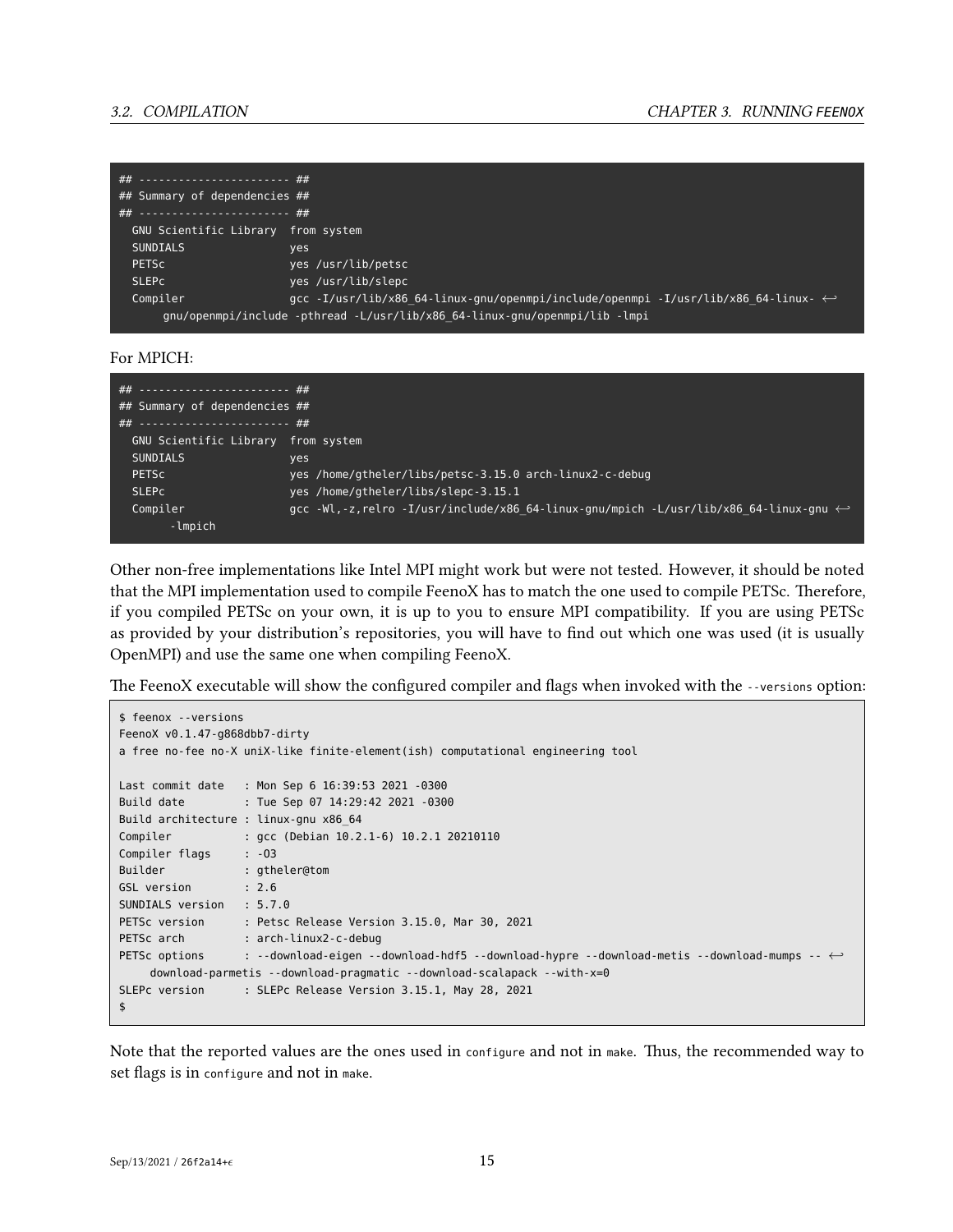```
## ----------------------- ##
## Summary of dependencies ##
## ----------------------- ##
  GNU Scientific Library  from system
  SUNDIALS                yes
  PETSc                   yes /usr/lib/petsc
  SLEPc                   yes /usr/lib/slepc
  Compiler                gcc -I/usr/lib/x86_64-linux-gnu/openmpi/include/openmpi -I/usr/lib/x86_64-linux-gnu/openmpi/include -pthread -L/usr/lib/x86_64-linux-gnu/openmpi/lib -lmpi
```

For MPICH:

```
## ----------------------- ##
## Summary of dependencies ##
## ----------------------- ##
  GNU Scientific Library  from system
  SUNDIALS                yes
  PETSc                   yes /home/gtheler/libs/petsc-3.15.0 arch-linux2-c-debug
  SLEPc                   yes /home/gtheler/libs/slepc-3.15.1
  Compiler                gcc -Wl,-z,relro -I/usr/include/x86_64-linux-gnu/mpich -L/usr/lib/x86_64-linux-gnu -lmpich
```

Other non-free implementations like Intel MPI might work but were not tested. However, it should be noted that the MPI implementation used to compile FeenoX has to match the one used to compile PETSc. Therefore, if you compiled PETSc on your own, it is up to you to ensure MPI compatibility. If you are using PETSc as provided by your distribution's repositories, you will have to find out which one was used (it is usually OpenMPI) and use the same one when compiling FeenoX.

The FeenoX executable will show the configured compiler and flags when invoked with the `--versions` option:

```
$ feenox --versions
FeenoX v0.1.47-g868dbb7-dirty
a free no-fee no-X uniX-like finite-element(ish) computational engineering tool

Last commit date   : Mon Sep 6 16:39:53 2021 -0300
Build date         : Tue Sep 07 14:29:42 2021 -0300
Build architecture : linux-gnu x86_64
Compiler           : gcc (Debian 10.2.1-6) 10.2.1 20210110
Compiler flags     : -O3
Builder            : gtheler@tom
GSL version        : 2.6
SUNDIALS version   : 5.7.0
PETSc version      : Petsc Release Version 3.15.0, Mar 30, 2021
PETSc arch         : arch-linux2-c-debug
PETSc options      : --download-eigen --download-hdf5 --download-hypre --download-metis --download-mumps --download-parmetis --download-pragmatic --download-scalapack --with-x=0
SLEPc version      : SLEPc Release Version 3.15.1, May 28, 2021
$
```

Note that the reported values are the ones used in `configure` and not in `make`. Thus, the recommended way to set flags is in `configure` and not in `make`.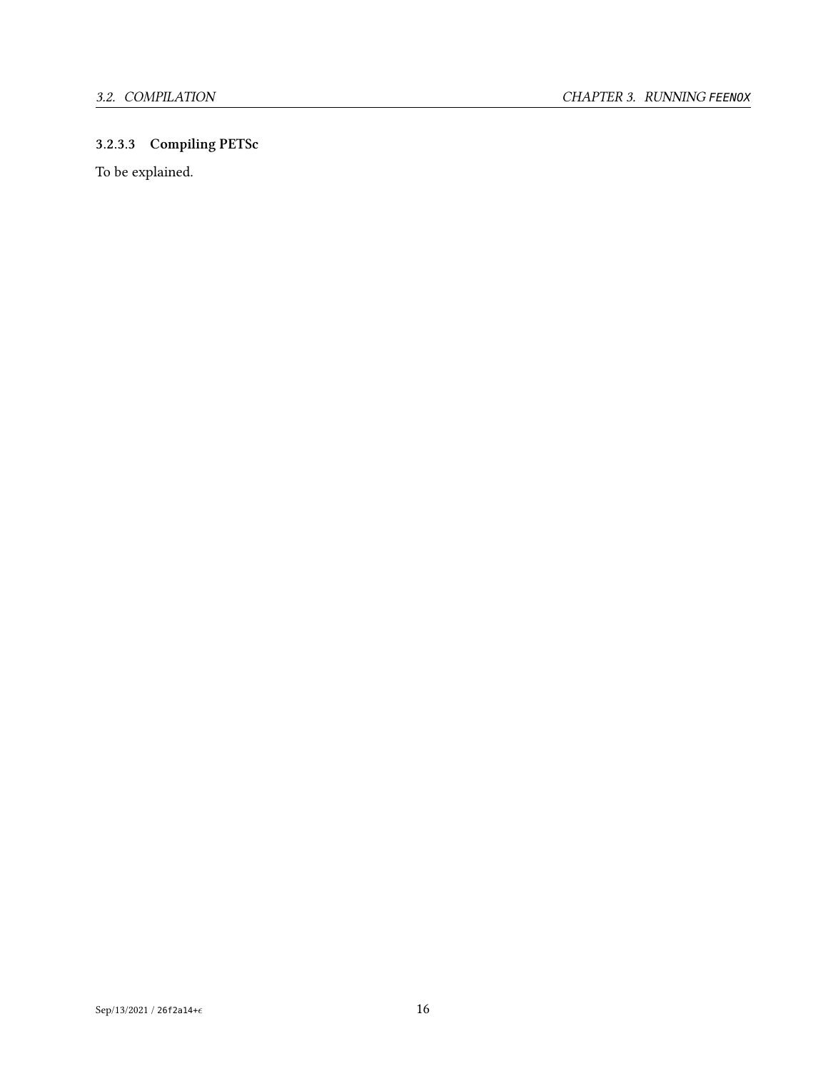#### 3.2.3.3 Compiling PETSc

To be explained.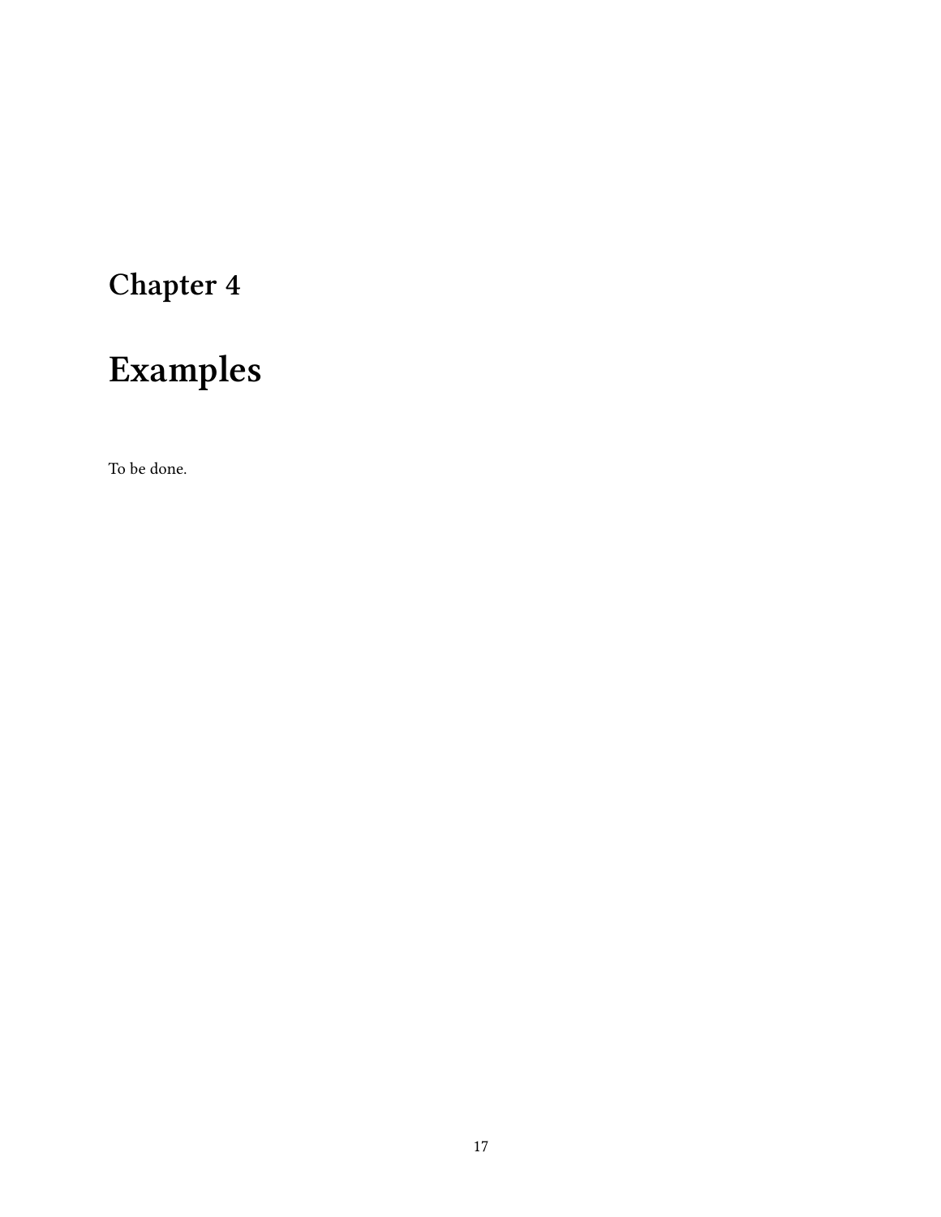# Chapter 4

# Examples

To be done.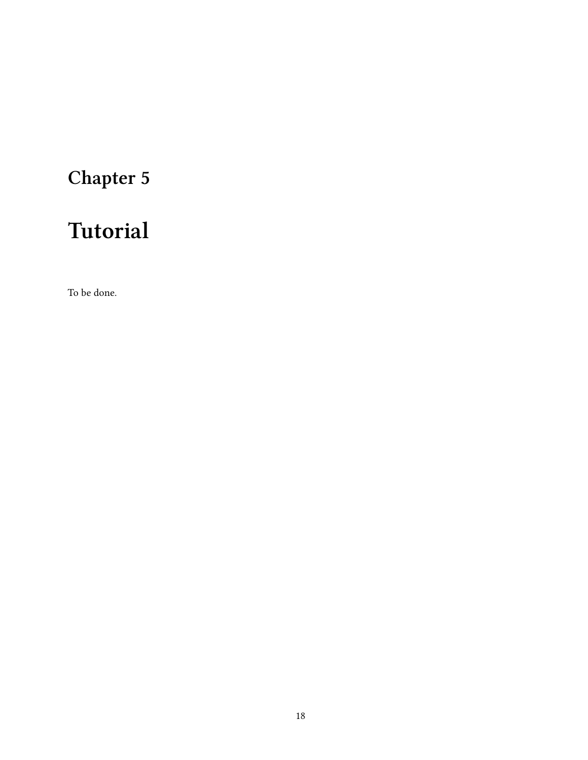# Chapter 5

# Tutorial

To be done.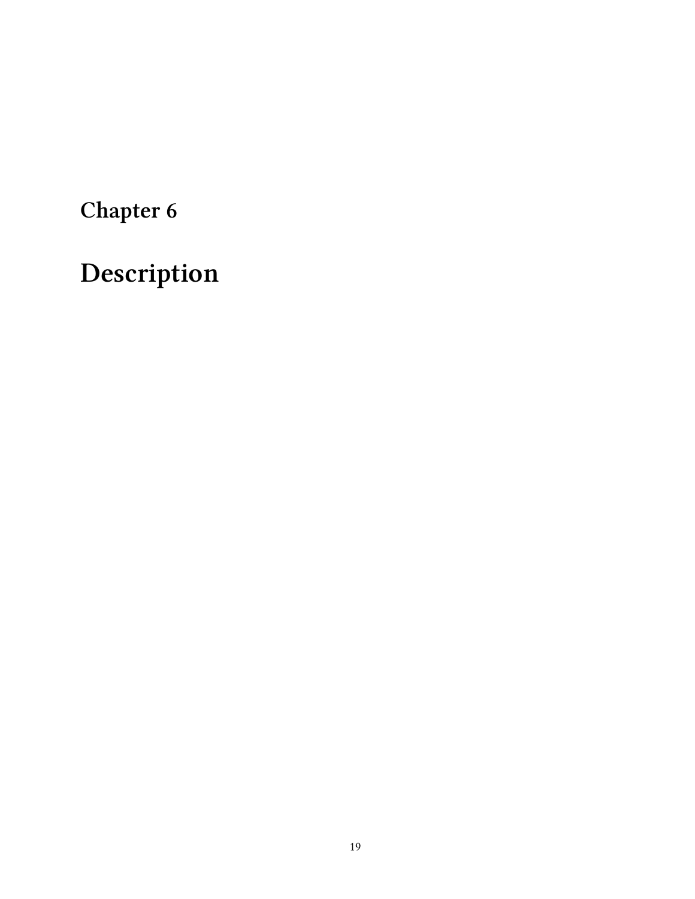# Chapter 6

# Description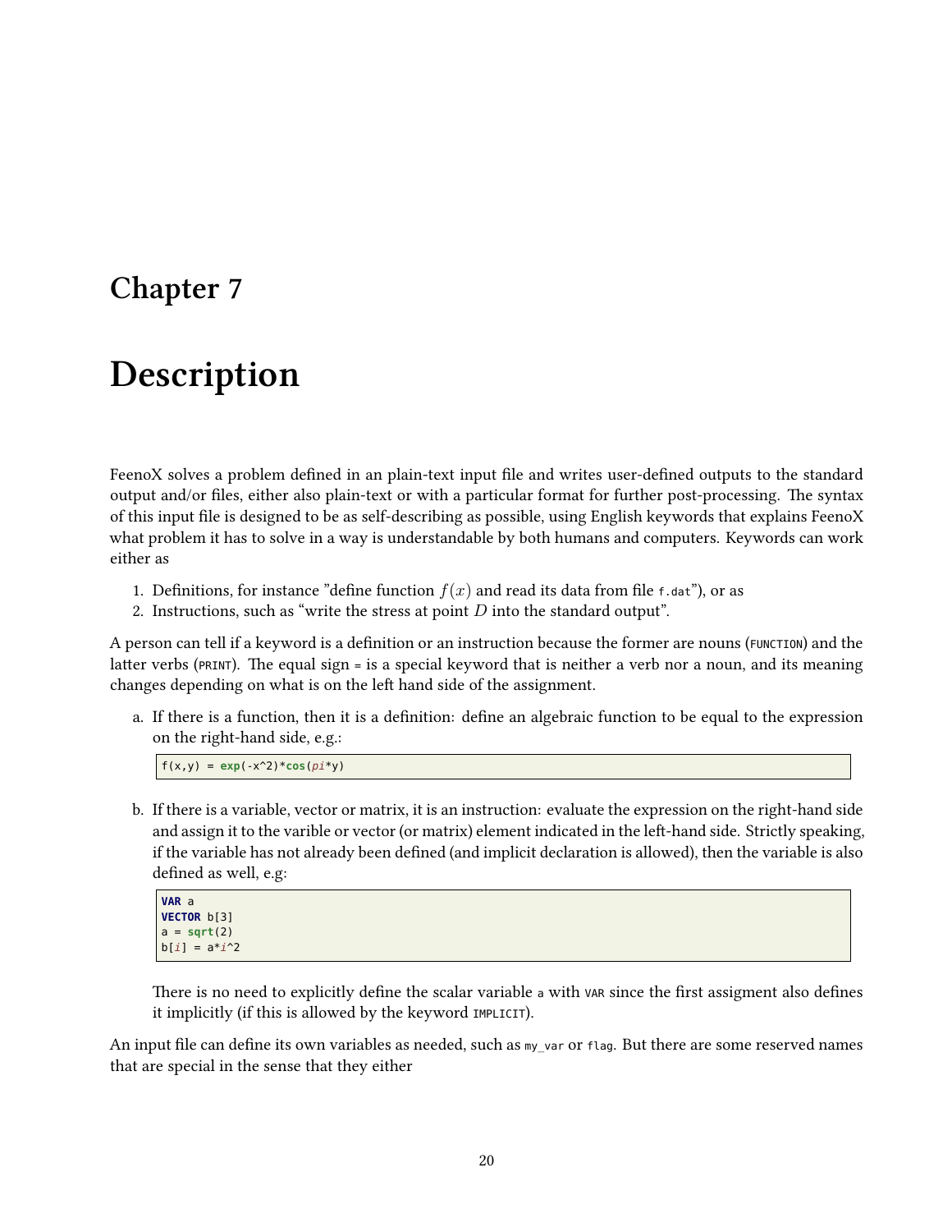# Chapter 7

# Description

FeenoX solves a problem defined in an plain-text input file and writes user-defined outputs to the standard output and/or files, either also plain-text or with a particular format for further post-processing. The syntax of this input file is designed to be as self-describing as possible, using English keywords that explains FeenoX what problem it has to solve in a way is understandable by both humans and computers. Keywords can work either as

1. Definitions, for instance "define function $f(x)$ and read its data from file `f.dat`"), or as
2. Instructions, such as "write the stress at point $D$ into the standard output".

A person can tell if a keyword is a definition or an instruction because the former are nouns (`FUNCTION`) and the latter verbs (`PRINT`). The equal sign `=` is a special keyword that is neither a verb nor a noun, and its meaning changes depending on what is on the left hand side of the assignment.

a. If there is a function, then it is a definition: define an algebraic function to be equal to the expression on the right-hand side, e.g.:

```
f(x,y) = exp(-x^2)*cos(pi*y)
```

b. If there is a variable, vector or matrix, it is an instruction: evaluate the expression on the right-hand side and assign it to the varible or vector (or matrix) element indicated in the left-hand side. Strictly speaking, if the variable has not already been defined (and implicit declaration is allowed), then the variable is also defined as well, e.g:

```
VAR a
VECTOR b[3]
a = sqrt(2)
b[i] = a*i^2
```

There is no need to explicitly define the scalar variable `a` with `VAR` since the first assigment also defines it implicitly (if this is allowed by the keyword `IMPLICIT`).

An input file can define its own variables as needed, such as `my_var` or `flag`. But there are some reserved names that are special in the sense that they either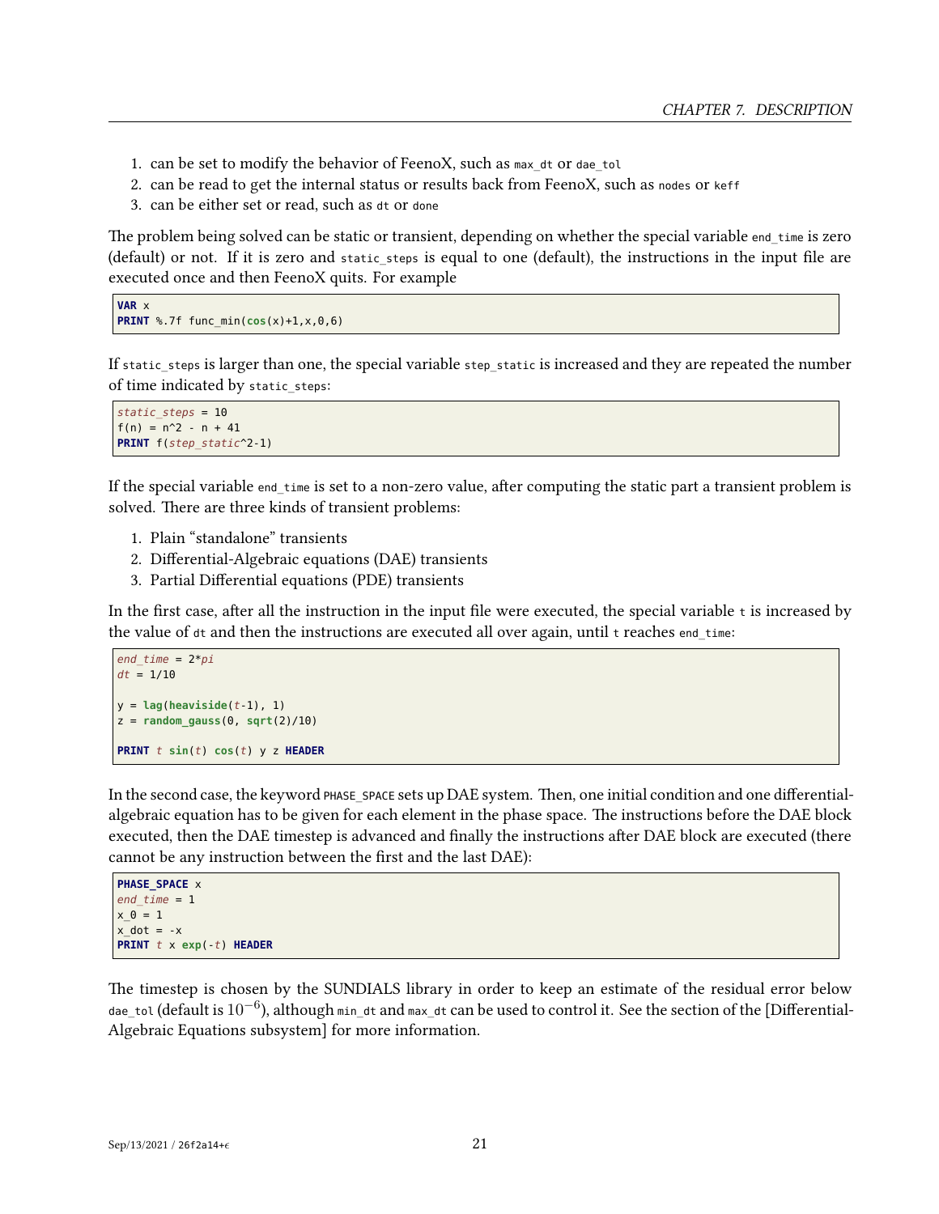1. can be set to modify the behavior of FeenoX, such as `max_dt` or `dae_tol`
2. can be read to get the internal status or results back from FeenoX, such as `nodes` or `keff`
3. can be either set or read, such as `dt` or `done`

The problem being solved can be static or transient, depending on whether the special variable `end_time` is zero (default) or not. If it is zero and `static_steps` is equal to one (default), the instructions in the input file are executed once and then FeenoX quits. For example

```
VAR x
PRINT %.7f func_min(cos(x)+1,x,0,6)
```

If `static_steps` is larger than one, the special variable `step_static` is increased and they are repeated the number of time indicated by `static_steps`:

```
static_steps = 10
f(n) = n^2 - n + 41
PRINT f(step_static^2-1)
```

If the special variable `end_time` is set to a non-zero value, after computing the static part a transient problem is solved. There are three kinds of transient problems:

1. Plain "standalone" transients
2. Differential-Algebraic equations (DAE) transients
3. Partial Differential equations (PDE) transients

In the first case, after all the instruction in the input file were executed, the special variable `t` is increased by the value of `dt` and then the instructions are executed all over again, until `t` reaches `end_time`:

```
end_time = 2*pi
dt = 1/10

y = lag(heaviside(t-1), 1)
z = random_gauss(0, sqrt(2)/10)

PRINT t sin(t) cos(t) y z HEADER
```

In the second case, the keyword `PHASE_SPACE` sets up DAE system. Then, one initial condition and one differential-algebraic equation has to be given for each element in the phase space. The instructions before the DAE block executed, then the DAE timestep is advanced and finally the instructions after DAE block are executed (there cannot be any instruction between the first and the last DAE):

```
PHASE_SPACE x
end_time = 1
x_0 = 1
x_dot = -x
PRINT t x exp(-t) HEADER
```

The timestep is chosen by the SUNDIALS library in order to keep an estimate of the residual error below `dae_tol` (default is $10^{-6}$), although `min_dt` and `max_dt` can be used to control it. See the section of the [Differential-Algebraic Equations subsystem] for more information.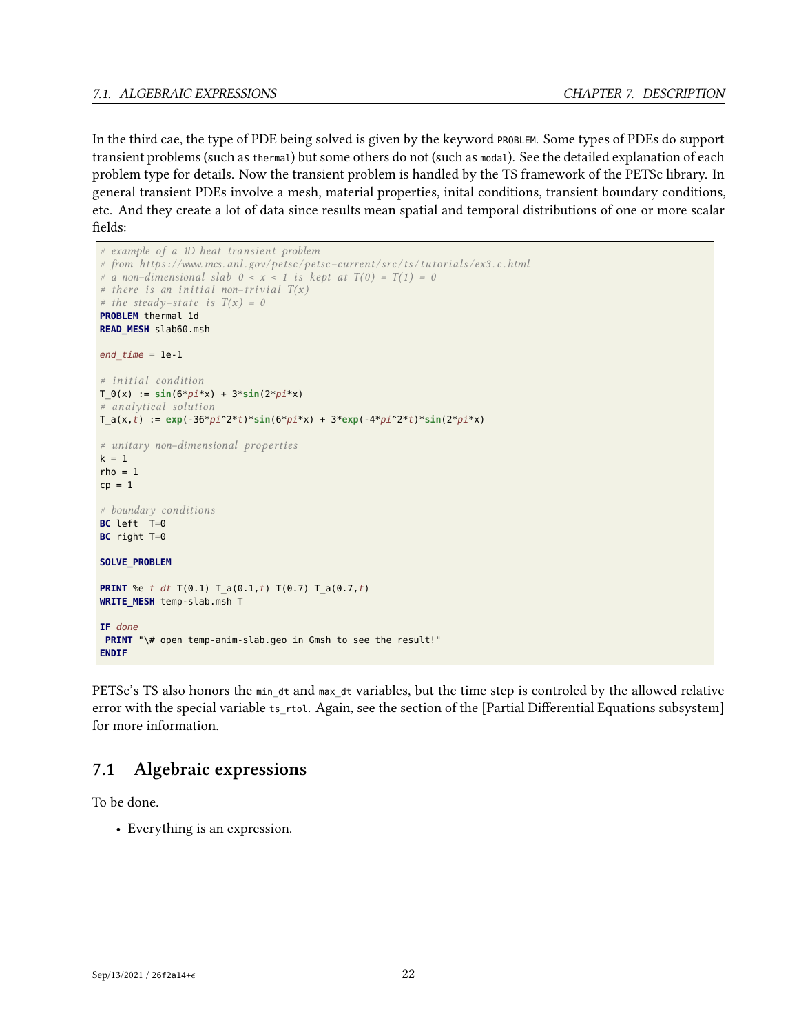In the third cae, the type of PDE being solved is given by the keyword `PROBLEM`. Some types of PDEs do support transient problems (such as `thermal`) but some others do not (such as `modal`). See the detailed explanation of each problem type for details. Now the transient problem is handled by the TS framework of the PETSc library. In general transient PDEs involve a mesh, material properties, inital conditions, transient boundary conditions, etc. And they create a lot of data since results mean spatial and temporal distributions of one or more scalar fields:

```
# example of a 1D heat transient problem
# from https://www.mcs.anl.gov/petsc/petsc-current/src/ts/tutorials/ex3.c.html
# a non-dimensional slab 0 < x < 1 is kept at T(0) = T(1) = 0
# there is an initial non-trivial T(x)
# the steady-state is T(x) = 0
PROBLEM thermal 1d
READ_MESH slab60.msh

end_time = 1e-1

# initial condition
T_0(x) := sin(6*pi*x) + 3*sin(2*pi*x)
# analytical solution
T_a(x,t) := exp(-36*pi^2*t)*sin(6*pi*x) + 3*exp(-4*pi^2*t)*sin(2*pi*x)

# unitary non-dimensional properties
k = 1
rho = 1
cp = 1

# boundary conditions
BC left  T=0
BC right T=0

SOLVE_PROBLEM

PRINT %e t dt T(0.1) T_a(0.1,t) T(0.7) T_a(0.7,t)
WRITE_MESH temp-slab.msh T

IF done
 PRINT "\# open temp-anim-slab.geo in Gmsh to see the result!"
ENDIF
```

PETSc's TS also honors the `min_dt` and `max_dt` variables, but the time step is controled by the allowed relative error with the special variable `ts_rtol`. Again, see the section of the [Partial Differential Equations subsystem] for more information.

## 7.1 Algebraic expressions

To be done.

- Everything is an expression.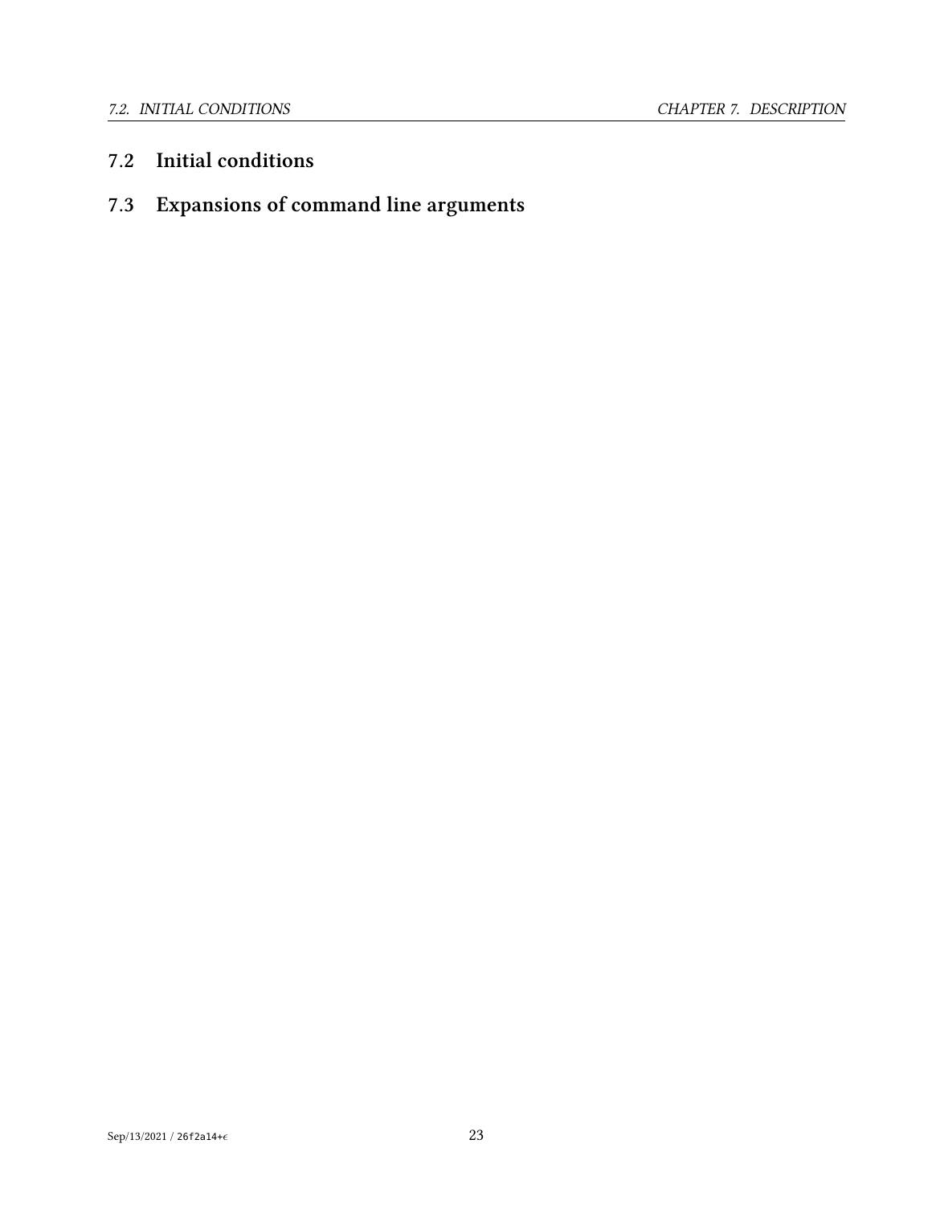## 7.2 Initial conditions

## 7.3 Expansions of command line arguments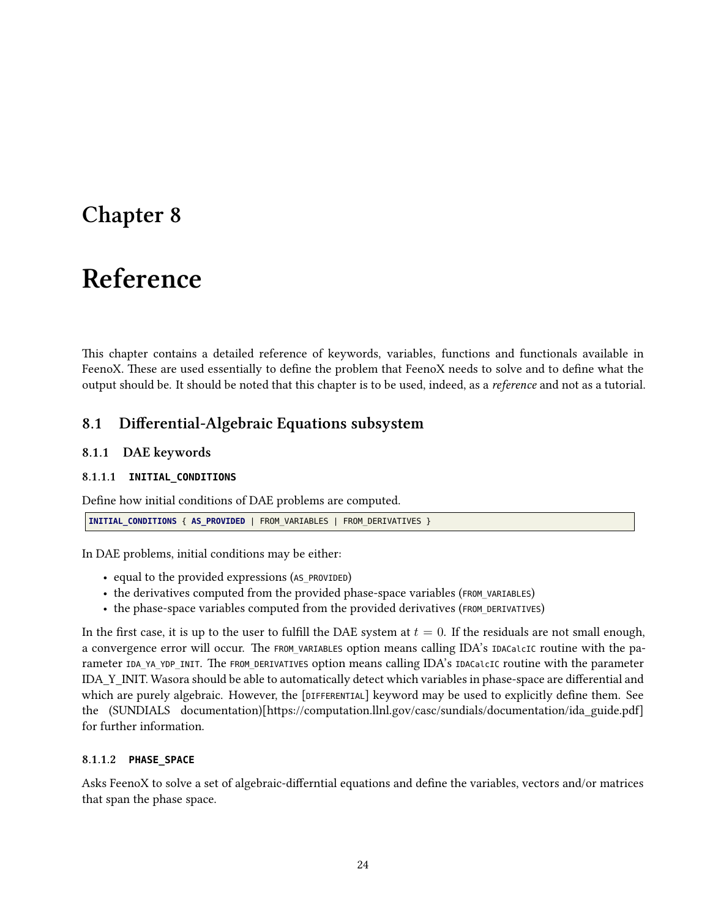# Chapter 8

# Reference

This chapter contains a detailed reference of keywords, variables, functions and functionals available in FeenoX. These are used essentially to define the problem that FeenoX needs to solve and to define what the output should be. It should be noted that this chapter is to be used, indeed, as a *reference* and not as a tutorial.

## 8.1 Differential-Algebraic Equations subsystem

### 8.1.1 DAE keywords

#### 8.1.1.1 `INITIAL_CONDITIONS`

Define how initial conditions of DAE problems are computed.

```
INITIAL_CONDITIONS { AS_PROVIDED | FROM_VARIABLES | FROM_DERIVATIVES }
```

In DAE problems, initial conditions may be either:

- equal to the provided expressions (`AS_PROVIDED`)
- the derivatives computed from the provided phase-space variables (`FROM_VARIABLES`)
- the phase-space variables computed from the provided derivatives (`FROM_DERIVATIVES`)

In the first case, it is up to the user to fulfill the DAE system at $t = 0$. If the residuals are not small enough, a convergence error will occur. The `FROM_VARIABLES` option means calling IDA's `IDACalcIC` routine with the parameter `IDA_YA_YDP_INIT`. The `FROM_DERIVATIVES` option means calling IDA's `IDACalcIC` routine with the parameter IDA_Y_INIT. Wasora should be able to automatically detect which variables in phase-space are differential and which are purely algebraic. However, the [`DIFFERENTIAL`] keyword may be used to explicitly define them. See the (SUNDIALS documentation)[https://computation.llnl.gov/casc/sundials/documentation/ida_guide.pdf] for further information.

#### 8.1.1.2 `PHASE_SPACE`

Asks FeenoX to solve a set of algebraic-differntial equations and define the variables, vectors and/or matrices that span the phase space.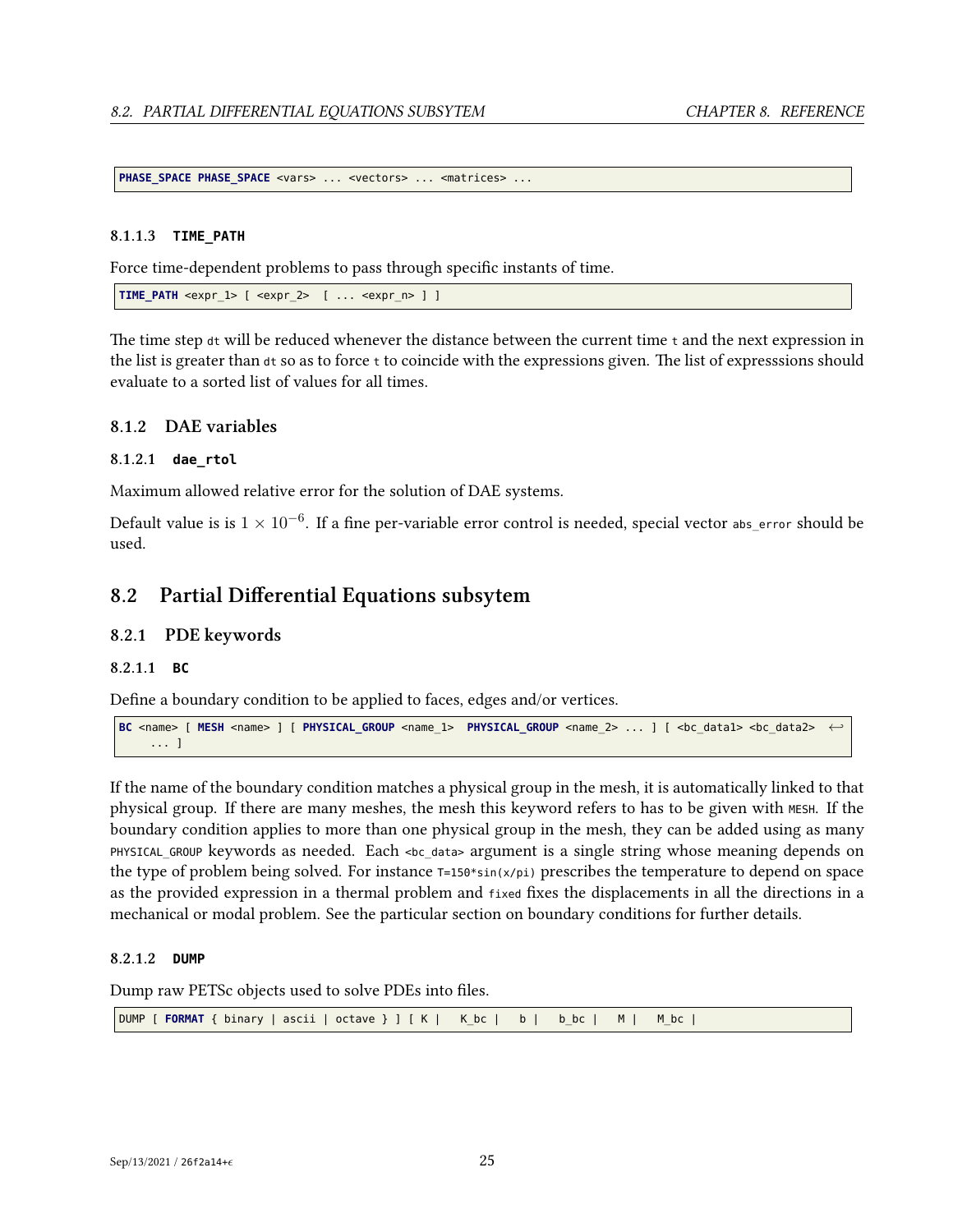```
PHASE_SPACE PHASE_SPACE <vars> ... <vectors> ... <matrices> ...
```

#### 8.1.1.3 TIME_PATH

Force time-dependent problems to pass through specific instants of time.

```
TIME_PATH <expr_1> [ <expr_2>  [ ... <expr_n> ] ]
```

The time step `dt` will be reduced whenever the distance between the current time `t` and the next expression in the list is greater than `dt` so as to force `t` to coincide with the expressions given. The list of expresssions should evaluate to a sorted list of values for all times.

### 8.1.2 DAE variables

#### 8.1.2.1 dae_rtol

Maximum allowed relative error for the solution of DAE systems.

Default value is is $1 \times 10^{-6}$. If a fine per-variable error control is needed, special vector `abs_error` should be used.

## 8.2 Partial Differential Equations subsytem

### 8.2.1 PDE keywords

#### 8.2.1.1 BC

Define a boundary condition to be applied to faces, edges and/or vertices.

```
BC <name> [ MESH <name> ] [ PHYSICAL_GROUP <name_1>  PHYSICAL_GROUP <name_2> ... ] [ <bc_data1> <bc_data2>
    ... ]
```

If the name of the boundary condition matches a physical group in the mesh, it is automatically linked to that physical group. If there are many meshes, the mesh this keyword refers to has to be given with `MESH`. If the boundary condition applies to more than one physical group in the mesh, they can be added using as many `PHYSICAL_GROUP` keywords as needed. Each `<bc_data>` argument is a single string whose meaning depends on the type of problem being solved. For instance `T=150*sin(x/pi)` prescribes the temperature to depend on space as the provided expression in a thermal problem and `fixed` fixes the displacements in all the directions in a mechanical or modal problem. See the particular section on boundary conditions for further details.

#### 8.2.1.2 DUMP

Dump raw PETSc objects used to solve PDEs into files.

```
DUMP [ FORMAT { binary | ascii | octave } ] [ K |   K_bc |   b |   b_bc |   M |   M_bc |
```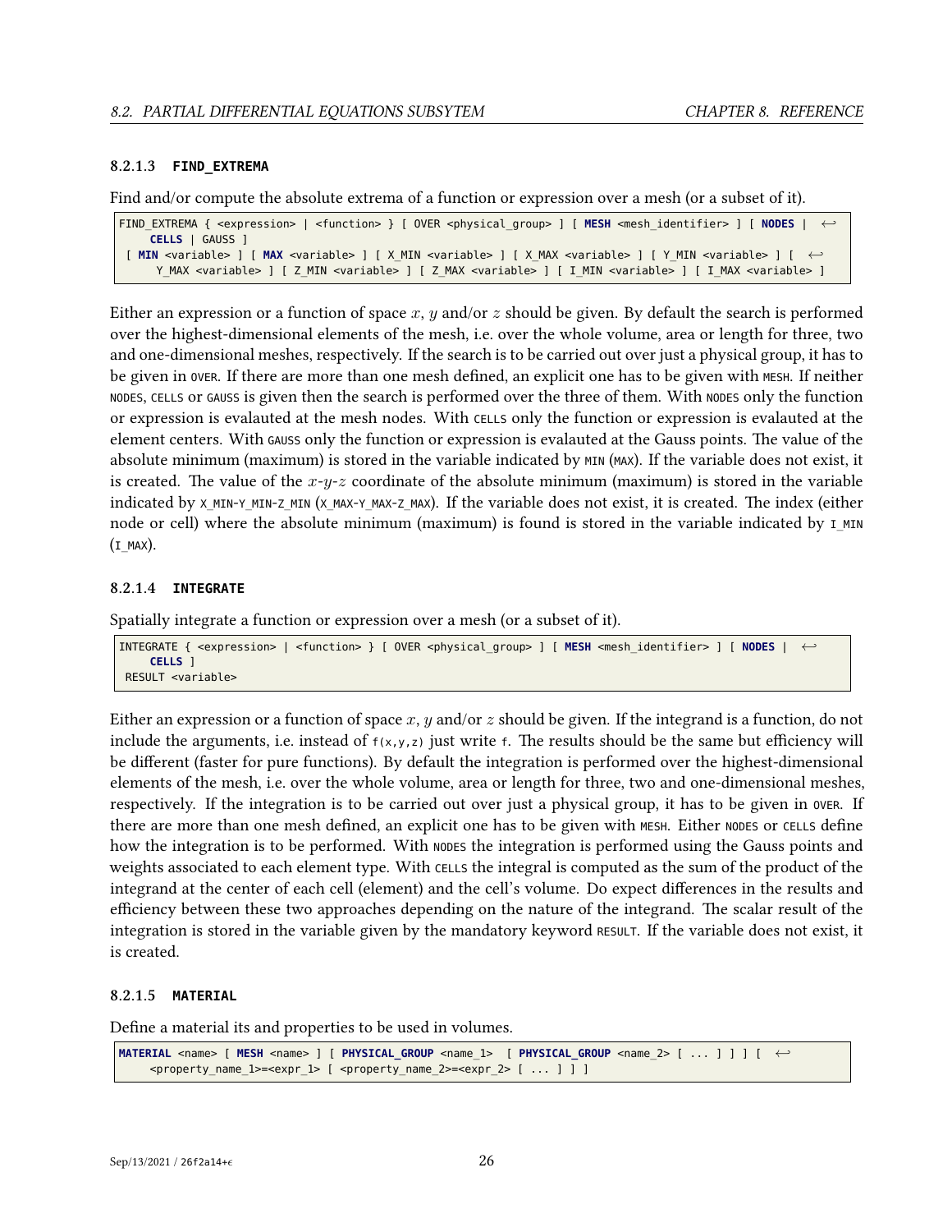#### 8.2.1.3 FIND_EXTREMA

Find and/or compute the absolute extrema of a function or expression over a mesh (or a subset of it).

```
FIND_EXTREMA { <expression> | <function> } [ OVER <physical_group> ] [ MESH <mesh_identifier> ] [ NODES | CELLS | GAUSS ]
 [ MIN <variable> ] [ MAX <variable> ] [ X_MIN <variable> ] [ X_MAX <variable> ] [ Y_MIN <variable> ] [ Y_MAX <variable> ] [ Z_MIN <variable> ] [ Z_MAX <variable> ] [ I_MIN <variable> ] [ I_MAX <variable> ]
```

Either an expression or a function of space $x$, $y$ and/or $z$ should be given. By default the search is performed over the highest-dimensional elements of the mesh, i.e. over the whole volume, area or length for three, two and one-dimensional meshes, respectively. If the search is to be carried out over just a physical group, it has to be given in `OVER`. If there are more than one mesh defined, an explicit one has to be given with `MESH`. If neither `NODES`, `CELLS` or `GAUSS` is given then the search is performed over the three of them. With `NODES` only the function or expression is evalauted at the mesh nodes. With `CELLS` only the function or expression is evalauted at the element centers. With `GAUSS` only the function or expression is evalauted at the Gauss points. The value of the absolute minimum (maximum) is stored in the variable indicated by `MIN` (`MAX`). If the variable does not exist, it is created. The value of the $x$-$y$-$z$ coordinate of the absolute minimum (maximum) is stored in the variable indicated by `X_MIN`-`Y_MIN`-`Z_MIN` (`X_MAX`-`Y_MAX`-`Z_MAX`). If the variable does not exist, it is created. The index (either node or cell) where the absolute minimum (maximum) is found is stored in the variable indicated by `I_MIN` (`I_MAX`).

#### 8.2.1.4 INTEGRATE

Spatially integrate a function or expression over a mesh (or a subset of it).

```
INTEGRATE { <expression> | <function> } [ OVER <physical_group> ] [ MESH <mesh_identifier> ] [ NODES | CELLS ]
 RESULT <variable>
```

Either an expression or a function of space $x$, $y$ and/or $z$ should be given. If the integrand is a function, do not include the arguments, i.e. instead of `f(x,y,z)` just write `f`. The results should be the same but efficiency will be different (faster for pure functions). By default the integration is performed over the highest-dimensional elements of the mesh, i.e. over the whole volume, area or length for three, two and one-dimensional meshes, respectively. If the integration is to be carried out over just a physical group, it has to be given in `OVER`. If there are more than one mesh defined, an explicit one has to be given with `MESH`. Either `NODES` or `CELLS` define how the integration is to be performed. With `NODES` the integration is performed using the Gauss points and weights associated to each element type. With `CELLS` the integral is computed as the sum of the product of the integrand at the center of each cell (element) and the cell's volume. Do expect differences in the results and efficiency between these two approaches depending on the nature of the integrand. The scalar result of the integration is stored in the variable given by the mandatory keyword `RESULT`. If the variable does not exist, it is created.

#### 8.2.1.5 MATERIAL

Define a material its and properties to be used in volumes.

```
MATERIAL <name> [ MESH <name> ] [ PHYSICAL_GROUP <name_1>  [ PHYSICAL_GROUP <name_2> [ ... ] ] ] [ <property_name_1>=<expr_1> [ <property_name_2>=<expr_2> [ ... ] ] ]
```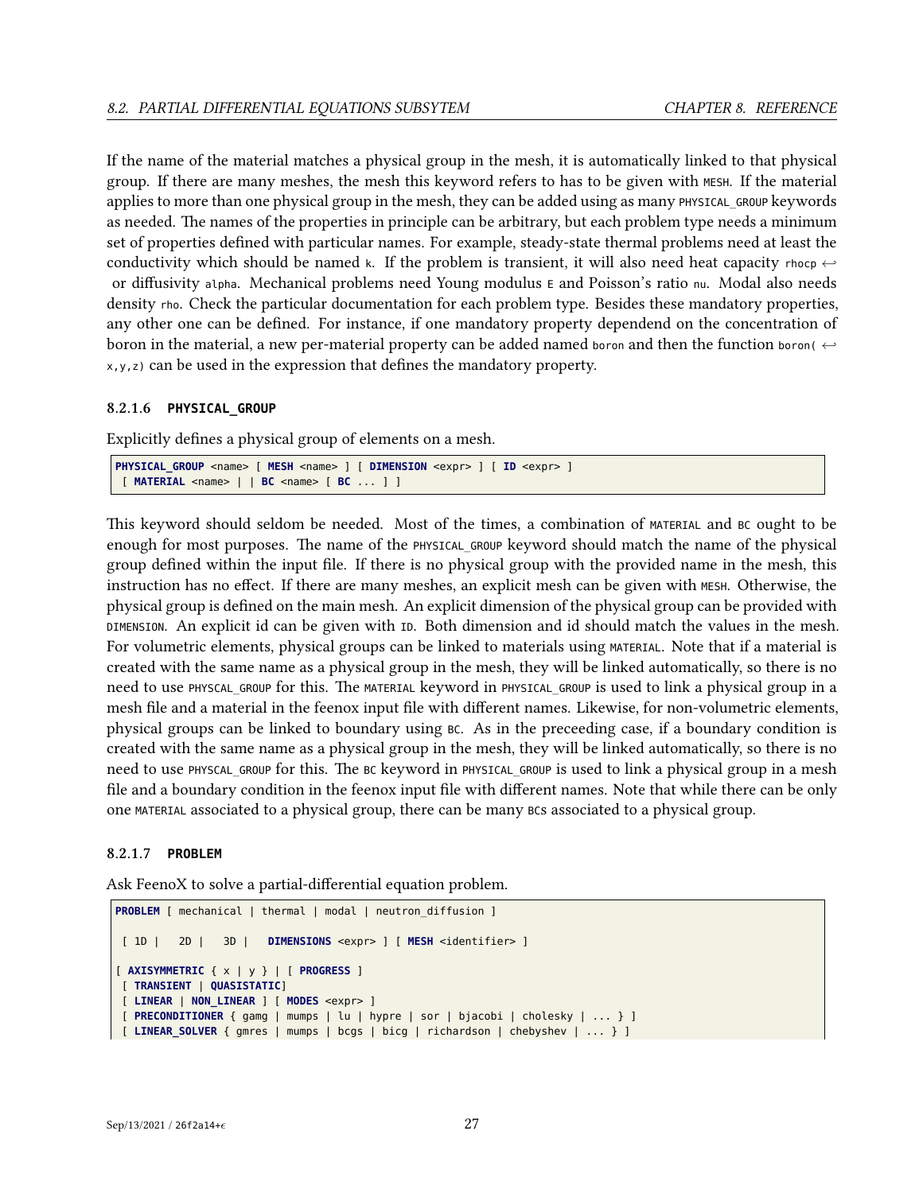If the name of the material matches a physical group in the mesh, it is automatically linked to that physical group. If there are many meshes, the mesh this keyword refers to has to be given with `MESH`. If the material applies to more than one physical group in the mesh, they can be added using as many `PHYSICAL_GROUP` keywords as needed. The names of the properties in principle can be arbitrary, but each problem type needs a minimum set of properties defined with particular names. For example, steady-state thermal problems need at least the conductivity which should be named `k`. If the problem is transient, it will also need heat capacity `rhocp` or diffusivity `alpha`. Mechanical problems need Young modulus `E` and Poisson's ratio `nu`. Modal also needs density `rho`. Check the particular documentation for each problem type. Besides these mandatory properties, any other one can be defined. For instance, if one mandatory property dependend on the concentration of boron in the material, a new per-material property can be added named `boron` and then the function `boron(x,y,z)` can be used in the expression that defines the mandatory property.

#### 8.2.1.6 PHYSICAL_GROUP

Explicitly defines a physical group of elements on a mesh.

```
PHYSICAL_GROUP <name> [ MESH <name> ] [ DIMENSION <expr> ] [ ID <expr> ]
 [ MATERIAL <name> | | BC <name> [ BC ... ] ]
```

This keyword should seldom be needed. Most of the times, a combination of `MATERIAL` and `BC` ought to be enough for most purposes. The name of the `PHYSICAL_GROUP` keyword should match the name of the physical group defined within the input file. If there is no physical group with the provided name in the mesh, this instruction has no effect. If there are many meshes, an explicit mesh can be given with `MESH`. Otherwise, the physical group is defined on the main mesh. An explicit dimension of the physical group can be provided with `DIMENSION`. An explicit id can be given with `ID`. Both dimension and id should match the values in the mesh. For volumetric elements, physical groups can be linked to materials using `MATERIAL`. Note that if a material is created with the same name as a physical group in the mesh, they will be linked automatically, so there is no need to use `PHYSCAL_GROUP` for this. The `MATERIAL` keyword in `PHYSICAL_GROUP` is used to link a physical group in a mesh file and a material in the feenox input file with different names. Likewise, for non-volumetric elements, physical groups can be linked to boundary using `BC`. As in the preceeding case, if a boundary condition is created with the same name as a physical group in the mesh, they will be linked automatically, so there is no need to use `PHYSCAL_GROUP` for this. The `BC` keyword in `PHYSICAL_GROUP` is used to link a physical group in a mesh file and a boundary condition in the feenox input file with different names. Note that while there can be only one `MATERIAL` associated to a physical group, there can be many `BC`s associated to a physical group.

#### 8.2.1.7 PROBLEM

Ask FeenoX to solve a partial-differential equation problem.

```
PROBLEM [ mechanical | thermal | modal | neutron_diffusion ]

 [ 1D |   2D |   3D |   DIMENSIONS <expr> ] [ MESH <identifier> ]

[ AXISYMMETRIC { x | y } | [ PROGRESS ]
 [ TRANSIENT | QUASISTATIC]
 [ LINEAR | NON_LINEAR ] [ MODES <expr> ]
 [ PRECONDITIONER { gamg | mumps | lu | hypre | sor | bjacobi | cholesky | ... } ]
 [ LINEAR_SOLVER { gmres | mumps | bcgs | bicg | richardson | chebyshev | ... } ]
```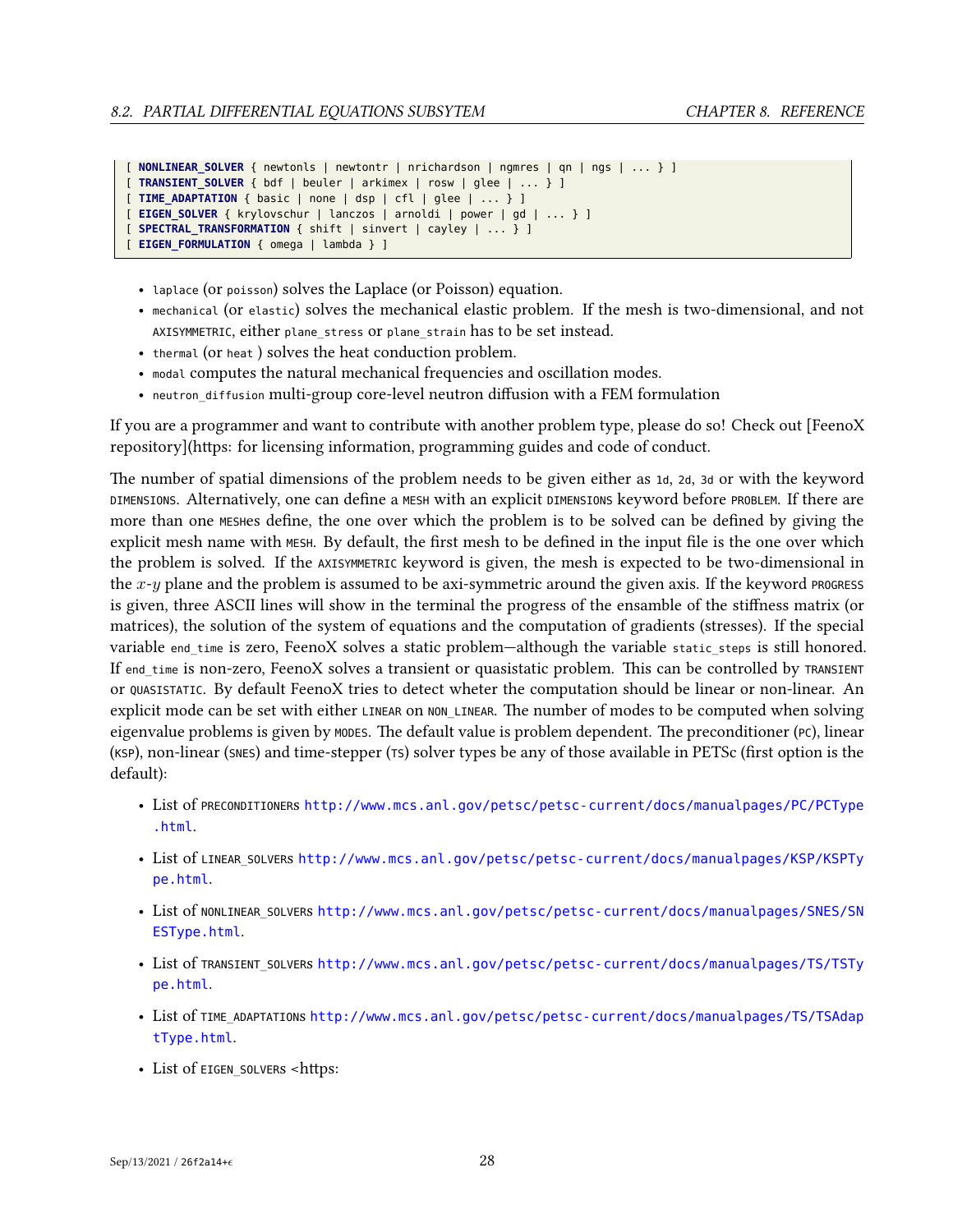```
[ NONLINEAR_SOLVER { newtonls | newtontr | nrichardson | ngmres | qn | ngs | ... } ]
[ TRANSIENT_SOLVER { bdf | beuler | arkimex | rosw | glee | ... } ]
[ TIME_ADAPTATION { basic | none | dsp | cfl | glee | ... } ]
[ EIGEN_SOLVER { krylovschur | lanczos | arnoldi | power | gd | ... } ]
[ SPECTRAL_TRANSFORMATION { shift | sinvert | cayley | ... } ]
[ EIGEN_FORMULATION { omega | lambda } ]
```

- `laplace` (or `poisson`) solves the Laplace (or Poisson) equation.
- `mechanical` (or `elastic`) solves the mechanical elastic problem. If the mesh is two-dimensional, and not `AXISYMMETRIC`, either `plane_stress` or `plane_strain` has to be set instead.
- `thermal` (or `heat` ) solves the heat conduction problem.
- `modal` computes the natural mechanical frequencies and oscillation modes.
- `neutron_diffusion` multi-group core-level neutron diffusion with a FEM formulation

If you are a programmer and want to contribute with another problem type, please do so! Check out [FeenoX repository](https: for licensing information, programming guides and code of conduct.

The number of spatial dimensions of the problem needs to be given either as `1d`, `2d`, `3d` or with the keyword `DIMENSIONS`. Alternatively, one can define a `MESH` with an explicit `DIMENSIONS` keyword before `PROBLEM`. If there are more than one `MESH`es define, the one over which the problem is to be solved can be defined by giving the explicit mesh name with `MESH`. By default, the first mesh to be defined in the input file is the one over which the problem is solved. If the `AXISYMMETRIC` keyword is given, the mesh is expected to be two-dimensional in the $x$-$y$ plane and the problem is assumed to be axi-symmetric around the given axis. If the keyword `PROGRESS` is given, three ASCII lines will show in the terminal the progress of the ensamble of the stiffness matrix (or matrices), the solution of the system of equations and the computation of gradients (stresses). If the special variable `end_time` is zero, FeenoX solves a static problem—although the variable `static_steps` is still honored. If `end_time` is non-zero, FeenoX solves a transient or quasistatic problem. This can be controlled by `TRANSIENT` or `QUASISTATIC`. By default FeenoX tries to detect wheter the computation should be linear or non-linear. An explicit mode can be set with either `LINEAR` on `NON_LINEAR`. The number of modes to be computed when solving eigenvalue problems is given by `MODES`. The default value is problem dependent. The preconditioner (`PC`), linear (`KSP`), non-linear (`SNES`) and time-stepper (`TS`) solver types be any of those available in PETSc (first option is the default):

- List of `PRECONDITIONERS` http://www.mcs.anl.gov/petsc/petsc-current/docs/manualpages/PC/PCType.html.
- List of `LINEAR_SOLVERS` http://www.mcs.anl.gov/petsc/petsc-current/docs/manualpages/KSP/KSPType.html.
- List of `NONLINEAR_SOLVERS` http://www.mcs.anl.gov/petsc/petsc-current/docs/manualpages/SNES/SNESType.html.
- List of `TRANSIENT_SOLVERS` http://www.mcs.anl.gov/petsc/petsc-current/docs/manualpages/TS/TSType.html.
- List of `TIME_ADAPTATIONS` http://www.mcs.anl.gov/petsc/petsc-current/docs/manualpages/TS/TSAdaptType.html.
- List of `EIGEN_SOLVERS` <https: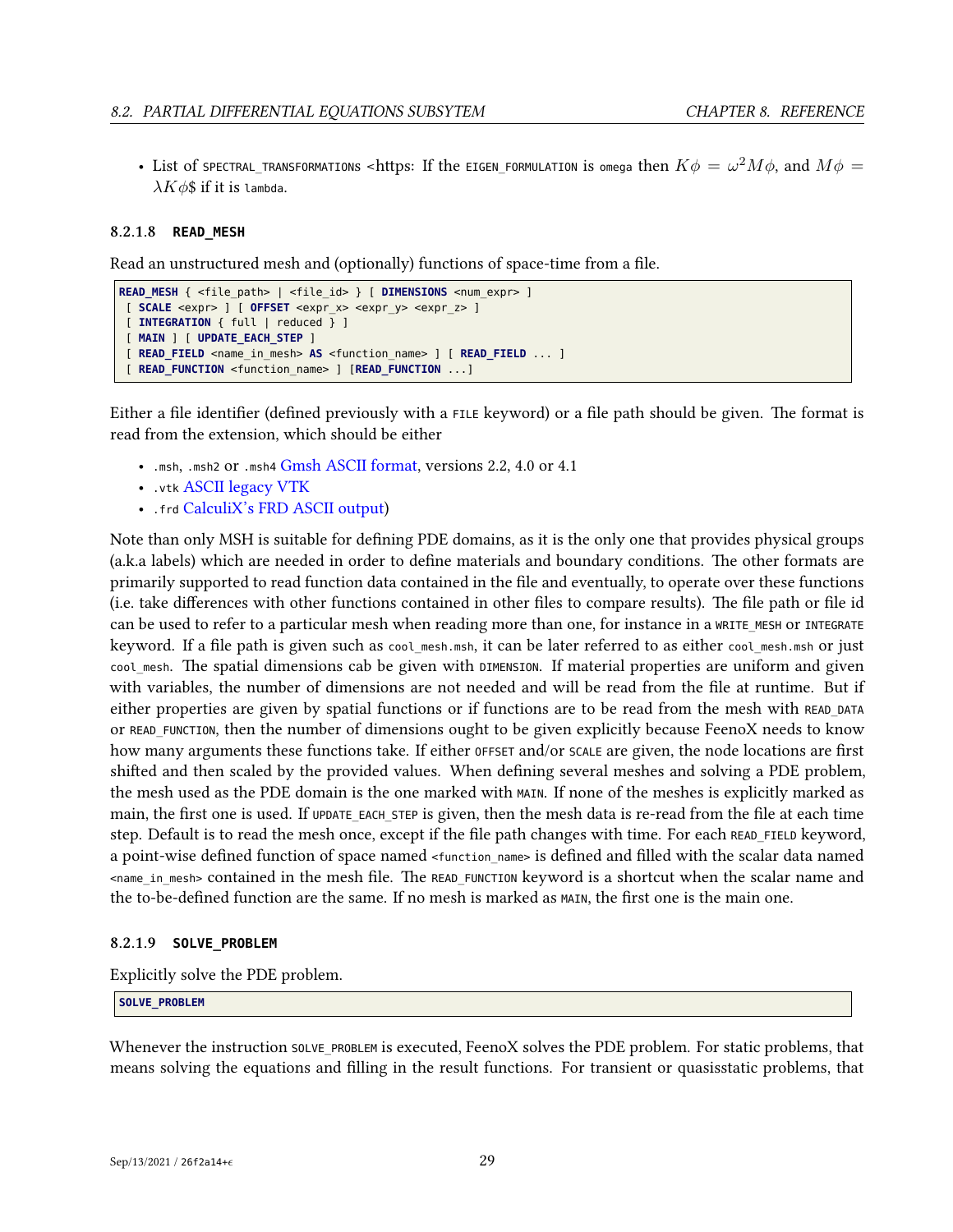- List of `SPECTRAL_TRANSFORMATIONS` <https: If the `EIGEN_FORMULATION` is `omega` then $K\phi = \omega^2 M\phi$, and $M\phi = \lambda K\phi$$ if it is `lambda`.

#### 8.2.1.8 READ_MESH

Read an unstructured mesh and (optionally) functions of space-time from a file.

```
READ_MESH { <file_path> | <file_id> } [ DIMENSIONS <num_expr> ]
 [ SCALE <expr> ] [ OFFSET <expr_x> <expr_y> <expr_z> ]
 [ INTEGRATION { full | reduced } ]
 [ MAIN ] [ UPDATE_EACH_STEP ]
 [ READ_FIELD <name_in_mesh> AS <function_name> ] [ READ_FIELD ... ]
 [ READ_FUNCTION <function_name> ] [READ_FUNCTION ...]
```

Either a file identifier (defined previously with a `FILE` keyword) or a file path should be given. The format is read from the extension, which should be either

- `.msh`, `.msh2` or `.msh4` Gmsh ASCII format, versions 2.2, 4.0 or 4.1
- `.vtk` ASCII legacy VTK
- `.frd` CalculiX's FRD ASCII output)

Note than only MSH is suitable for defining PDE domains, as it is the only one that provides physical groups (a.k.a labels) which are needed in order to define materials and boundary conditions. The other formats are primarily supported to read function data contained in the file and eventually, to operate over these functions (i.e. take differences with other functions contained in other files to compare results). The file path or file id can be used to refer to a particular mesh when reading more than one, for instance in a `WRITE_MESH` or `INTEGRATE` keyword. If a file path is given such as `cool_mesh.msh`, it can be later referred to as either `cool_mesh.msh` or just `cool_mesh`. The spatial dimensions cab be given with `DIMENSION`. If material properties are uniform and given with variables, the number of dimensions are not needed and will be read from the file at runtime. But if either properties are given by spatial functions or if functions are to be read from the mesh with `READ_DATA` or `READ_FUNCTION`, then the number of dimensions ought to be given explicitly because FeenoX needs to know how many arguments these functions take. If either `OFFSET` and/or `SCALE` are given, the node locations are first shifted and then scaled by the provided values. When defining several meshes and solving a PDE problem, the mesh used as the PDE domain is the one marked with `MAIN`. If none of the meshes is explicitly marked as main, the first one is used. If `UPDATE_EACH_STEP` is given, then the mesh data is re-read from the file at each time step. Default is to read the mesh once, except if the file path changes with time. For each `READ_FIELD` keyword, a point-wise defined function of space named `<function_name>` is defined and filled with the scalar data named `<name_in_mesh>` contained in the mesh file. The `READ_FUNCTION` keyword is a shortcut when the scalar name and the to-be-defined function are the same. If no mesh is marked as `MAIN`, the first one is the main one.

#### 8.2.1.9 SOLVE_PROBLEM

Explicitly solve the PDE problem.

```
SOLVE_PROBLEM
```

Whenever the instruction `SOLVE_PROBLEM` is executed, FeenoX solves the PDE problem. For static problems, that means solving the equations and filling in the result functions. For transient or quasisstatic problems, that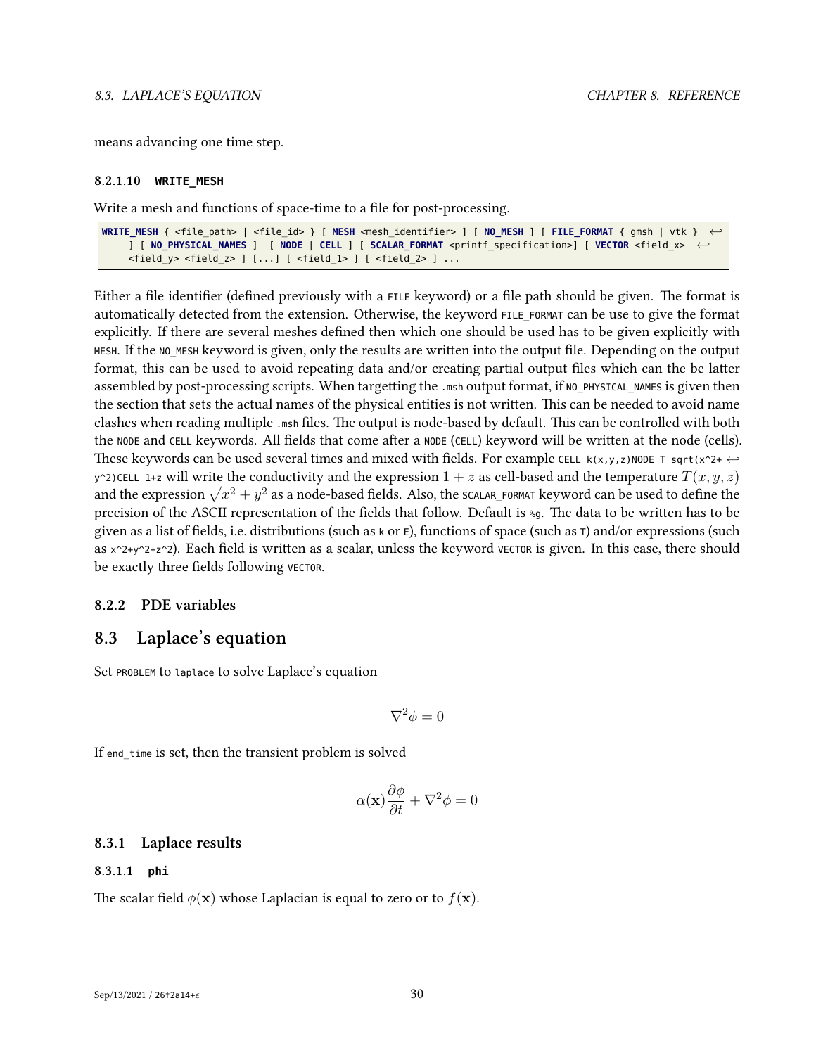means advancing one time step.

#### 8.2.1.10 `WRITE_MESH`

Write a mesh and functions of space-time to a file for post-processing.

```
WRITE_MESH { <file_path> | <file_id> } [ MESH <mesh_identifier> ] [ NO_MESH ] [ FILE_FORMAT { gmsh | vtk } ] [ NO_PHYSICAL_NAMES ]  [ NODE | CELL ] [ SCALAR_FORMAT <printf_specification>] [ VECTOR <field_x> <field_y> <field_z> ] [...] [ <field_1> ] [ <field_2> ] ...
```

Either a file identifier (defined previously with a `FILE` keyword) or a file path should be given. The format is automatically detected from the extension. Otherwise, the keyword `FILE_FORMAT` can be use to give the format explicitly. If there are several meshes defined then which one should be used has to be given explicitly with `MESH`. If the `NO_MESH` keyword is given, only the results are written into the output file. Depending on the output format, this can be used to avoid repeating data and/or creating partial output files which can the be latter assembled by post-processing scripts. When targetting the `.msh` output format, if `NO_PHYSICAL_NAMES` is given then the section that sets the actual names of the physical entities is not written. This can be needed to avoid name clashes when reading multiple `.msh` files. The output is node-based by default. This can be controlled with both the `NODE` and `CELL` keywords. All fields that come after a `NODE` (`CELL`) keyword will be written at the node (cells). These keywords can be used several times and mixed with fields. For example `CELL k(x,y,z)NODE T sqrt(x^2+y^2)CELL 1+z` will write the conductivity and the expression $1+z$ as cell-based and the temperature $T(x,y,z)$ and the expression $\sqrt{x^2+y^2}$ as a node-based fields. Also, the `SCALAR_FORMAT` keyword can be used to define the precision of the ASCII representation of the fields that follow. Default is `%g`. The data to be written has to be given as a list of fields, i.e. distributions (such as `k` or `E`), functions of space (such as `T`) and/or expressions (such as `x^2+y^2+z^2`). Each field is written as a scalar, unless the keyword `VECTOR` is given. In this case, there should be exactly three fields following `VECTOR`.

### 8.2.2 PDE variables

## 8.3 Laplace's equation

Set `PROBLEM` to `laplace` to solve Laplace's equation

$$\nabla^2 \phi = 0$$

If `end_time` is set, then the transient problem is solved

$$\alpha(\mathbf{x}) \frac{\partial \phi}{\partial t} + \nabla^2 \phi = 0$$

### 8.3.1 Laplace results

#### 8.3.1.1 `phi`

The scalar field $\phi(\mathbf{x})$ whose Laplacian is equal to zero or to $f(\mathbf{x})$.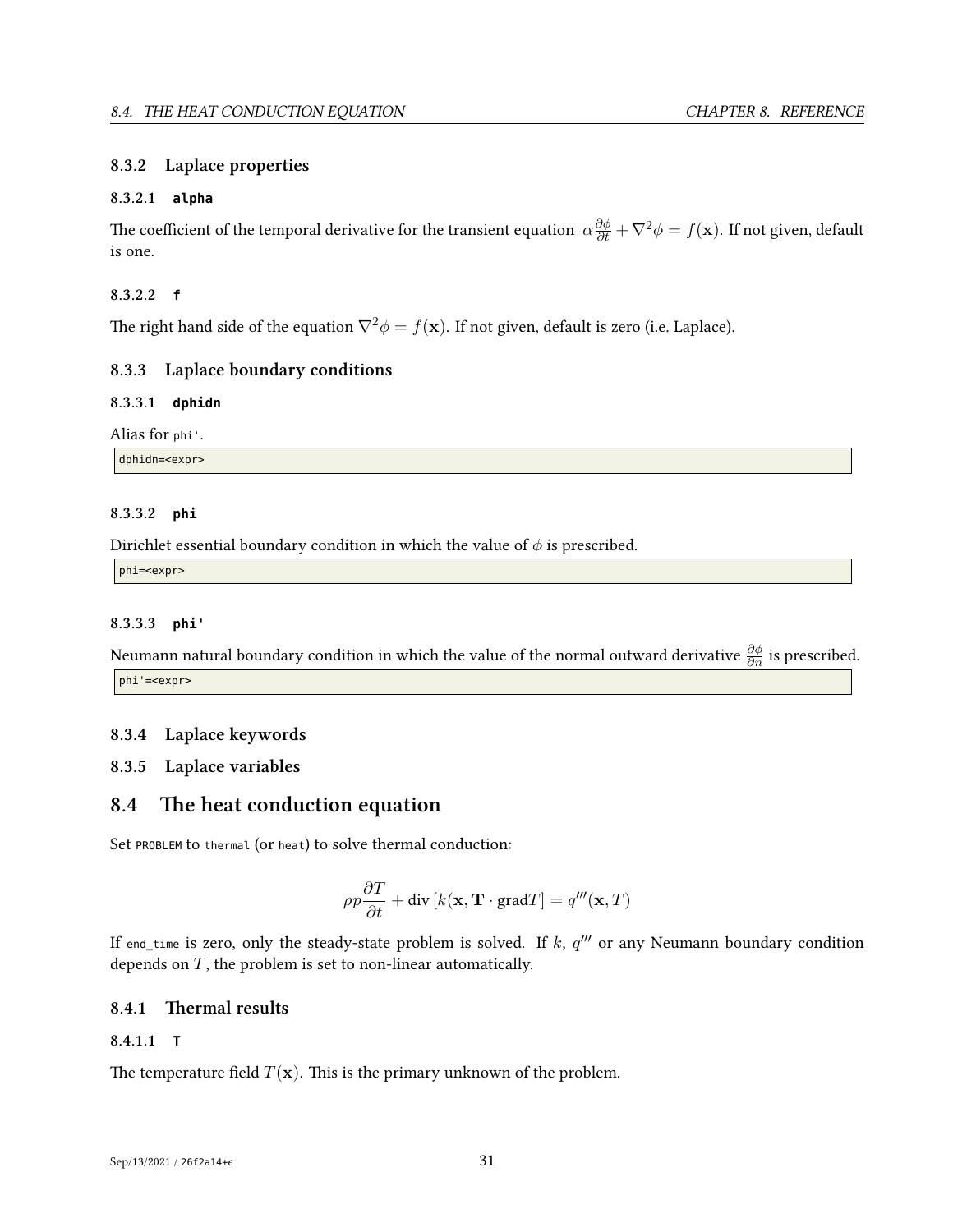### 8.3.2 Laplace properties

#### 8.3.2.1 **alpha**

The coefficient of the temporal derivative for the transient equation $\alpha \frac{\partial \phi}{\partial t} + \nabla^2 \phi = f(\mathbf{x})$. If not given, default is one.

#### 8.3.2.2 **f**

The right hand side of the equation $\nabla^2 \phi = f(\mathbf{x})$. If not given, default is zero (i.e. Laplace).

### 8.3.3 Laplace boundary conditions

#### 8.3.3.1 **dphidn**

Alias for `phi'`.

```
dphidn=<expr>
```

#### 8.3.3.2 **phi**

Dirichlet essential boundary condition in which the value of $\phi$ is prescribed.

```
phi=<expr>
```

#### 8.3.3.3 **phi'**

Neumann natural boundary condition in which the value of the normal outward derivative $\frac{\partial \phi}{\partial n}$ is prescribed.

```
phi'=<expr>
```

### 8.3.4 Laplace keywords

### 8.3.5 Laplace variables

## 8.4 The heat conduction equation

Set `PROBLEM` to `thermal` (or `heat`) to solve thermal conduction:

$$\rho p \frac{\partial T}{\partial t} + \text{div}\left[k(\mathbf{x}, \mathbf{T} \cdot \text{grad} T\right] = q'''(\mathbf{x}, T)$$

If `end_time` is zero, only the steady-state problem is solved. If $k$, $q'''$ or any Neumann boundary condition depends on $T$, the problem is set to non-linear automatically.

### 8.4.1 Thermal results

#### 8.4.1.1 **T**

The temperature field $T(\mathbf{x})$. This is the primary unknown of the problem.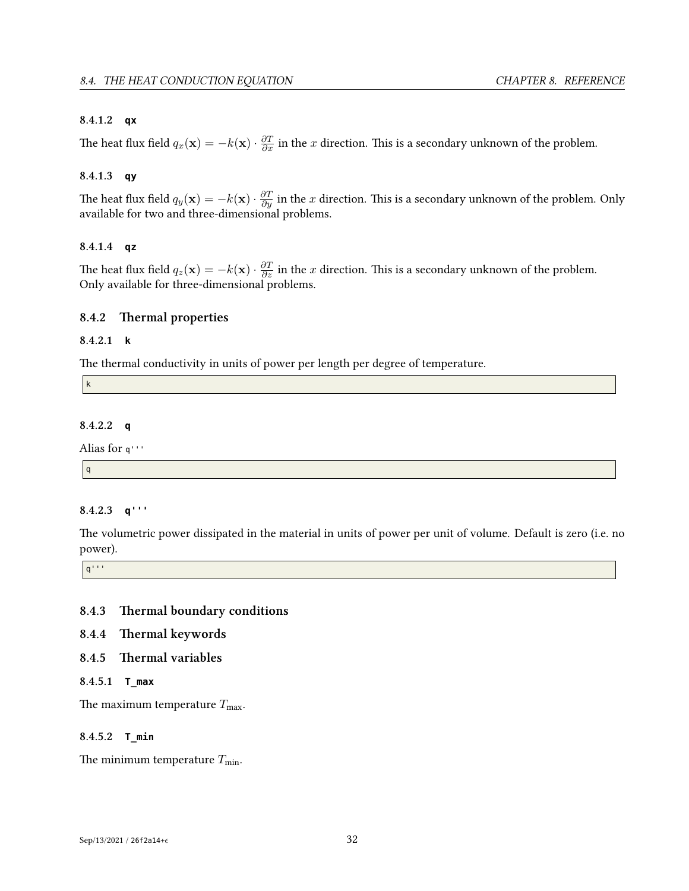#### 8.4.1.2 **qx**

The heat flux field $q_x(\mathbf{x}) = -k(\mathbf{x}) \cdot \frac{\partial T}{\partial x}$ in the $x$ direction. This is a secondary unknown of the problem.

#### 8.4.1.3 **qy**

The heat flux field $q_y(\mathbf{x}) = -k(\mathbf{x}) \cdot \frac{\partial T}{\partial y}$ in the $x$ direction. This is a secondary unknown of the problem. Only available for two and three-dimensional problems.

#### 8.4.1.4 **qz**

The heat flux field $q_z(\mathbf{x}) = -k(\mathbf{x}) \cdot \frac{\partial T}{\partial z}$ in the $x$ direction. This is a secondary unknown of the problem. Only available for three-dimensional problems.

### 8.4.2 Thermal properties

#### 8.4.2.1 **k**

The thermal conductivity in units of power per length per degree of temperature.

```
k
```

#### 8.4.2.2 **q**

Alias for `q'''`

```
q
```

#### 8.4.2.3 **q'''**

The volumetric power dissipated in the material in units of power per unit of volume. Default is zero (i.e. no power).

```
q'''
```

### 8.4.3 Thermal boundary conditions

### 8.4.4 Thermal keywords

### 8.4.5 Thermal variables

#### 8.4.5.1 **T_max**

The maximum temperature $T_{\max}$.

#### 8.4.5.2 **T_min**

The minimum temperature $T_{\min}$.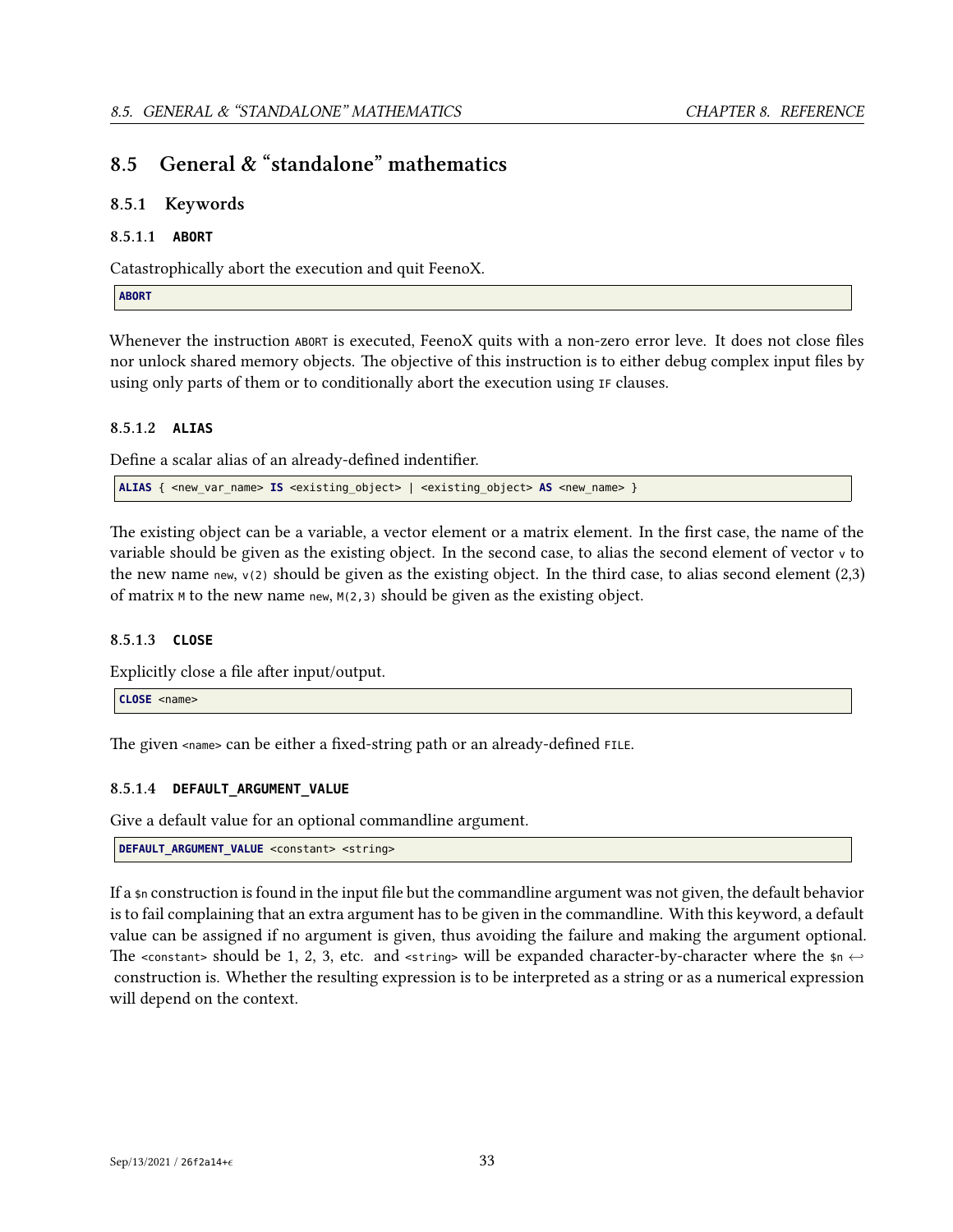## 8.5 General & "standalone" mathematics

### 8.5.1 Keywords

#### 8.5.1.1 `ABORT`

Catastrophically abort the execution and quit FeenoX.

```
ABORT
```

Whenever the instruction `ABORT` is executed, FeenoX quits with a non-zero error leve. It does not close files nor unlock shared memory objects. The objective of this instruction is to either debug complex input files by using only parts of them or to conditionally abort the execution using `IF` clauses.

#### 8.5.1.2 `ALIAS`

Define a scalar alias of an already-defined indentifier.

```
ALIAS { <new_var_name> IS <existing_object> | <existing_object> AS <new_name> }
```

The existing object can be a variable, a vector element or a matrix element. In the first case, the name of the variable should be given as the existing object. In the second case, to alias the second element of vector `v` to the new name `new`, `v(2)` should be given as the existing object. In the third case, to alias second element (2,3) of matrix `M` to the new name `new`, `M(2,3)` should be given as the existing object.

#### 8.5.1.3 `CLOSE`

Explicitly close a file after input/output.

```
CLOSE <name>
```

The given `<name>` can be either a fixed-string path or an already-defined `FILE`.

#### 8.5.1.4 `DEFAULT_ARGUMENT_VALUE`

Give a default value for an optional commandline argument.

```
DEFAULT_ARGUMENT_VALUE <constant> <string>
```

If a `$n` construction is found in the input file but the commandline argument was not given, the default behavior is to fail complaining that an extra argument has to be given in the commandline. With this keyword, a default value can be assigned if no argument is given, thus avoiding the failure and making the argument optional. The `<constant>` should be 1, 2, 3, etc. and `<string>` will be expanded character-by-character where the `$n` construction is. Whether the resulting expression is to be interpreted as a string or as a numerical expression will depend on the context.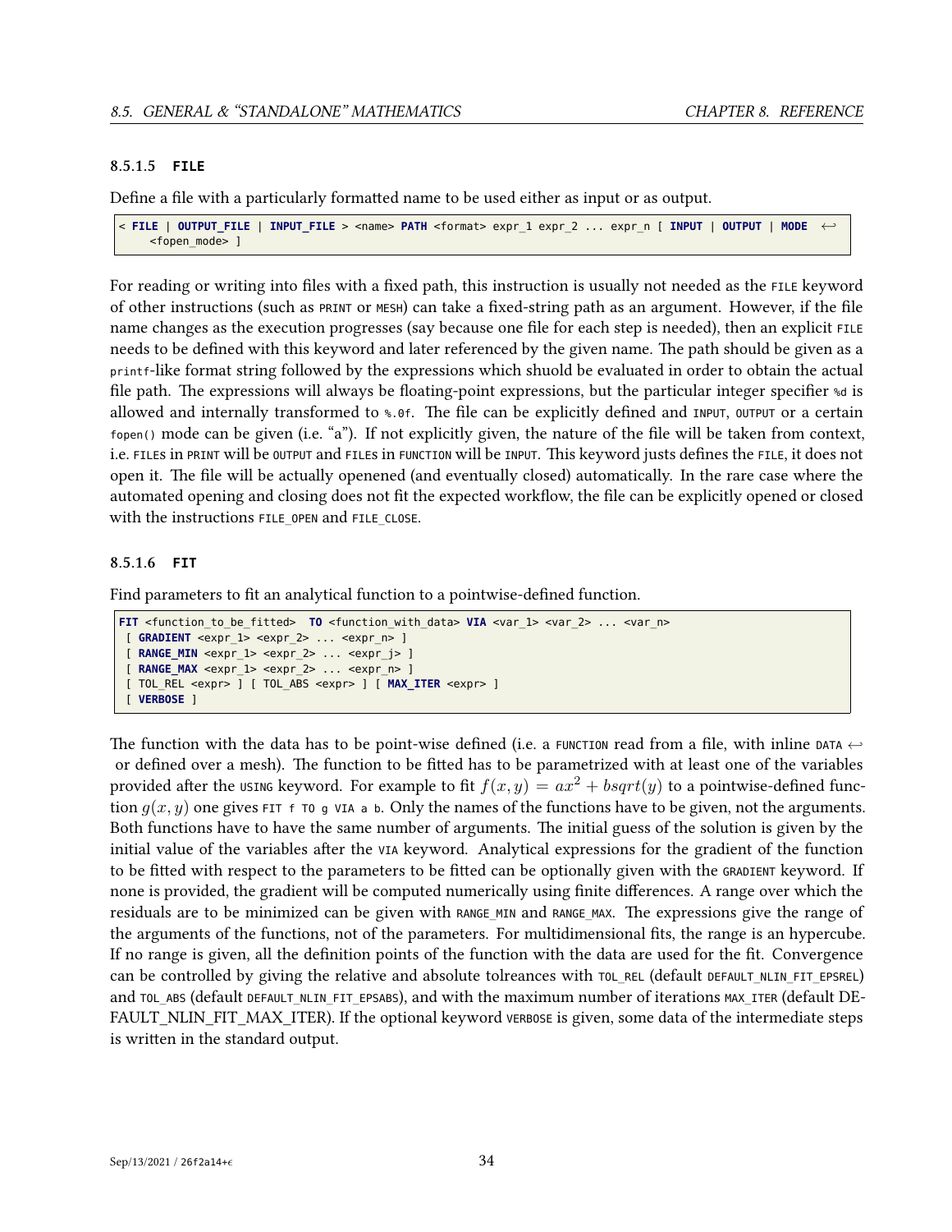#### 8.5.1.5 FILE

Define a file with a particularly formatted name to be used either as input or as output.

```
< FILE | OUTPUT_FILE | INPUT_FILE > <name> PATH <format> expr_1 expr_2 ... expr_n [ INPUT | OUTPUT | MODE ↩
    <fopen_mode> ]
```

For reading or writing into files with a fixed path, this instruction is usually not needed as the `FILE` keyword of other instructions (such as `PRINT` or `MESH`) can take a fixed-string path as an argument. However, if the file name changes as the execution progresses (say because one file for each step is needed), then an explicit `FILE` needs to be defined with this keyword and later referenced by the given name. The path should be given as a `printf`-like format string followed by the expressions which shuold be evaluated in order to obtain the actual file path. The expressions will always be floating-point expressions, but the particular integer specifier `%d` is allowed and internally transformed to `%.0f`. The file can be explicitly defined and `INPUT`, `OUTPUT` or a certain `fopen()` mode can be given (i.e. "a"). If not explicitly given, the nature of the file will be taken from context, i.e. `FILE`s in `PRINT` will be `OUTPUT` and `FILE`s in `FUNCTION` will be `INPUT`. This keyword justs defines the `FILE`, it does not open it. The file will be actually openened (and eventually closed) automatically. In the rare case where the automated opening and closing does not fit the expected workflow, the file can be explicitly opened or closed with the instructions `FILE_OPEN` and `FILE_CLOSE`.

#### 8.5.1.6 FIT

Find parameters to fit an analytical function to a pointwise-defined function.

```
FIT <function_to_be_fitted>  TO <function_with_data> VIA <var_1> <var_2> ... <var_n>
 [ GRADIENT <expr_1> <expr_2> ... <expr_n> ]
 [ RANGE_MIN <expr_1> <expr_2> ... <expr_j> ]
 [ RANGE_MAX <expr_1> <expr_2> ... <expr_n> ]
 [ TOL_REL <expr> ] [ TOL_ABS <expr> ] [ MAX_ITER <expr> ]
 [ VERBOSE ]
```

The function with the data has to be point-wise defined (i.e. a `FUNCTION` read from a file, with inline `DATA` ↩ or defined over a mesh). The function to be fitted has to be parametrized with at least one of the variables provided after the `USING` keyword. For example to fit $f(x,y) = ax^2 + bsqrt(y)$ to a pointwise-defined function $g(x,y)$ one gives `FIT f TO g VIA a b`. Only the names of the functions have to be given, not the arguments. Both functions have to have the same number of arguments. The initial guess of the solution is given by the initial value of the variables after the `VIA` keyword. Analytical expressions for the gradient of the function to be fitted with respect to the parameters to be fitted can be optionally given with the `GRADIENT` keyword. If none is provided, the gradient will be computed numerically using finite differences. A range over which the residuals are to be minimized can be given with `RANGE_MIN` and `RANGE_MAX`. The expressions give the range of the arguments of the functions, not of the parameters. For multidimensional fits, the range is an hypercube. If no range is given, all the definition points of the function with the data are used for the fit. Convergence can be controlled by giving the relative and absolute tolreances with `TOL_REL` (default `DEFAULT_NLIN_FIT_EPSREL`) and `TOL_ABS` (default `DEFAULT_NLIN_FIT_EPSABS`), and with the maximum number of iterations `MAX_ITER` (default DEFAULT_NLIN_FIT_MAX_ITER). If the optional keyword `VERBOSE` is given, some data of the intermediate steps is written in the standard output.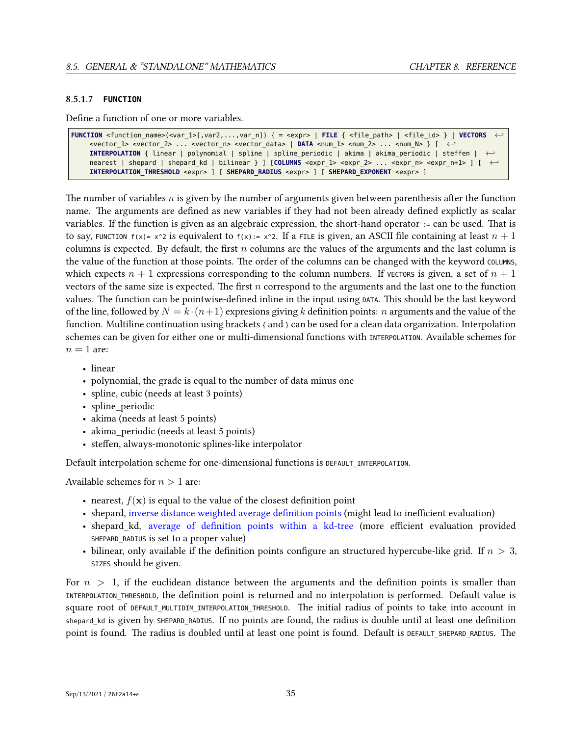#### 8.5.1.7 FUNCTION

Define a function of one or more variables.

```
FUNCTION <function_name>(<var_1>[,var2,...,var_n]) { = <expr> | FILE { <file_path> | <file_id> } | VECTORS ↩
    <vector_1> <vector_2> ... <vector_n> <vector_data> | DATA <num_1> <num_2> ... <num_N> } [ ↩
    INTERPOLATION { linear | polynomial | spline | spline_periodic | akima | akima_periodic | steffen | ↩
    nearest | shepard | shepard_kd | bilinear } ] [COLUMNS <expr_1> <expr_2> ... <expr_n> <expr_n+1> ] [ ↩
    INTERPOLATION_THRESHOLD <expr> ] [ SHEPARD_RADIUS <expr> ] [ SHEPARD_EXPONENT <expr> ]
```

The number of variables $n$ is given by the number of arguments given between parenthesis after the function name. The arguments are defined as new variables if they had not been already defined explictly as scalar variables. If the function is given as an algebraic expression, the short-hand operator `:=` can be used. That is to say, `FUNCTION f(x)= x^2` is equivalent to `f(x):= x^2`. If a `FILE` is given, an ASCII file containing at least $n+1$ columns is expected. By default, the first $n$ columns are the values of the arguments and the last column is the value of the function at those points. The order of the columns can be changed with the keyword `COLUMNS`, which expects $n+1$ expressions corresponding to the column numbers. If `VECTORS` is given, a set of $n+1$ vectors of the same size is expected. The first $n$ correspond to the arguments and the last one to the function values. The function can be pointwise-defined inline in the input using `DATA`. This should be the last keyword of the line, followed by $N = k \cdot (n+1)$ expresions giving $k$ definition points: $n$ arguments and the value of the function. Multiline continuation using brackets `{` and `}` can be used for a clean data organization. Interpolation schemes can be given for either one or multi-dimensional functions with `INTERPOLATION`. Available schemes for $n = 1$ are:

- linear
- polynomial, the grade is equal to the number of data minus one
- spline, cubic (needs at least 3 points)
- spline_periodic
- akima (needs at least 5 points)
- akima_periodic (needs at least 5 points)
- steffen, always-monotonic splines-like interpolator

Default interpolation scheme for one-dimensional functions is `DEFAULT_INTERPOLATION`.

Available schemes for $n > 1$ are:

- nearest, $f(\mathbf{x})$ is equal to the value of the closest definition point
- shepard, inverse distance weighted average definition points (might lead to inefficient evaluation)
- shepard_kd, average of definition points within a kd-tree (more efficient evaluation provided `SHEPARD_RADIUS` is set to a proper value)
- bilinear, only available if the definition points configure an structured hypercube-like grid. If $n > 3$, `SIZES` should be given.

For $n > 1$, if the euclidean distance between the arguments and the definition points is smaller than `INTERPOLATION_THRESHOLD`, the definition point is returned and no interpolation is performed. Default value is square root of `DEFAULT_MULTIDIM_INTERPOLATION_THRESHOLD`. The initial radius of points to take into account in `shepard_kd` is given by `SHEPARD_RADIUS`. If no points are found, the radius is double until at least one definition point is found. The radius is doubled until at least one point is found. Default is `DEFAULT_SHEPARD_RADIUS`. The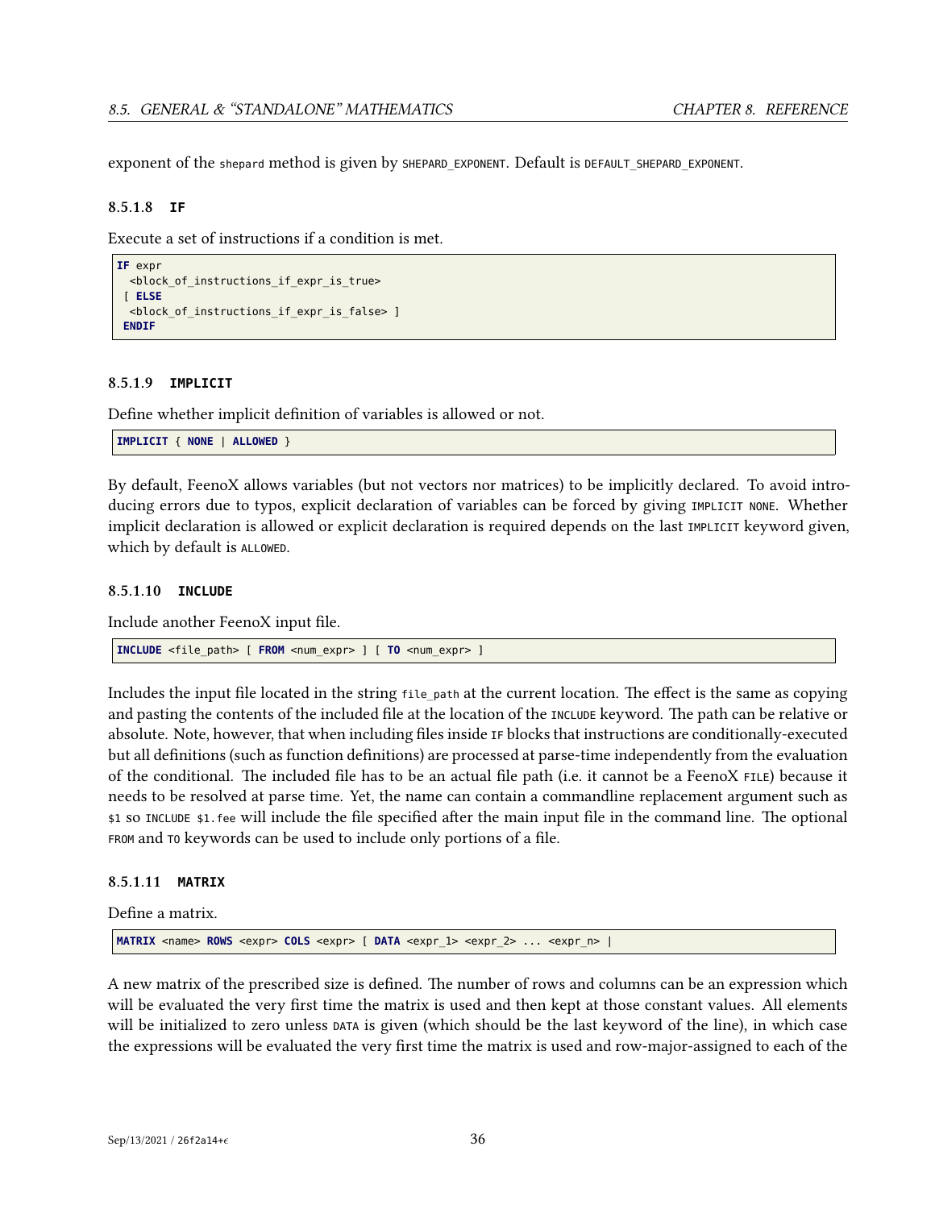exponent of the `shepard` method is given by `SHEPARD_EXPONENT`. Default is `DEFAULT_SHEPARD_EXPONENT`.

#### 8.5.1.8 **IF**

Execute a set of instructions if a condition is met.

```
IF expr
  <block_of_instructions_if_expr_is_true>
 [ ELSE
  <block_of_instructions_if_expr_is_false> ]
 ENDIF
```

#### 8.5.1.9 **IMPLICIT**

Define whether implicit definition of variables is allowed or not.

```
IMPLICIT { NONE | ALLOWED }
```

By default, FeenoX allows variables (but not vectors nor matrices) to be implicitly declared. To avoid introducing errors due to typos, explicit declaration of variables can be forced by giving `IMPLICIT NONE`. Whether implicit declaration is allowed or explicit declaration is required depends on the last `IMPLICIT` keyword given, which by default is `ALLOWED`.

#### 8.5.1.10 **INCLUDE**

Include another FeenoX input file.

```
INCLUDE <file_path> [ FROM <num_expr> ] [ TO <num_expr> ]
```

Includes the input file located in the string `file_path` at the current location. The effect is the same as copying and pasting the contents of the included file at the location of the `INCLUDE` keyword. The path can be relative or absolute. Note, however, that when including files inside `IF` blocks that instructions are conditionally-executed but all definitions (such as function definitions) are processed at parse-time independently from the evaluation of the conditional. The included file has to be an actual file path (i.e. it cannot be a FeenoX `FILE`) because it needs to be resolved at parse time. Yet, the name can contain a commandline replacement argument such as `$1` so `INCLUDE $1.fee` will include the file specified after the main input file in the command line. The optional `FROM` and `TO` keywords can be used to include only portions of a file.

#### 8.5.1.11 **MATRIX**

Define a matrix.

```
MATRIX <name> ROWS <expr> COLS <expr> [ DATA <expr_1> <expr_2> ... <expr_n> |
```

A new matrix of the prescribed size is defined. The number of rows and columns can be an expression which will be evaluated the very first time the matrix is used and then kept at those constant values. All elements will be initialized to zero unless `DATA` is given (which should be the last keyword of the line), in which case the expressions will be evaluated the very first time the matrix is used and row-major-assigned to each of the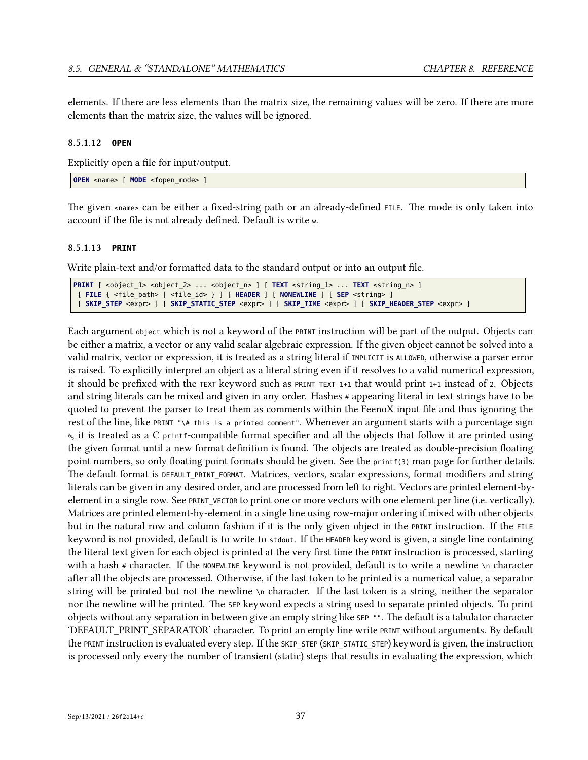elements. If there are less elements than the matrix size, the remaining values will be zero. If there are more elements than the matrix size, the values will be ignored.

#### 8.5.1.12 `OPEN`

Explicitly open a file for input/output.

```
OPEN <name> [ MODE <fopen_mode> ]
```

The given `<name>` can be either a fixed-string path or an already-defined `FILE`. The mode is only taken into account if the file is not already defined. Default is write `w`.

#### 8.5.1.13 `PRINT`

Write plain-text and/or formatted data to the standard output or into an output file.

```
PRINT [ <object_1> <object_2> ... <object_n> ] [ TEXT <string_1> ... TEXT <string_n> ]
 [ FILE { <file_path> | <file_id> } ] [ HEADER ] [ NONEWLINE ] [ SEP <string> ]
 [ SKIP_STEP <expr> ] [ SKIP_STATIC_STEP <expr> ] [ SKIP_TIME <expr> ] [ SKIP_HEADER_STEP <expr> ]
```

Each argument `object` which is not a keyword of the `PRINT` instruction will be part of the output. Objects can be either a matrix, a vector or any valid scalar algebraic expression. If the given object cannot be solved into a valid matrix, vector or expression, it is treated as a string literal if `IMPLICIT` is `ALLOWED`, otherwise a parser error is raised. To explicitly interpret an object as a literal string even if it resolves to a valid numerical expression, it should be prefixed with the `TEXT` keyword such as `PRINT TEXT 1+1` that would print `1+1` instead of `2`. Objects and string literals can be mixed and given in any order. Hashes `#` appearing literal in text strings have to be quoted to prevent the parser to treat them as comments within the FeenoX input file and thus ignoring the rest of the line, like `PRINT "\# this is a printed comment"`. Whenever an argument starts with a porcentage sign `%`, it is treated as a C `printf`-compatible format specifier and all the objects that follow it are printed using the given format until a new format definition is found. The objects are treated as double-precision floating point numbers, so only floating point formats should be given. See the `printf(3)` man page for further details. The default format is `DEFAULT_PRINT_FORMAT`. Matrices, vectors, scalar expressions, format modifiers and string literals can be given in any desired order, and are processed from left to right. Vectors are printed element-by-element in a single row. See `PRINT_VECTOR` to print one or more vectors with one element per line (i.e. vertically). Matrices are printed element-by-element in a single line using row-major ordering if mixed with other objects but in the natural row and column fashion if it is the only given object in the `PRINT` instruction. If the `FILE` keyword is not provided, default is to write to `stdout`. If the `HEADER` keyword is given, a single line containing the literal text given for each object is printed at the very first time the `PRINT` instruction is processed, starting with a hash `#` character. If the `NONEWLINE` keyword is not provided, default is to write a newline `\n` character after all the objects are processed. Otherwise, if the last token to be printed is a numerical value, a separator string will be printed but not the newline `\n` character. If the last token is a string, neither the separator nor the newline will be printed. The `SEP` keyword expects a string used to separate printed objects. To print objects without any separation in between give an empty string like `SEP ""`. The default is a tabulator character 'DEFAULT_PRINT_SEPARATOR' character. To print an empty line write `PRINT` without arguments. By default the `PRINT` instruction is evaluated every step. If the `SKIP_STEP` (`SKIP_STATIC_STEP`) keyword is given, the instruction is processed only every the number of transient (static) steps that results in evaluating the expression, which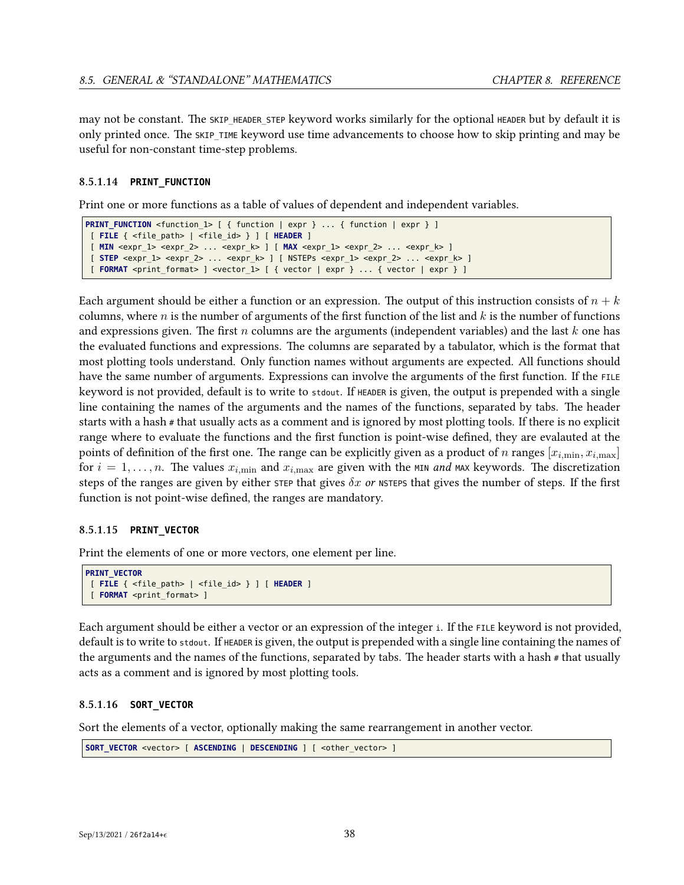may not be constant. The `SKIP_HEADER_STEP` keyword works similarly for the optional `HEADER` but by default it is only printed once. The `SKIP_TIME` keyword use time advancements to choose how to skip printing and may be useful for non-constant time-step problems.

#### 8.5.1.14 PRINT_FUNCTION

Print one or more functions as a table of values of dependent and independent variables.

```
PRINT_FUNCTION <function_1> [ { function | expr } ... { function | expr } ]
 [ FILE { <file_path> | <file_id> } ] [ HEADER ]
 [ MIN <expr_1> <expr_2> ... <expr_k> ] [ MAX <expr_1> <expr_2> ... <expr_k> ]
 [ STEP <expr_1> <expr_2> ... <expr_k> ] [ NSTEPs <expr_1> <expr_2> ... <expr_k> ]
 [ FORMAT <print_format> ] <vector_1> [ { vector | expr } ... { vector | expr } ]
```

Each argument should be either a function or an expression. The output of this instruction consists of $n+k$ columns, where $n$ is the number of arguments of the first function of the list and $k$ is the number of functions and expressions given. The first $n$ columns are the arguments (independent variables) and the last $k$ one has the evaluated functions and expressions. The columns are separated by a tabulator, which is the format that most plotting tools understand. Only function names without arguments are expected. All functions should have the same number of arguments. Expressions can involve the arguments of the first function. If the `FILE` keyword is not provided, default is to write to `stdout`. If `HEADER` is given, the output is prepended with a single line containing the names of the arguments and the names of the functions, separated by tabs. The header starts with a hash `#` that usually acts as a comment and is ignored by most plotting tools. If there is no explicit range where to evaluate the functions and the first function is point-wise defined, they are evalauted at the points of definition of the first one. The range can be explicitly given as a product of $n$ ranges $[x_{i,\min}, x_{i,\max}]$ for $i = 1, \dots, n$. The values $x_{i,\min}$ and $x_{i,\max}$ are given with the `MIN` *and* `MAX` keywords. The discretization steps of the ranges are given by either `STEP` that gives $\delta x$ *or* `NSTEPS` that gives the number of steps. If the first function is not point-wise defined, the ranges are mandatory.

#### 8.5.1.15 PRINT_VECTOR

Print the elements of one or more vectors, one element per line.

```
PRINT_VECTOR
 [ FILE { <file_path> | <file_id> } ] [ HEADER ]
 [ FORMAT <print_format> ]
```

Each argument should be either a vector or an expression of the integer `i`. If the `FILE` keyword is not provided, default is to write to `stdout`. If `HEADER` is given, the output is prepended with a single line containing the names of the arguments and the names of the functions, separated by tabs. The header starts with a hash `#` that usually acts as a comment and is ignored by most plotting tools.

#### 8.5.1.16 SORT_VECTOR

Sort the elements of a vector, optionally making the same rearrangement in another vector.

```
SORT_VECTOR <vector> [ ASCENDING | DESCENDING ] [ <other_vector> ]
```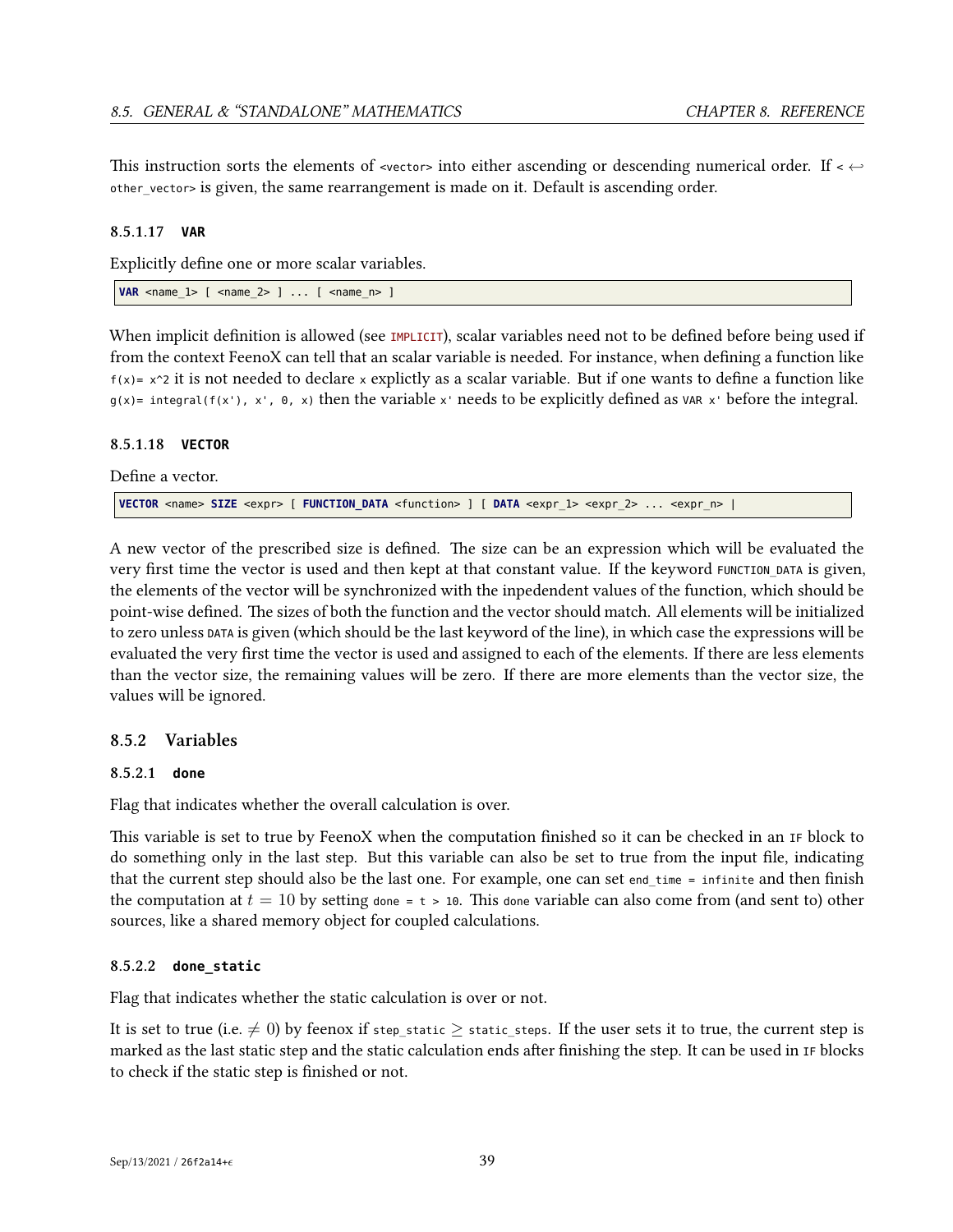This instruction sorts the elements of `<vector>` into either ascending or descending numerical order. If `<other_vector>` is given, the same rearrangement is made on it. Default is ascending order.

#### 8.5.1.17 VAR

Explicitly define one or more scalar variables.

```
VAR <name_1> [ <name_2> ] ... [ <name_n> ]
```

When implicit definition is allowed (see `IMPLICIT`), scalar variables need not to be defined before being used if from the context FeenoX can tell that an scalar variable is needed. For instance, when defining a function like `f(x)= x^2` it is not needed to declare `x` explictly as a scalar variable. But if one wants to define a function like `g(x)= integral(f(x'), x', 0, x)` then the variable `x'` needs to be explicitly defined as `VAR x'` before the integral.

#### 8.5.1.18 VECTOR

Define a vector.

```
VECTOR <name> SIZE <expr> [ FUNCTION_DATA <function> ] [ DATA <expr_1> <expr_2> ... <expr_n> |
```

A new vector of the prescribed size is defined. The size can be an expression which will be evaluated the very first time the vector is used and then kept at that constant value. If the keyword `FUNCTION_DATA` is given, the elements of the vector will be synchronized with the inpedendent values of the function, which should be point-wise defined. The sizes of both the function and the vector should match. All elements will be initialized to zero unless `DATA` is given (which should be the last keyword of the line), in which case the expressions will be evaluated the very first time the vector is used and assigned to each of the elements. If there are less elements than the vector size, the remaining values will be zero. If there are more elements than the vector size, the values will be ignored.

### 8.5.2 Variables

#### 8.5.2.1 done

Flag that indicates whether the overall calculation is over.

This variable is set to true by FeenoX when the computation finished so it can be checked in an `IF` block to do something only in the last step. But this variable can also be set to true from the input file, indicating that the current step should also be the last one. For example, one can set `end_time = infinite` and then finish the computation at $t = 10$ by setting `done = t > 10`. This `done` variable can also come from (and sent to) other sources, like a shared memory object for coupled calculations.

#### 8.5.2.2 done_static

Flag that indicates whether the static calculation is over or not.

It is set to true (i.e. $\neq 0$) by feenox if `step_static` $\geq$ `static_steps`. If the user sets it to true, the current step is marked as the last static step and the static calculation ends after finishing the step. It can be used in `IF` blocks to check if the static step is finished or not.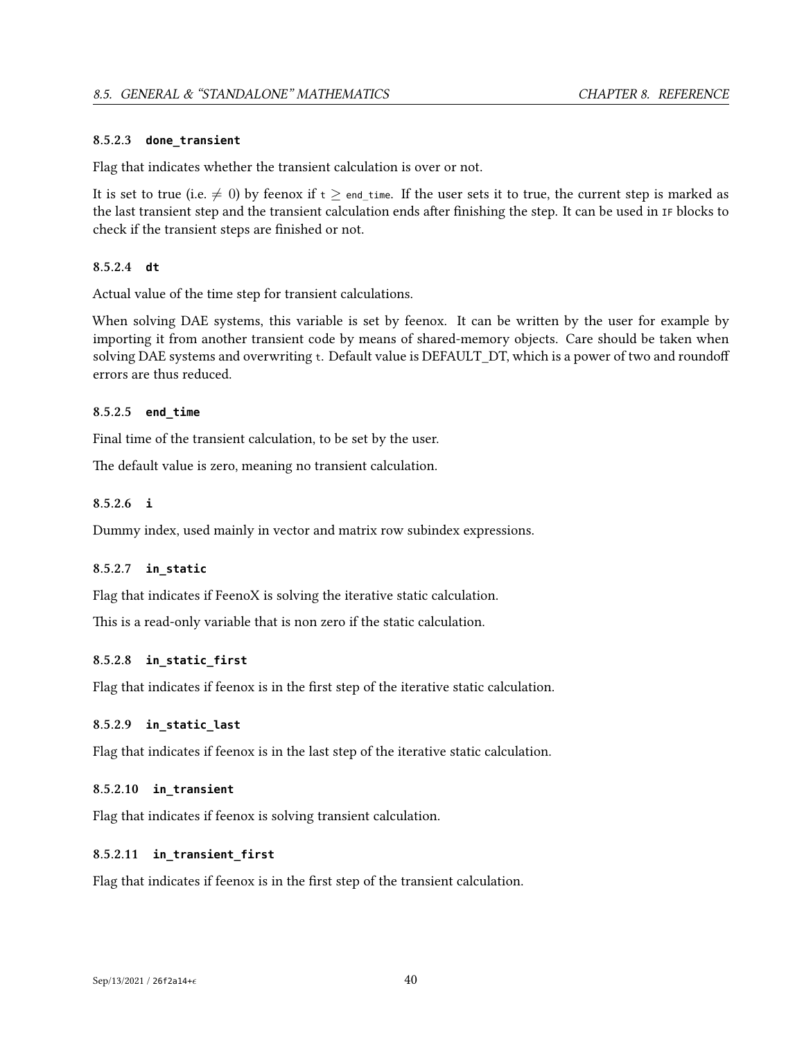#### 8.5.2.3 `done_transient`

Flag that indicates whether the transient calculation is over or not.

It is set to true (i.e. $\neq 0$) by feenox if `t` $\geq$ `end_time`. If the user sets it to true, the current step is marked as the last transient step and the transient calculation ends after finishing the step. It can be used in `IF` blocks to check if the transient steps are finished or not.

#### 8.5.2.4 `dt`

Actual value of the time step for transient calculations.

When solving DAE systems, this variable is set by feenox. It can be written by the user for example by importing it from another transient code by means of shared-memory objects. Care should be taken when solving DAE systems and overwriting `t`. Default value is DEFAULT_DT, which is a power of two and roundoff errors are thus reduced.

#### 8.5.2.5 `end_time`

Final time of the transient calculation, to be set by the user.

The default value is zero, meaning no transient calculation.

#### 8.5.2.6 `i`

Dummy index, used mainly in vector and matrix row subindex expressions.

#### 8.5.2.7 `in_static`

Flag that indicates if FeenoX is solving the iterative static calculation.

This is a read-only variable that is non zero if the static calculation.

#### 8.5.2.8 `in_static_first`

Flag that indicates if feenox is in the first step of the iterative static calculation.

#### 8.5.2.9 `in_static_last`

Flag that indicates if feenox is in the last step of the iterative static calculation.

#### 8.5.2.10 `in_transient`

Flag that indicates if feenox is solving transient calculation.

#### 8.5.2.11 `in_transient_first`

Flag that indicates if feenox is in the first step of the transient calculation.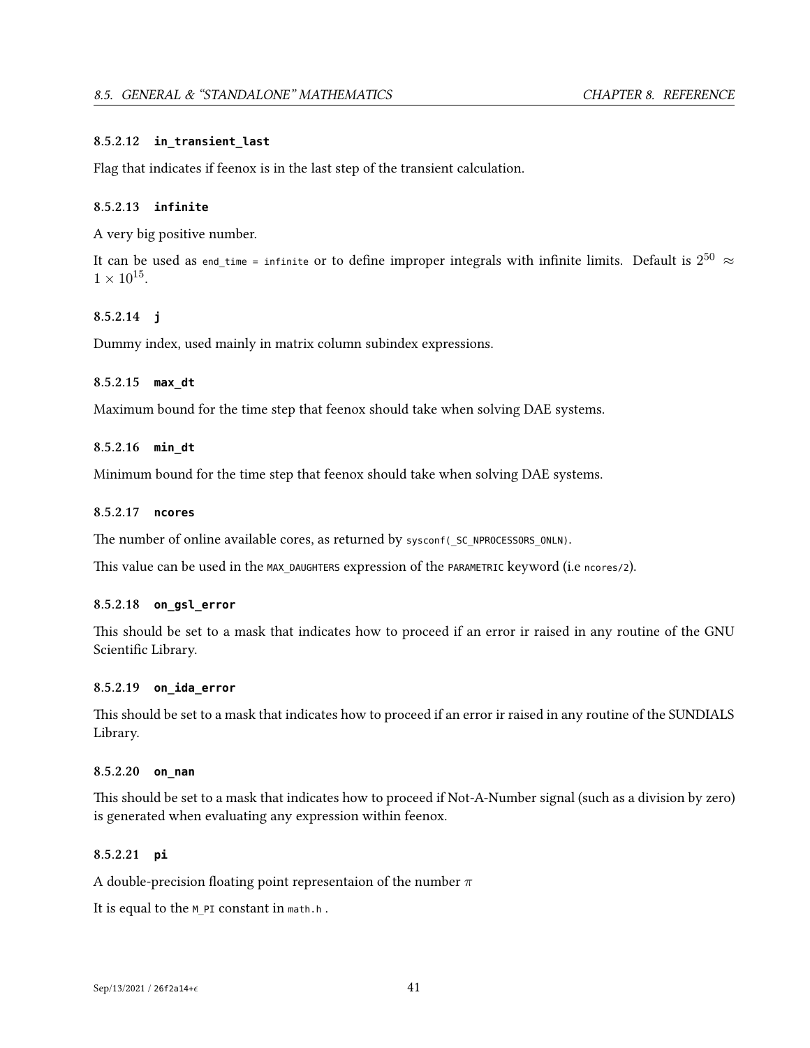#### 8.5.2.12 `in_transient_last`

Flag that indicates if feenox is in the last step of the transient calculation.

#### 8.5.2.13 `infinite`

A very big positive number.

It can be used as `end_time = infinite` or to define improper integrals with infinite limits. Default is $2^{50} \approx 1 \times 10^{15}$.

#### 8.5.2.14 `j`

Dummy index, used mainly in matrix column subindex expressions.

#### 8.5.2.15 `max_dt`

Maximum bound for the time step that feenox should take when solving DAE systems.

#### 8.5.2.16 `min_dt`

Minimum bound for the time step that feenox should take when solving DAE systems.

#### 8.5.2.17 `ncores`

The number of online available cores, as returned by `sysconf(_SC_NPROCESSORS_ONLN)`.

This value can be used in the `MAX_DAUGHTERS` expression of the `PARAMETRIC` keyword (i.e `ncores/2`).

#### 8.5.2.18 `on_gsl_error`

This should be set to a mask that indicates how to proceed if an error ir raised in any routine of the GNU Scientific Library.

#### 8.5.2.19 `on_ida_error`

This should be set to a mask that indicates how to proceed if an error ir raised in any routine of the SUNDIALS Library.

#### 8.5.2.20 `on_nan`

This should be set to a mask that indicates how to proceed if Not-A-Number signal (such as a division by zero) is generated when evaluating any expression within feenox.

#### 8.5.2.21 `pi`

A double-precision floating point representaion of the number $\pi$

It is equal to the `M_PI` constant in `math.h` .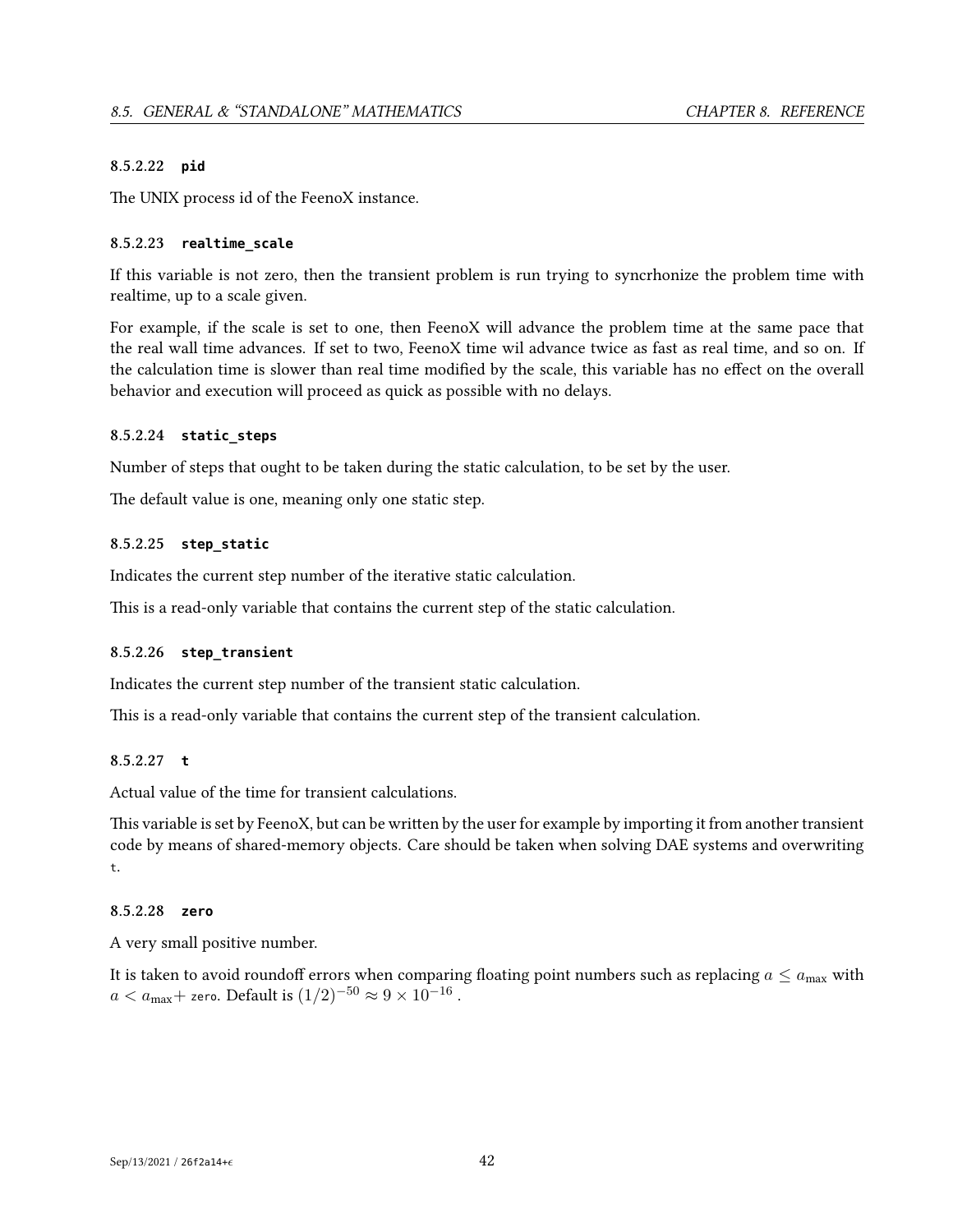#### 8.5.2.22 `pid`

The UNIX process id of the FeenoX instance.

#### 8.5.2.23 `realtime_scale`

If this variable is not zero, then the transient problem is run trying to syncrhonize the problem time with realtime, up to a scale given.

For example, if the scale is set to one, then FeenoX will advance the problem time at the same pace that the real wall time advances. If set to two, FeenoX time wil advance twice as fast as real time, and so on. If the calculation time is slower than real time modified by the scale, this variable has no effect on the overall behavior and execution will proceed as quick as possible with no delays.

#### 8.5.2.24 `static_steps`

Number of steps that ought to be taken during the static calculation, to be set by the user.

The default value is one, meaning only one static step.

#### 8.5.2.25 `step_static`

Indicates the current step number of the iterative static calculation.

This is a read-only variable that contains the current step of the static calculation.

#### 8.5.2.26 `step_transient`

Indicates the current step number of the transient static calculation.

This is a read-only variable that contains the current step of the transient calculation.

#### 8.5.2.27 `t`

Actual value of the time for transient calculations.

This variable is set by FeenoX, but can be written by the user for example by importing it from another transient code by means of shared-memory objects. Care should be taken when solving DAE systems and overwriting `t`.

#### 8.5.2.28 `zero`

A very small positive number.

It is taken to avoid roundoff errors when comparing floating point numbers such as replacing $a \leq a_{\max}$ with $a < a_{\max}+$ `zero`. Default is $(1/2)^{-50} \approx 9 \times 10^{-16}$ .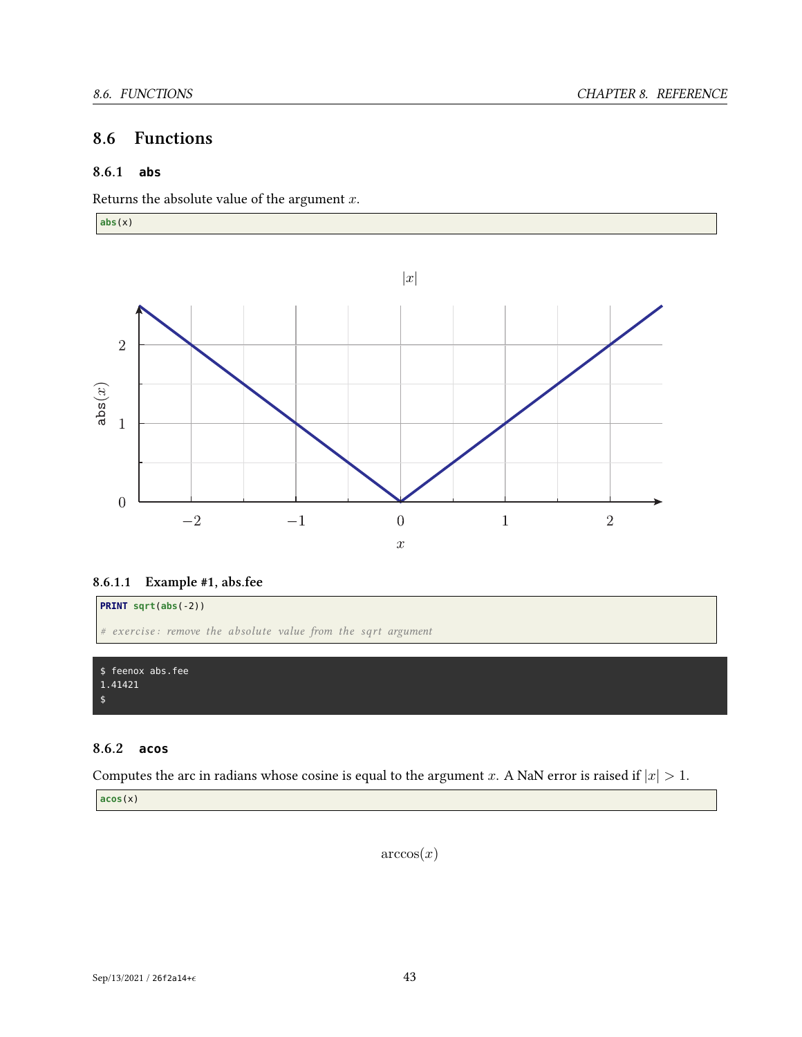## 8.6 Functions

### 8.6.1 abs

Returns the absolute value of the argument $x$.

```
abs(x)
```

#### 8.6.1.1 Example #1, abs.fee

```
PRINT sqrt(abs(-2))

# exercise: remove the absolute value from the sqrt argument
```

```
$ feenox abs.fee
1.41421
$
```

### 8.6.2 acos

Computes the arc in radians whose cosine is equal to the argument $x$. A NaN error is raised if $|x| > 1$.

```
acos(x)
```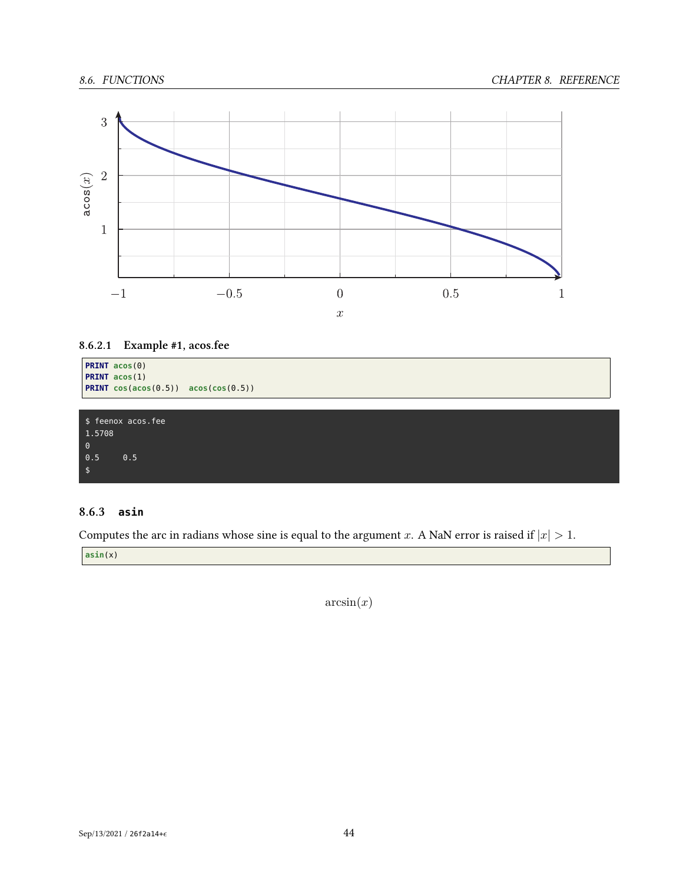#### 8.6.2.1 Example #1, acos.fee

```
PRINT acos(0)
PRINT acos(1)
PRINT cos(acos(0.5))  acos(cos(0.5))
```

```
$ feenox acos.fee
1.5708
0
0.5     0.5
$
```

### 8.6.3 asin

Computes the arc in radians whose sine is equal to the argument $x$. A NaN error is raised if $|x| > 1$.

```
asin(x)
```

$$\arcsin(x)$$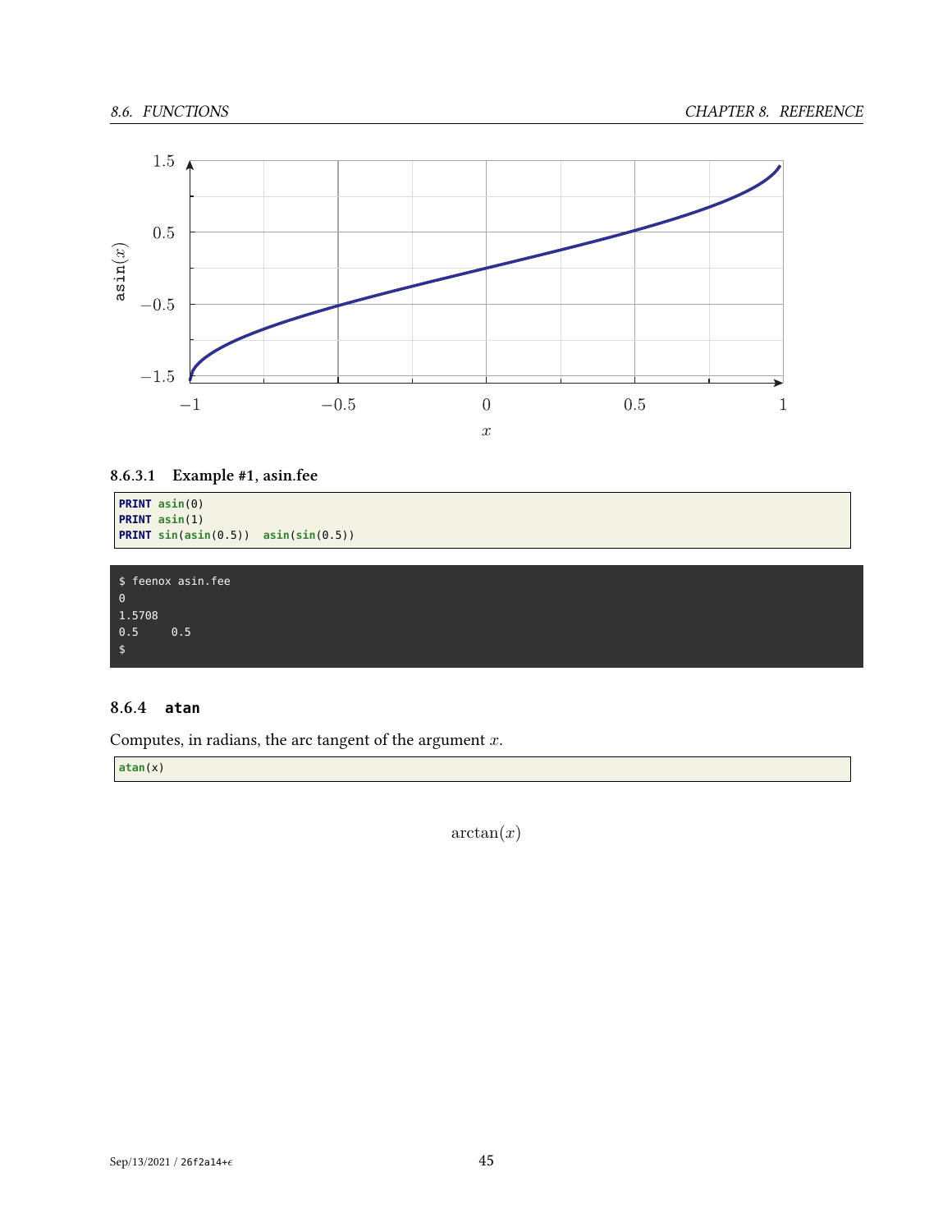#### 8.6.3.1 Example #1, asin.fee

```
PRINT asin(0)
PRINT asin(1)
PRINT sin(asin(0.5))  asin(sin(0.5))
```

```
$ feenox asin.fee
0
1.5708
0.5     0.5
$
```

### 8.6.4 atan

Computes, in radians, the arc tangent of the argument $x$.

```
atan(x)
```

$$\arctan(x)$$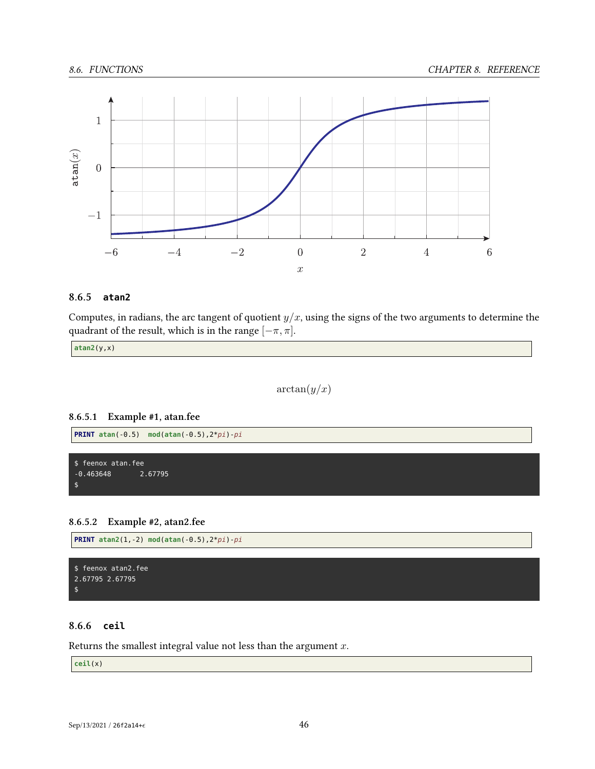### 8.6.5 atan2

Computes, in radians, the arc tangent of quotient $y/x$, using the signs of the two arguments to determine the quadrant of the result, which is in the range $[-\pi, \pi]$.

```
atan2(y,x)
```

$$\arctan(y/x)$$

#### 8.6.5.1 Example #1, atan.fee

```
PRINT atan(-0.5)  mod(atan(-0.5),2*pi)-pi
```

```
$ feenox atan.fee
-0.463648       2.67795
$
```

#### 8.6.5.2 Example #2, atan2.fee

```
PRINT atan2(1,-2) mod(atan(-0.5),2*pi)-pi
```

```
$ feenox atan2.fee
2.67795 2.67795
$
```

### 8.6.6 ceil

Returns the smallest integral value not less than the argument $x$.

```
ceil(x)
```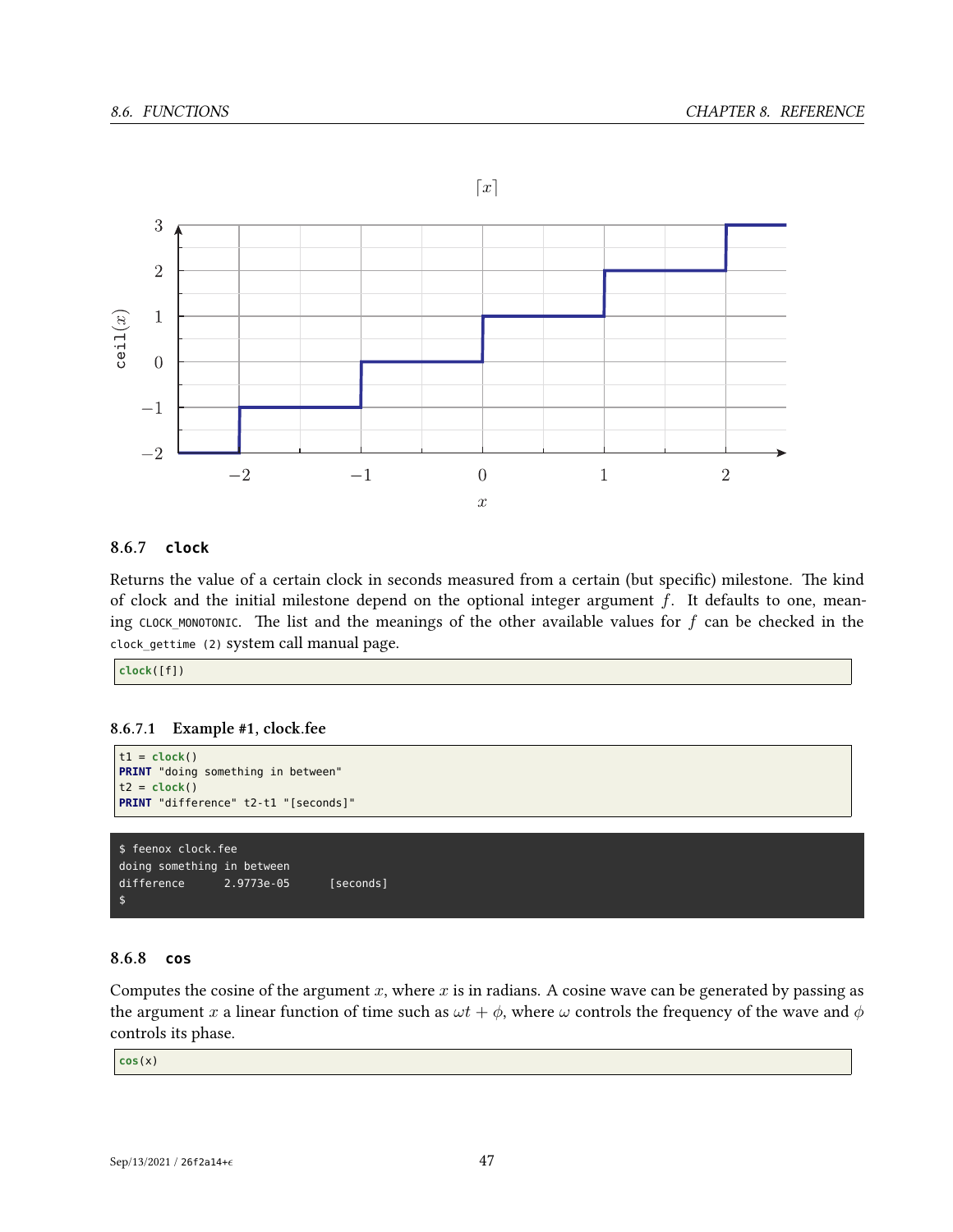### 8.6.7 `clock`

Returns the value of a certain clock in seconds measured from a certain (but specific) milestone. The kind of clock and the initial milestone depend on the optional integer argument $f$. It defaults to one, meaning `CLOCK_MONOTONIC`. The list and the meanings of the other available values for $f$ can be checked in the `clock_gettime (2)` system call manual page.

```
clock([f])
```

#### 8.6.7.1 Example #1, clock.fee

```
t1 = clock()
PRINT "doing something in between"
t2 = clock()
PRINT "difference" t2-t1 "[seconds]"
```

```
$ feenox clock.fee
doing something in between
difference      2.9773e-05      [seconds]
$
```

### 8.6.8 `cos`

Computes the cosine of the argument $x$, where $x$ is in radians. A cosine wave can be generated by passing as the argument $x$ a linear function of time such as $\omega t + \phi$, where $\omega$ controls the frequency of the wave and $\phi$ controls its phase.

```
cos(x)
```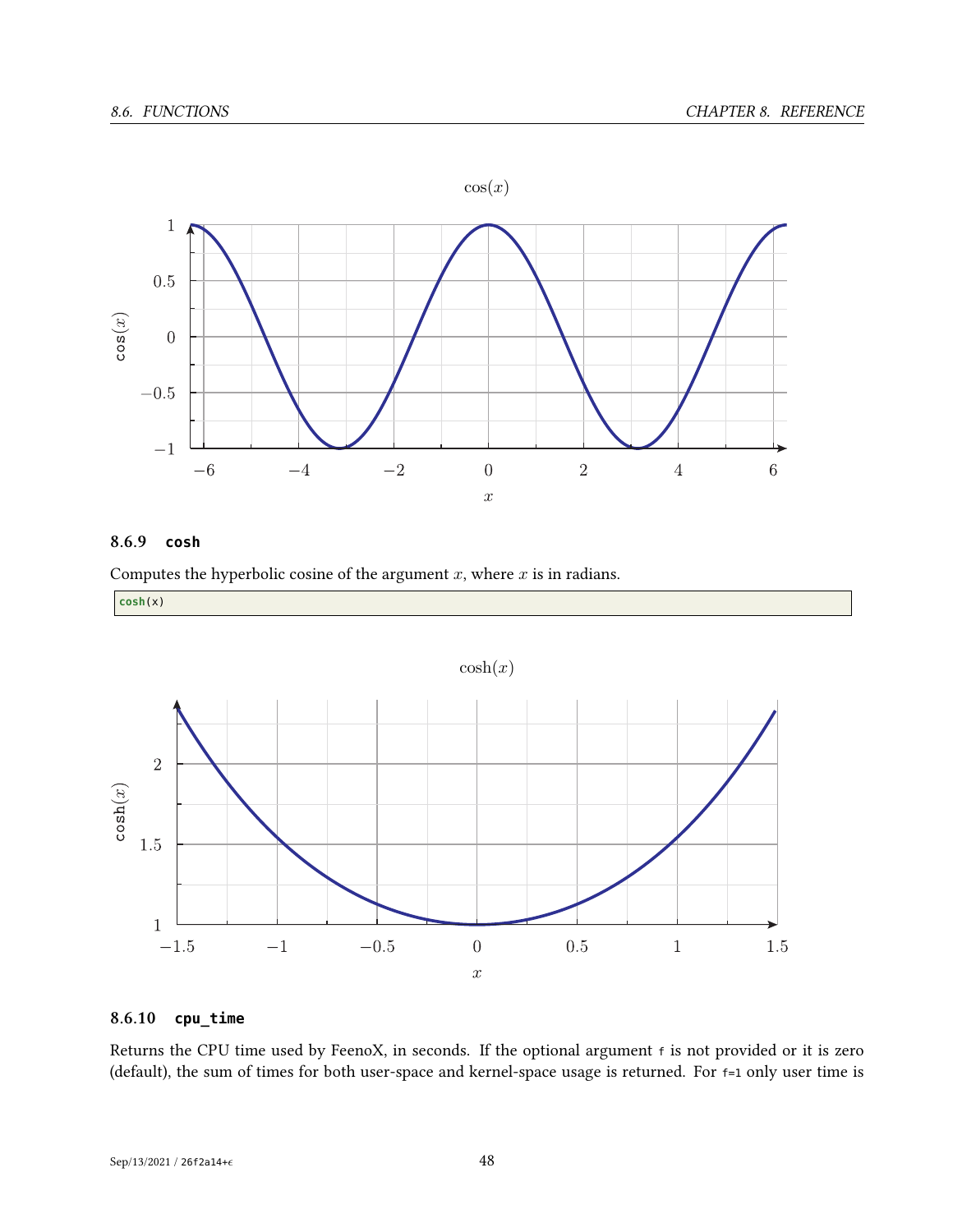### 8.6.9 cosh

Computes the hyperbolic cosine of the argument $x$, where $x$ is in radians.

```
cosh(x)
```

### 8.6.10 cpu_time

Returns the CPU time used by FeenoX, in seconds. If the optional argument `f` is not provided or it is zero (default), the sum of times for both user-space and kernel-space usage is returned. For `f=1` only user time is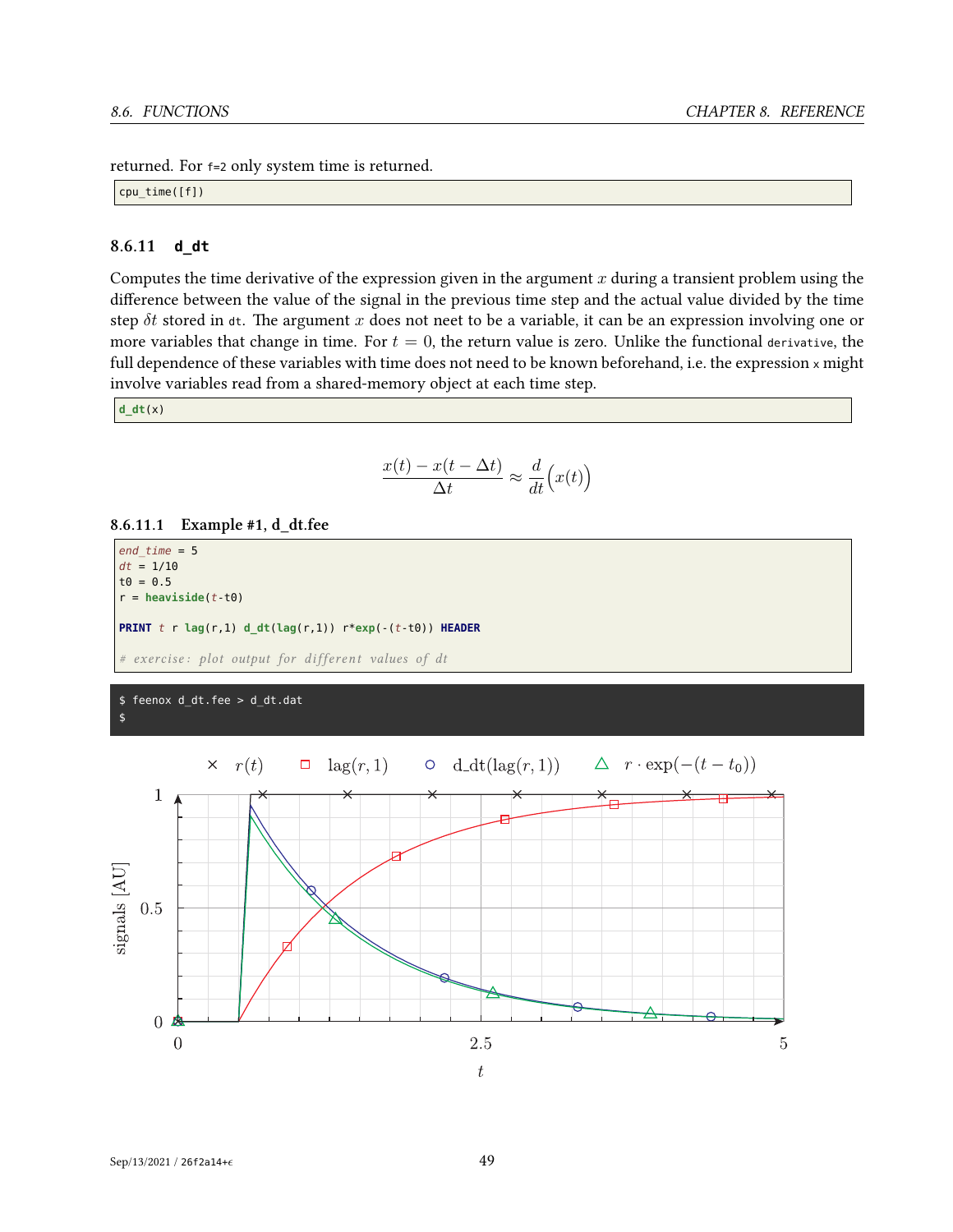returned. For `f=2` only system time is returned.

```
cpu_time([f])
```

### 8.6.11 d_dt

Computes the time derivative of the expression given in the argument $x$ during a transient problem using the difference between the value of the signal in the previous time step and the actual value divided by the time step $\delta t$ stored in `dt`. The argument $x$ does not neet to be a variable, it can be an expression involving one or more variables that change in time. For $t = 0$, the return value is zero. Unlike the functional `derivative`, the full dependence of these variables with time does not need to be known beforehand, i.e. the expression `x` might involve variables read from a shared-memory object at each time step.

```
d_dt(x)
```

$$\frac{x(t) - x(t - \Delta t)}{\Delta t} \approx \frac{d}{dt}\Big(x(t)\Big)$$

#### 8.6.11.1 Example #1, d_dt.fee

```
end_time = 5
dt = 1/10
t0 = 0.5
r = heaviside(t-t0)

PRINT t r lag(r,1) d_dt(lag(r,1)) r*exp(-(t-t0)) HEADER

# exercise: plot output for different values of dt
```

```
$ feenox d_dt.fee > d_dt.dat
$
```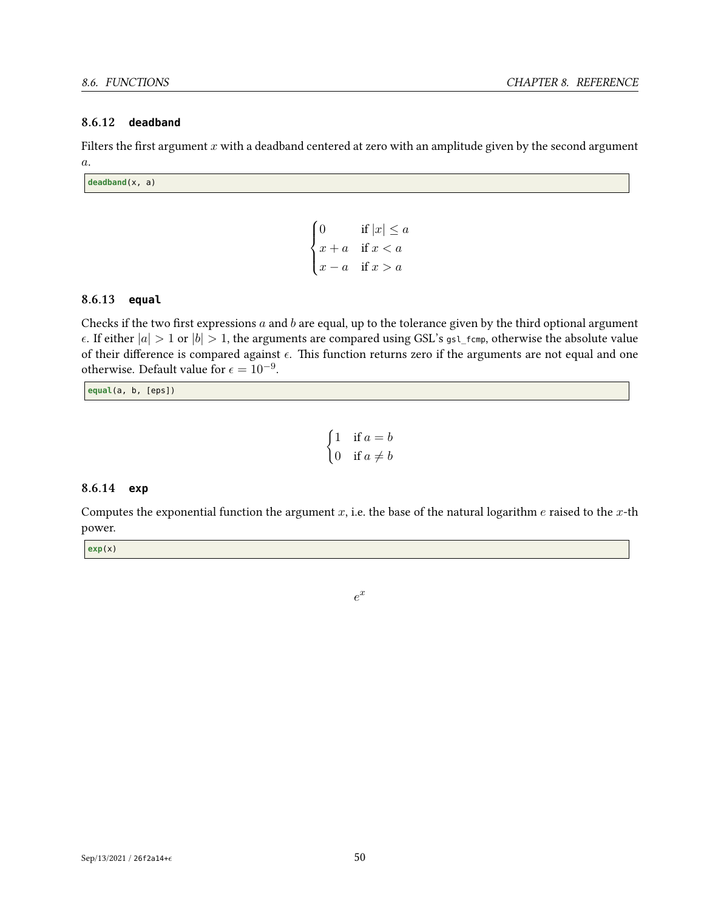### 8.6.12 deadband

Filters the first argument $x$ with a deadband centered at zero with an amplitude given by the second argument $a$.

```
deadband(x, a)
```

$$
\begin{cases} 0 & \text{if } |x| \leq a \\ x + a & \text{if } x < a \\ x - a & \text{if } x > a \end{cases}
$$

### 8.6.13 equal

Checks if the two first expressions $a$ and $b$ are equal, up to the tolerance given by the third optional argument $\epsilon$. If either $|a| > 1$ or $|b| > 1$, the arguments are compared using GSL's `gsl_fcmp`, otherwise the absolute value of their difference is compared against $\epsilon$. This function returns zero if the arguments are not equal and one otherwise. Default value for $\epsilon = 10^{-9}$.

```
equal(a, b, [eps])
```

$$
\begin{cases} 1 & \text{if } a = b \\ 0 & \text{if } a \neq b \end{cases}
$$

### 8.6.14 exp

Computes the exponential function the argument $x$, i.e. the base of the natural logarithm $e$ raised to the $x$-th power.

```
exp(x)
```

$$
e^x
$$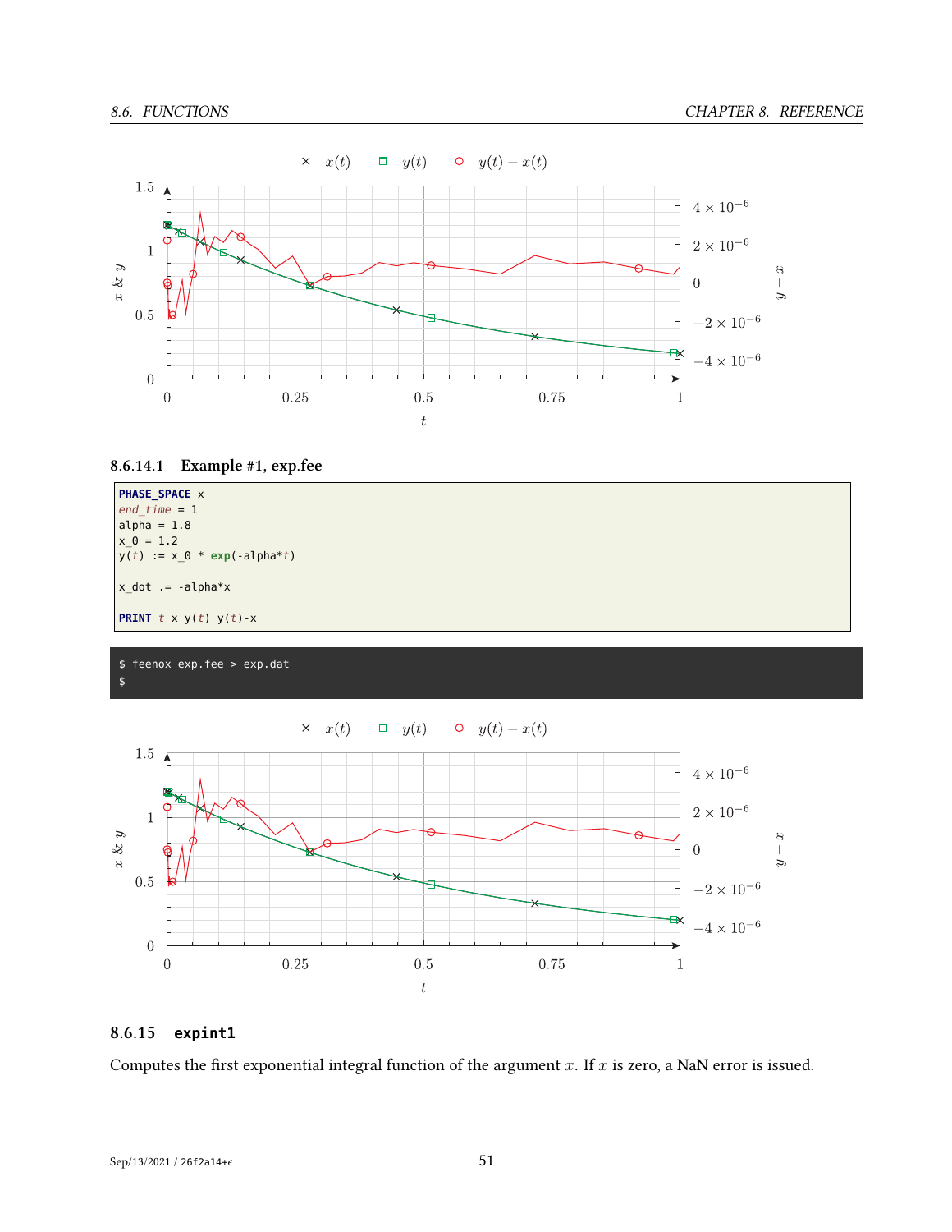#### 8.6.14.1 Example #1, exp.fee

```
PHASE_SPACE x
end_time = 1
alpha = 1.8
x_0 = 1.2
y(t) := x_0 * exp(-alpha*t)

x_dot .= -alpha*x

PRINT t x y(t) y(t)-x
```

```
$ feenox exp.fee > exp.dat
$
```

### 8.6.15 `expint1`

Computes the first exponential integral function of the argument $x$. If $x$ is zero, a NaN error is issued.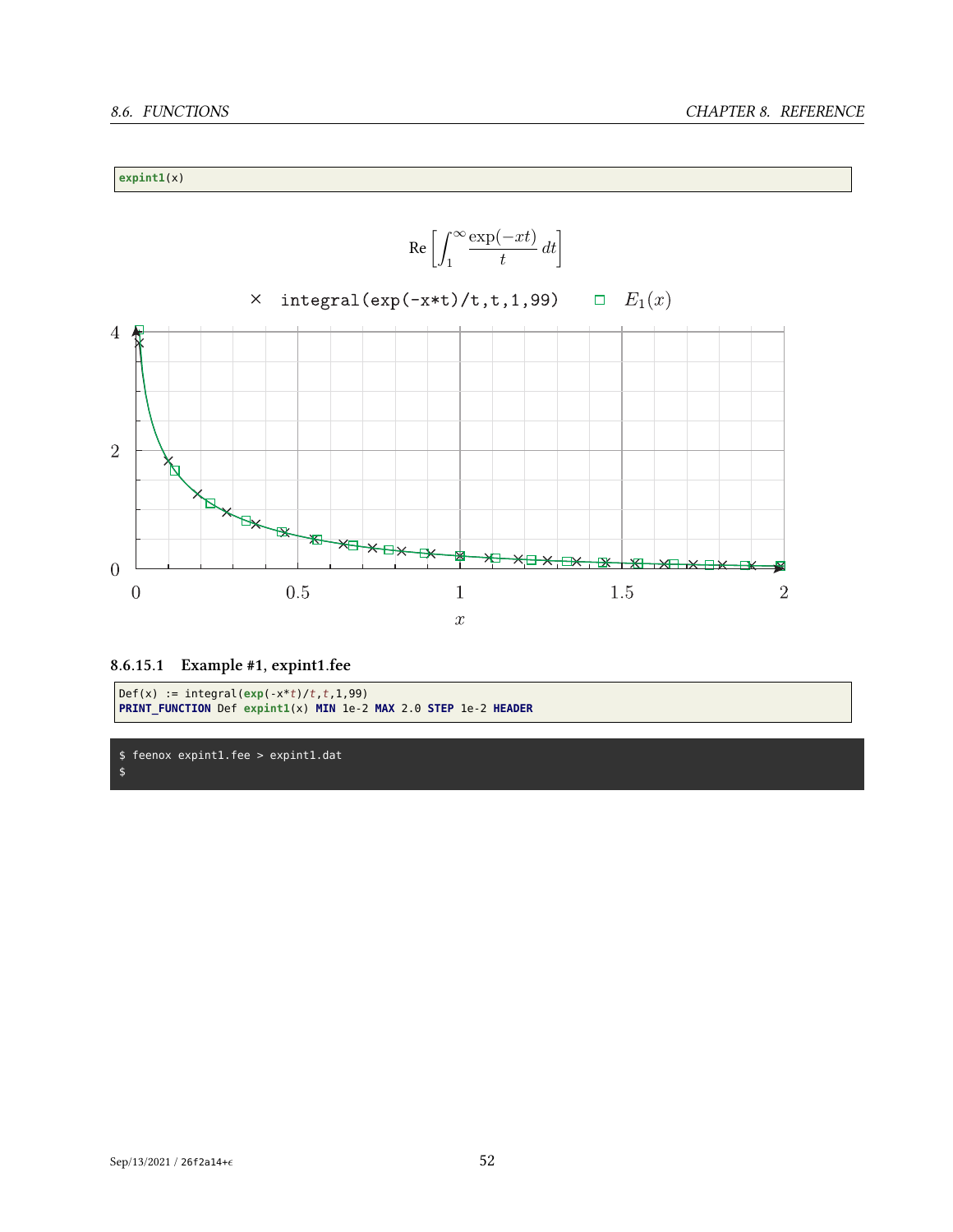```
expint1(x)
```

$$\mathrm{Re}\left[\int_1^\infty \frac{\exp(-xt)}{t}\,dt\right]$$

#### 8.6.15.1 Example #1, expint1.fee

```
Def(x) := integral(exp(-x*t)/t,t,1,99)
PRINT_FUNCTION Def expint1(x) MIN 1e-2 MAX 2.0 STEP 1e-2 HEADER
```

```
$ feenox expint1.fee > expint1.dat
$
```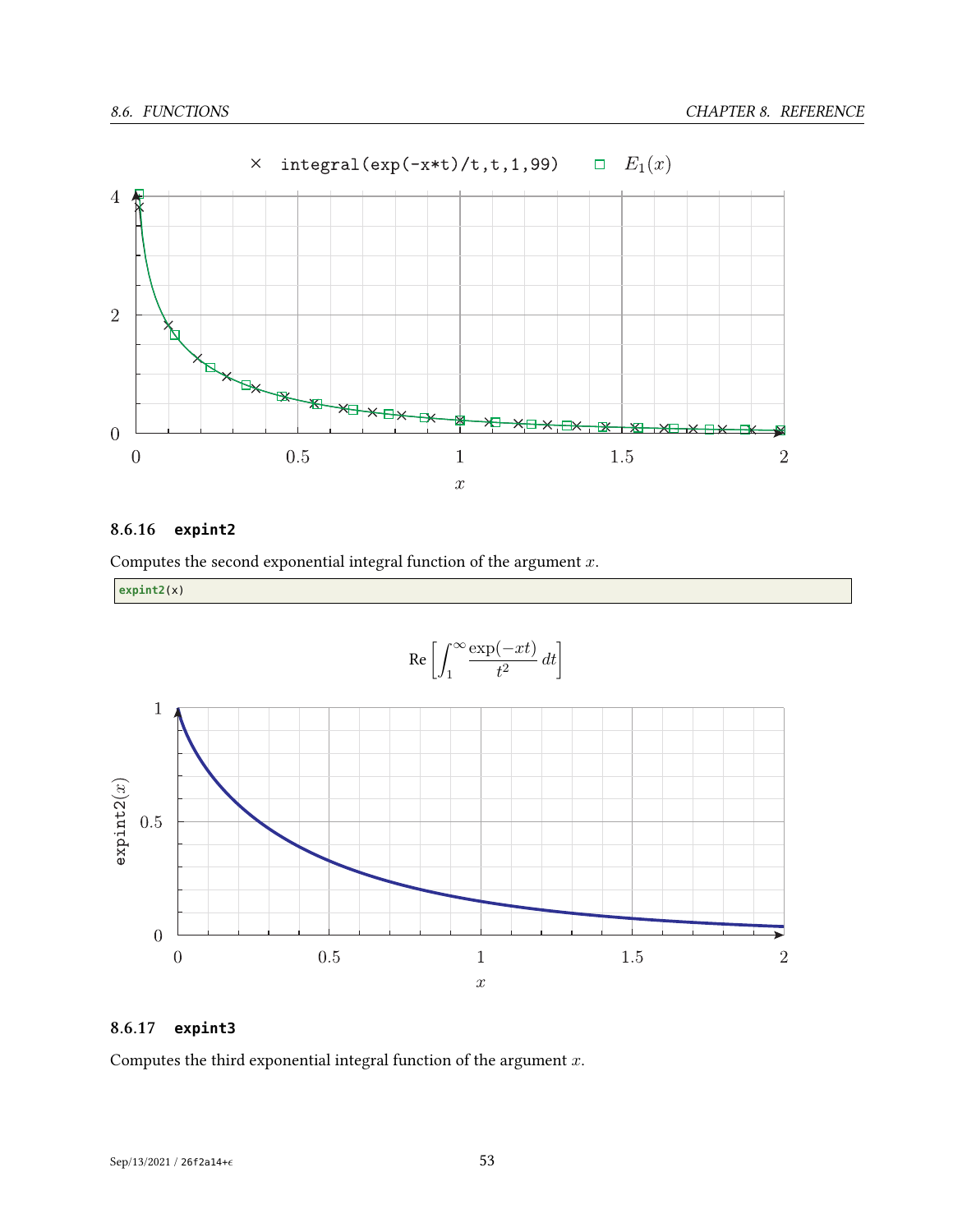### 8.6.16 expint2

Computes the second exponential integral function of the argument $x$.

```
expint2(x)
```

### 8.6.17 expint3

Computes the third exponential integral function of the argument $x$.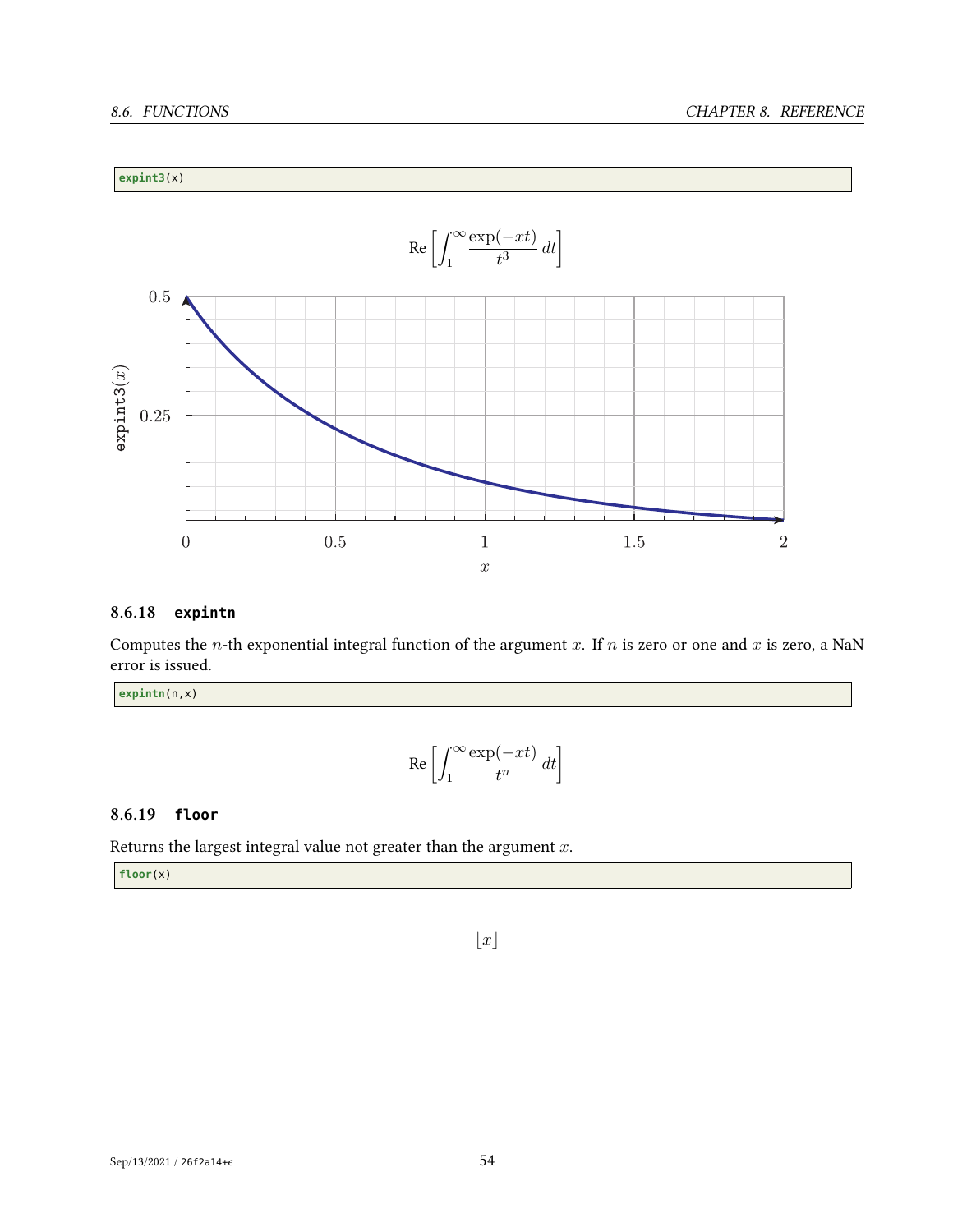```
expint3(x)
```

$$\mathrm{Re}\left[\int_1^\infty \frac{\exp(-xt)}{t^3}\,dt\right]$$

### 8.6.18 expintn

Computes the $n$-th exponential integral function of the argument $x$. If $n$ is zero or one and $x$ is zero, a NaN error is issued.

```
expintn(n,x)
```

$$\mathrm{Re}\left[\int_1^\infty \frac{\exp(-xt)}{t^n}\,dt\right]$$

### 8.6.19 floor

Returns the largest integral value not greater than the argument $x$.

```
floor(x)
```

$$\lfloor x \rfloor$$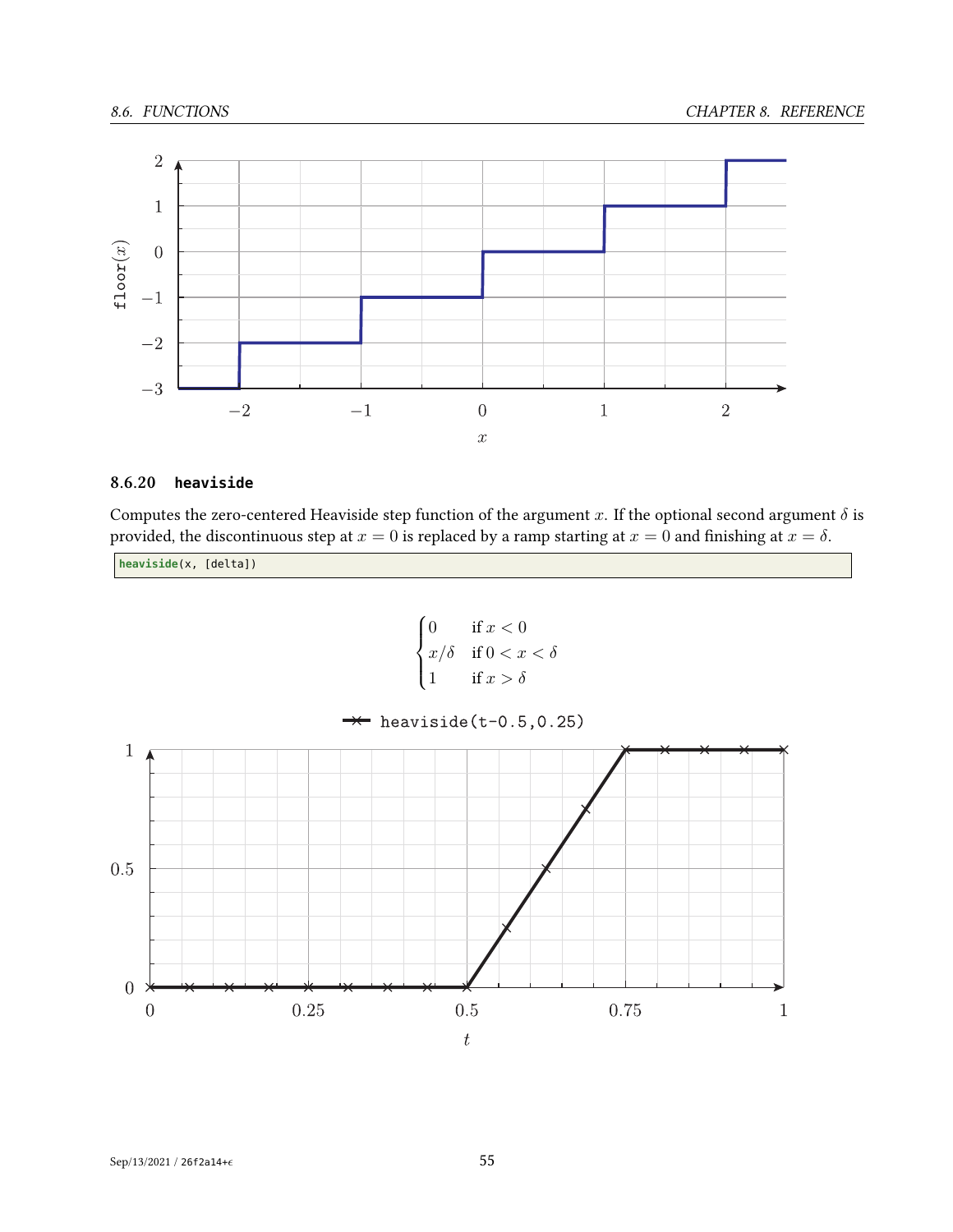### 8.6.20 **heaviside**

Computes the zero-centered Heaviside step function of the argument $x$. If the optional second argument $\delta$ is provided, the discontinuous step at $x = 0$ is replaced by a ramp starting at $x = 0$ and finishing at $x = \delta$.

```
heaviside(x, [delta])
```

$$\begin{cases} 0 & \text{if } x < 0 \\ x/\delta & \text{if } 0 < x < \delta \\ 1 & \text{if } x > \delta \end{cases}$$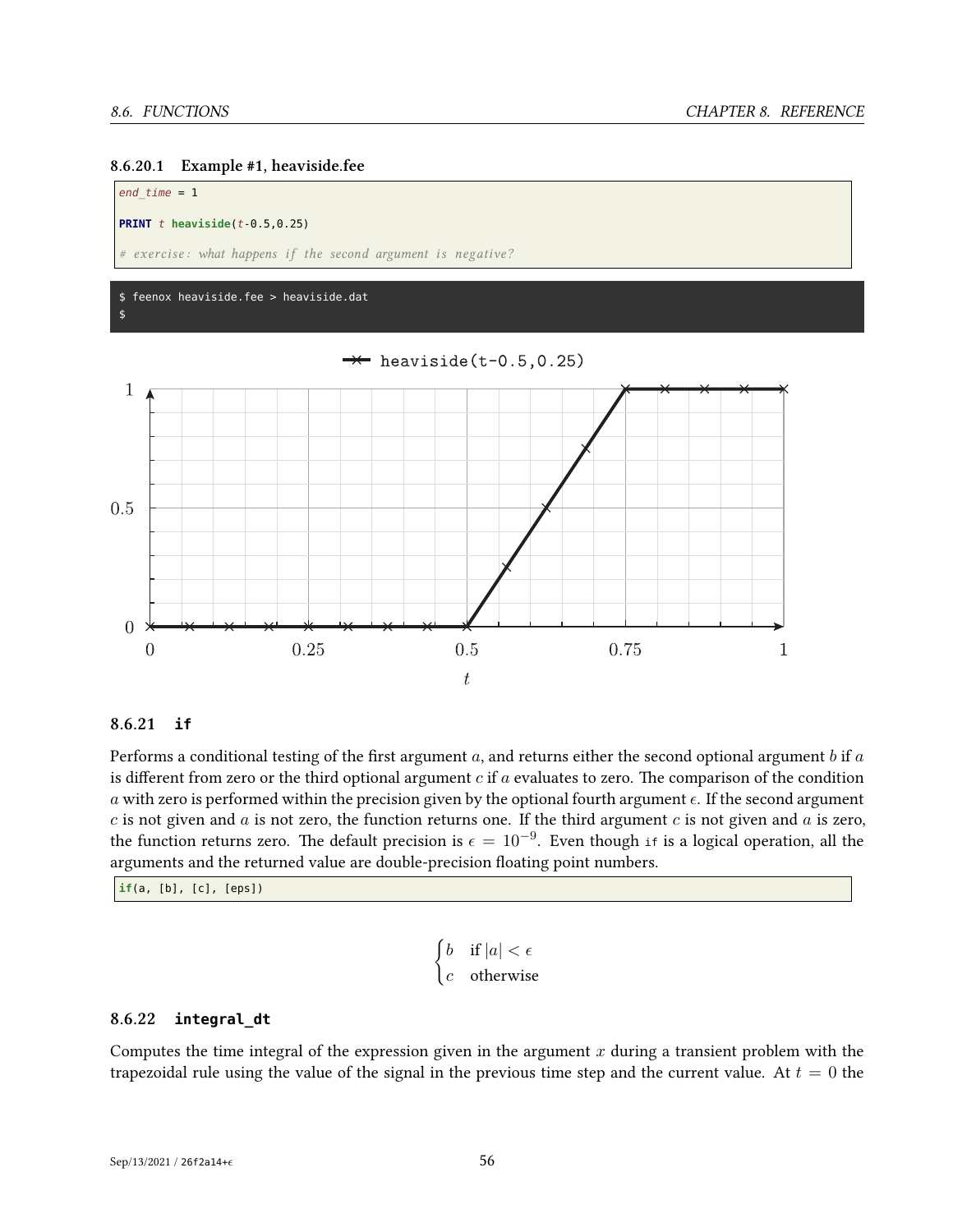#### 8.6.20.1 Example #1, heaviside.fee

```
end_time = 1

PRINT t heaviside(t-0.5,0.25)

# exercise: what happens if the second argument is negative?
```

```
$ feenox heaviside.fee > heaviside.dat
$
```

### 8.6.21 `if`

Performs a conditional testing of the first argument $a$, and returns either the second optional argument $b$ if $a$ is different from zero or the third optional argument $c$ if $a$ evaluates to zero. The comparison of the condition $a$ with zero is performed within the precision given by the optional fourth argument $\epsilon$. If the second argument $c$ is not given and $a$ is not zero, the function returns one. If the third argument $c$ is not given and $a$ is zero, the function returns zero. The default precision is $\epsilon = 10^{-9}$. Even though `if` is a logical operation, all the arguments and the returned value are double-precision floating point numbers.

```
if(a, [b], [c], [eps])
```

$$\begin{cases} b & \text{if } |a| < \epsilon \\ c & \text{otherwise} \end{cases}$$

### 8.6.22 `integral_dt`

Computes the time integral of the expression given in the argument $x$ during a transient problem with the trapezoidal rule using the value of the signal in the previous time step and the current value. At $t = 0$ the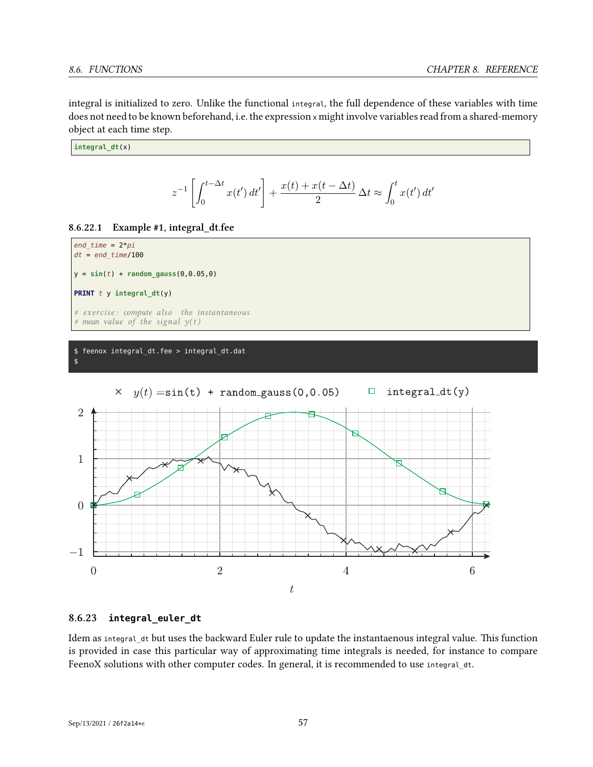integral is initialized to zero. Unlike the functional `integral`, the full dependence of these variables with time does not need to be known beforehand, i.e. the expression `x` might involve variables read from a shared-memory object at each time step.

```
integral_dt(x)
```

$$z^{-1}\left[\int_0^{t-\Delta t} x(t')\,dt'\right] + \frac{x(t)+x(t-\Delta t)}{2}\,\Delta t \approx \int_0^t x(t')\,dt'$$

#### 8.6.22.1 Example #1, integral_dt.fee

```
end_time = 2*pi
dt = end_time/100

y = sin(t) + random_gauss(0,0.05,0)

PRINT t y integral_dt(y)

# exercise: compute also  the instantaneous
# mean value of the signal y(t)
```

```
$ feenox integral_dt.fee > integral_dt.dat
$
```

### 8.6.23 `integral_euler_dt`

Idem as `integral_dt` but uses the backward Euler rule to update the instantaenous integral value. This function is provided in case this particular way of approximating time integrals is needed, for instance to compare FeenoX solutions with other computer codes. In general, it is recommended to use `integral_dt`.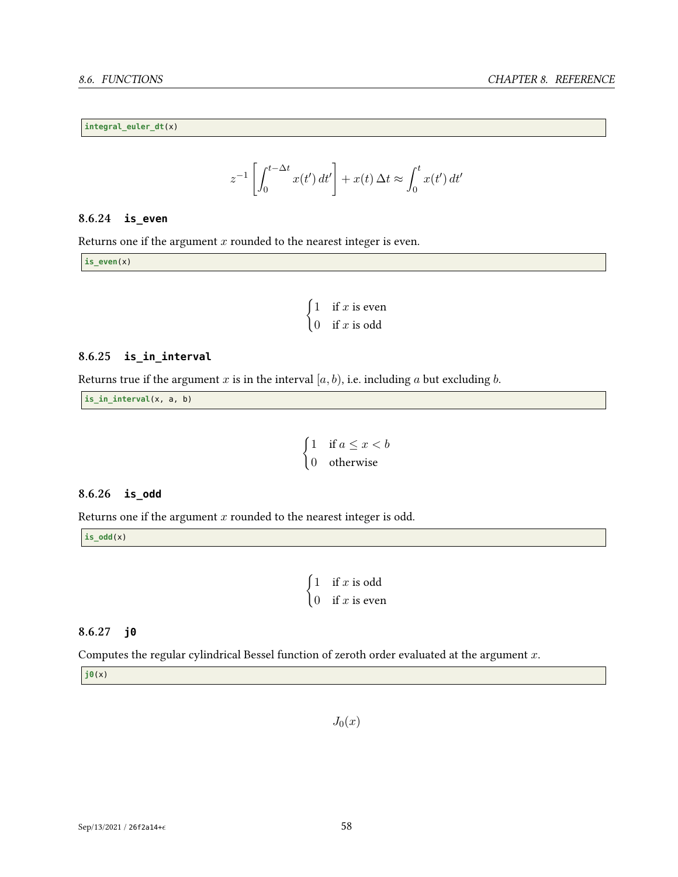```
integral_euler_dt(x)
```

$$z^{-1}\left[\int_0^{t-\Delta t} x(t')\,dt'\right] + x(t)\,\Delta t \approx \int_0^t x(t')\,dt'$$

### 8.6.24 **is_even**

Returns one if the argument $x$ rounded to the nearest integer is even.

```
is_even(x)
```

$$\begin{cases} 1 & \text{if } x \text{ is even} \\ 0 & \text{if } x \text{ is odd} \end{cases}$$

### 8.6.25 **is_in_interval**

Returns true if the argument $x$ is in the interval $[a, b)$, i.e. including $a$ but excluding $b$.

```
is_in_interval(x, a, b)
```

$$\begin{cases} 1 & \text{if } a \leq x < b \\ 0 & \text{otherwise} \end{cases}$$

### 8.6.26 **is_odd**

Returns one if the argument $x$ rounded to the nearest integer is odd.

```
is_odd(x)
```

$$\begin{cases} 1 & \text{if } x \text{ is odd} \\ 0 & \text{if } x \text{ is even} \end{cases}$$

### 8.6.27 **j0**

Computes the regular cylindrical Bessel function of zeroth order evaluated at the argument $x$.

```
j0(x)
```

$$J_0(x)$$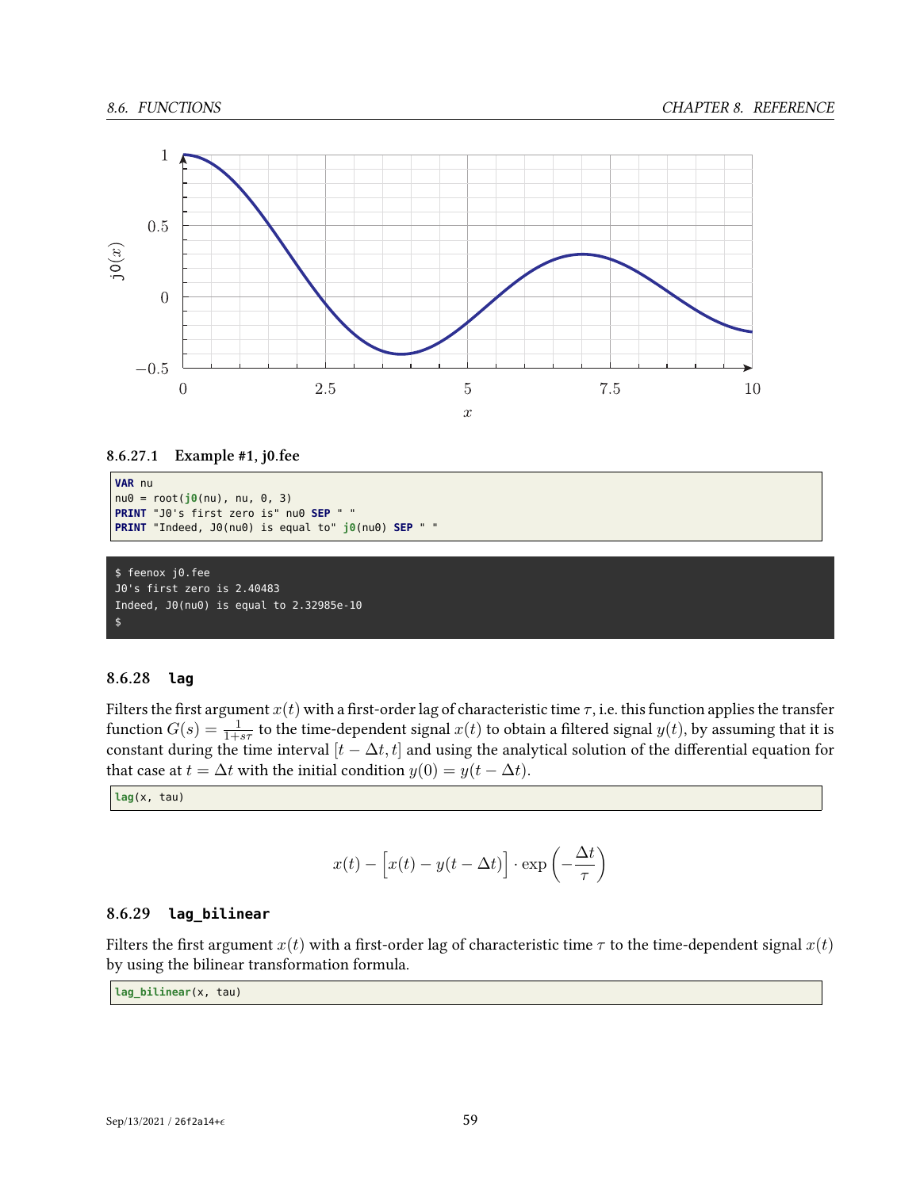#### 8.6.27.1 Example #1, j0.fee

```
VAR nu
nu0 = root(j0(nu), nu, 0, 3)
PRINT "J0's first zero is" nu0 SEP " "
PRINT "Indeed, J0(nu0) is equal to" j0(nu0) SEP " "
```

```
$ feenox j0.fee
J0's first zero is 2.40483
Indeed, J0(nu0) is equal to 2.32985e-10
$
```

### 8.6.28 `lag`

Filters the first argument $x(t)$ with a first-order lag of characteristic time $\tau$, i.e. this function applies the transfer function $G(s) = \frac{1}{1+s\tau}$ to the time-dependent signal $x(t)$ to obtain a filtered signal $y(t)$, by assuming that it is constant during the time interval $[t - \Delta t, t]$ and using the analytical solution of the differential equation for that case at $t = \Delta t$ with the initial condition $y(0) = y(t - \Delta t)$.

```
lag(x, tau)
```

$$x(t) - \Big[x(t) - y(t - \Delta t)\Big] \cdot \exp\left(-\frac{\Delta t}{\tau}\right)$$

### 8.6.29 `lag_bilinear`

Filters the first argument $x(t)$ with a first-order lag of characteristic time $\tau$ to the time-dependent signal $x(t)$ by using the bilinear transformation formula.

```
lag_bilinear(x, tau)
```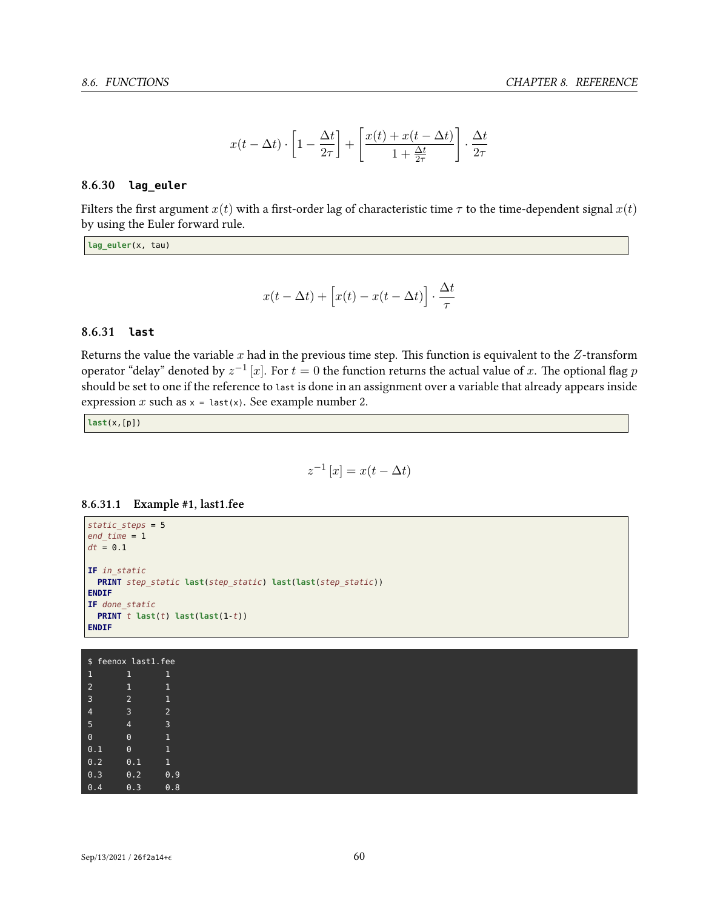$$x(t-\Delta t) \cdot \left[1 - \frac{\Delta t}{2\tau}\right] + \left[\frac{x(t) + x(t-\Delta t)}{1 + \frac{\Delta t}{2\tau}}\right] \cdot \frac{\Delta t}{2\tau}$$

### 8.6.30 `lag_euler`

Filters the first argument $x(t)$ with a first-order lag of characteristic time $\tau$ to the time-dependent signal $x(t)$ by using the Euler forward rule.

```
lag_euler(x, tau)
```

$$x(t-\Delta t) + \Big[x(t) - x(t-\Delta t)\Big] \cdot \frac{\Delta t}{\tau}$$

### 8.6.31 `last`

Returns the value the variable $x$ had in the previous time step. This function is equivalent to the $Z$-transform operator "delay" denoted by $z^{-1}[x]$. For $t = 0$ the function returns the actual value of $x$. The optional flag $p$ should be set to one if the reference to `last` is done in an assignment over a variable that already appears inside expression $x$ such as `x = last(x)`. See example number 2.

```
last(x,[p])
```

$$z^{-1}[x] = x(t - \Delta t)$$

#### 8.6.31.1 Example #1, last1.fee

```
static_steps = 5
end_time = 1
dt = 0.1

IF in_static
  PRINT step_static last(step_static) last(last(step_static))
ENDIF
IF done_static
  PRINT t last(t) last(last(1-t))
ENDIF
```

```
$ feenox last1.fee
1       1       1
2       1       1
3       2       1
4       3       2
5       4       3
0       0       1
0.1     0       1
0.2     0.1     1
0.3     0.2     0.9
0.4     0.3     0.8
```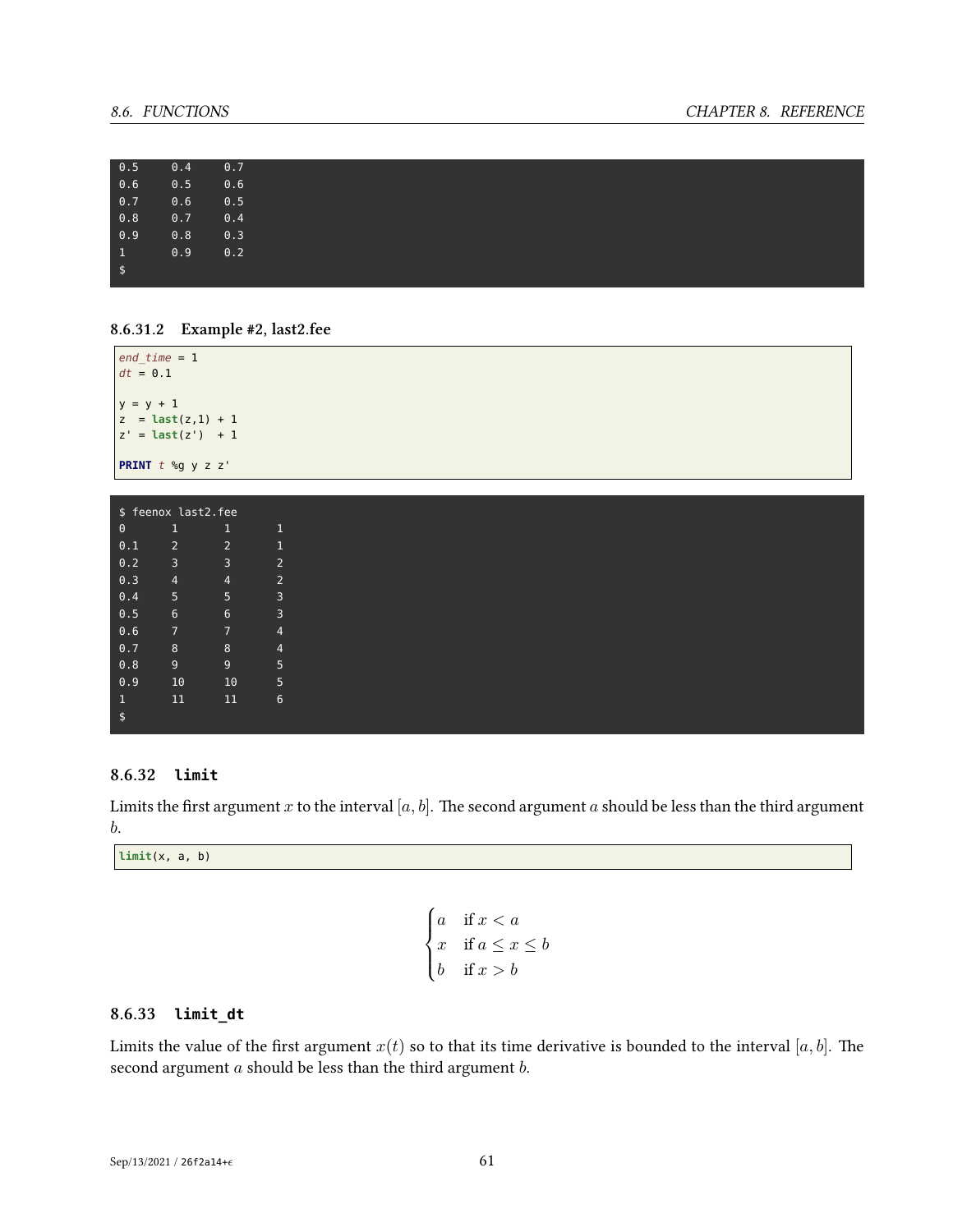```
0.5     0.4     0.7
0.6     0.5     0.6
0.7     0.6     0.5
0.8     0.7     0.4
0.9     0.8     0.3
1       0.9     0.2
$
```

#### 8.6.31.2 Example #2, last2.fee

```
end_time = 1
dt = 0.1

y = y + 1
z  = last(z,1) + 1
z' = last(z')  + 1

PRINT t %g y z z'
```

```
$ feenox last2.fee
0       1       1       1
0.1     2       2       1
0.2     3       3       2
0.3     4       4       2
0.4     5       5       3
0.5     6       6       3
0.6     7       7       4
0.7     8       8       4
0.8     9       9       5
0.9     10      10      5
1       11      11      6
$
```

### 8.6.32 `limit`

Limits the first argument $x$ to the interval $[a, b]$. The second argument $a$ should be less than the third argument $b$.

```
limit(x, a, b)
```

$$
\begin{cases} a & \text{if } x < a \\ x & \text{if } a \leq x \leq b \\ b & \text{if } x > b \end{cases}
$$

### 8.6.33 `limit_dt`

Limits the value of the first argument $x(t)$ so to that its time derivative is bounded to the interval $[a, b]$. The second argument $a$ should be less than the third argument $b$.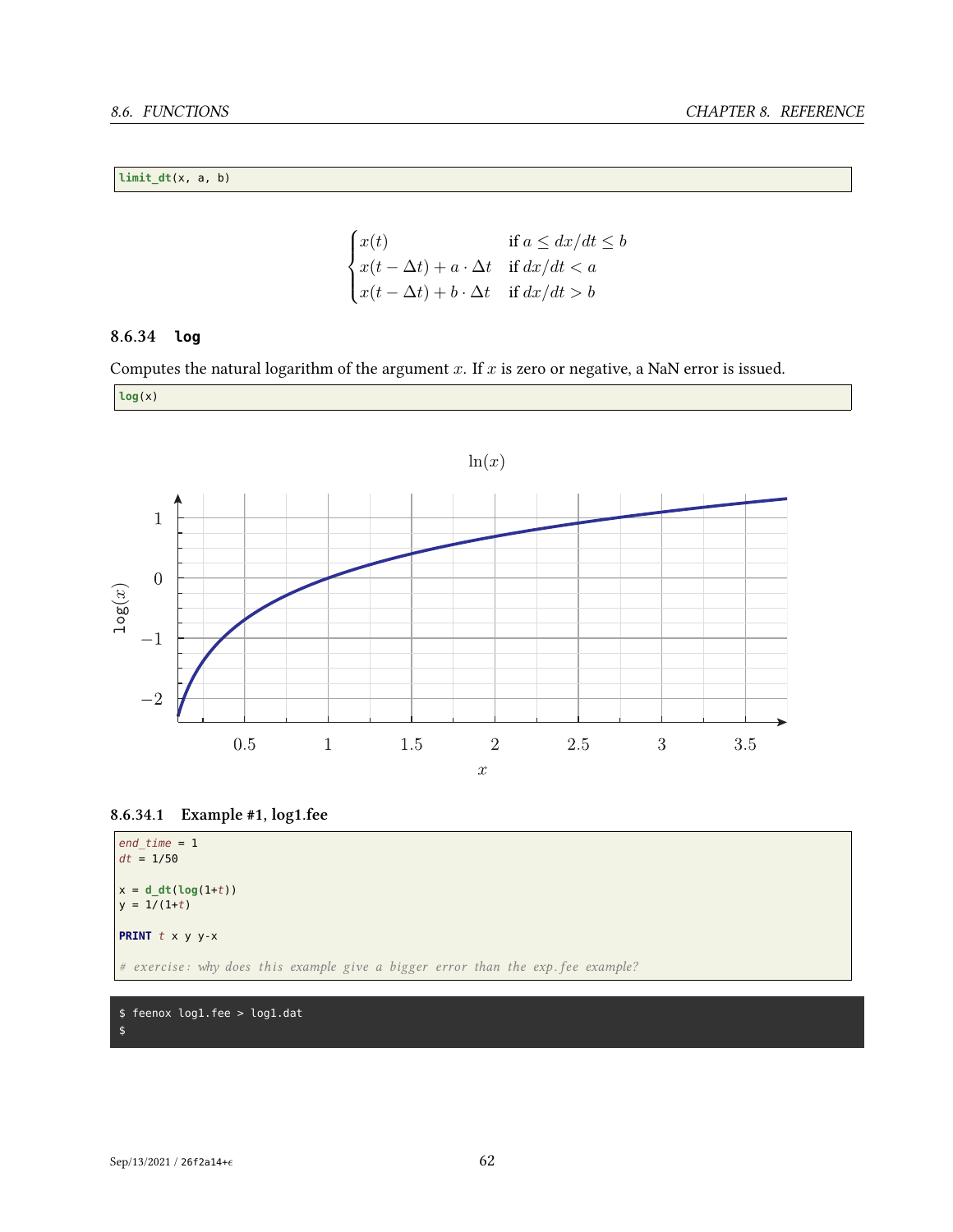```
limit_dt(x, a, b)
```

$$
\begin{cases}
x(t) & \text{if } a \leq dx/dt \leq b \\
x(t-\Delta t) + a \cdot \Delta t & \text{if } dx/dt < a \\
x(t-\Delta t) + b \cdot \Delta t & \text{if } dx/dt > b
\end{cases}
$$

### 8.6.34 `log`

Computes the natural logarithm of the argument $x$. If $x$ is zero or negative, a NaN error is issued.

```
log(x)
```

#### 8.6.34.1 Example #1, log1.fee

```
end_time = 1
dt = 1/50

x = d_dt(log(1+t))
y = 1/(1+t)

PRINT t x y y-x

# exercise: why does this example give a bigger error than the exp.fee example?
```

```
$ feenox log1.fee > log1.dat
$
```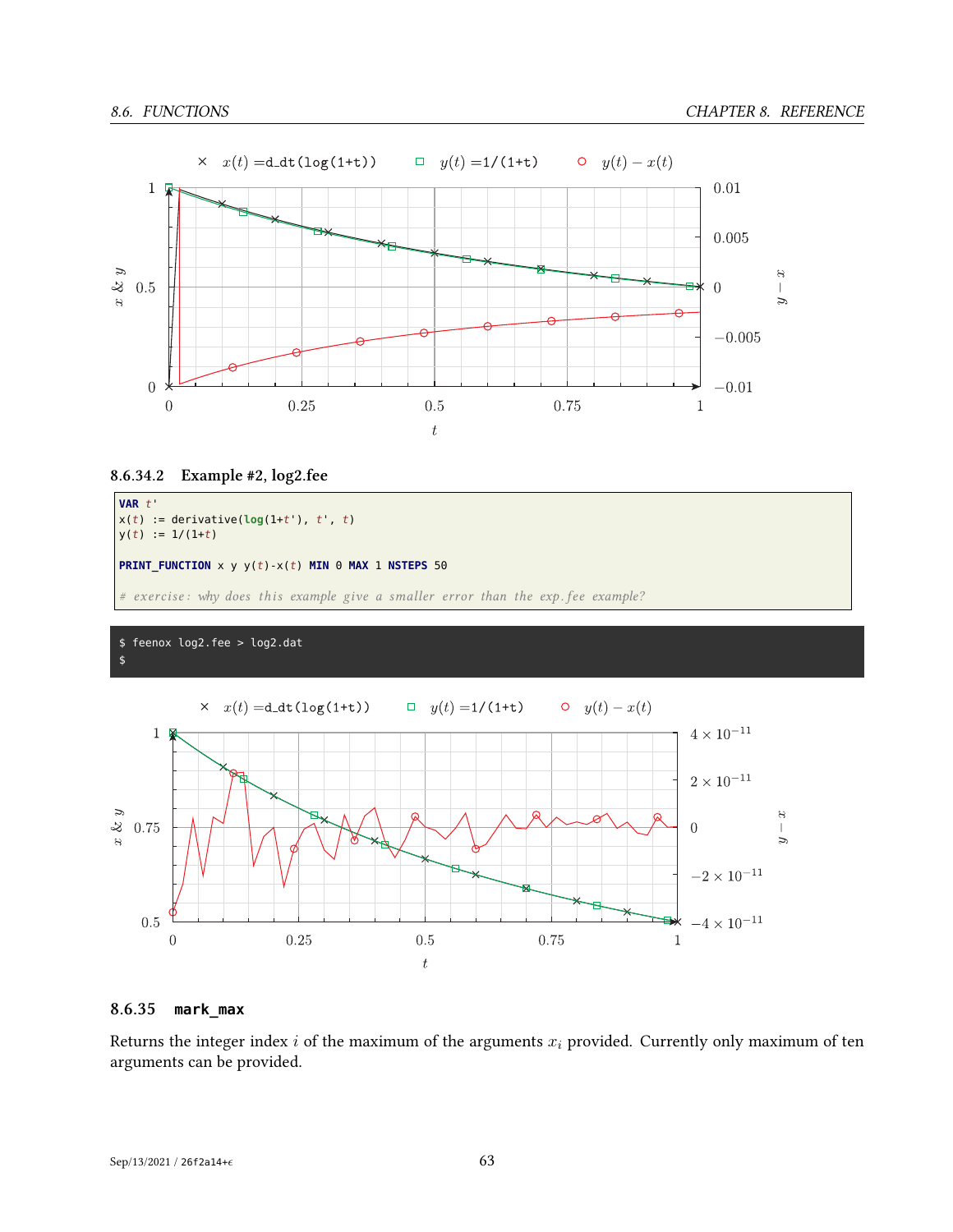#### 8.6.34.2 Example #2, log2.fee

```
VAR t'
x(t) := derivative(log(1+t'), t', t)
y(t) := 1/(1+t)

PRINT_FUNCTION x y y(t)-x(t) MIN 0 MAX 1 NSTEPS 50

# exercise: why does this example give a smaller error than the exp.fee example?
```

```
$ feenox log2.fee > log2.dat
$
```

### 8.6.35 mark_max

Returns the integer index $i$ of the maximum of the arguments $x_i$ provided. Currently only maximum of ten arguments can be provided.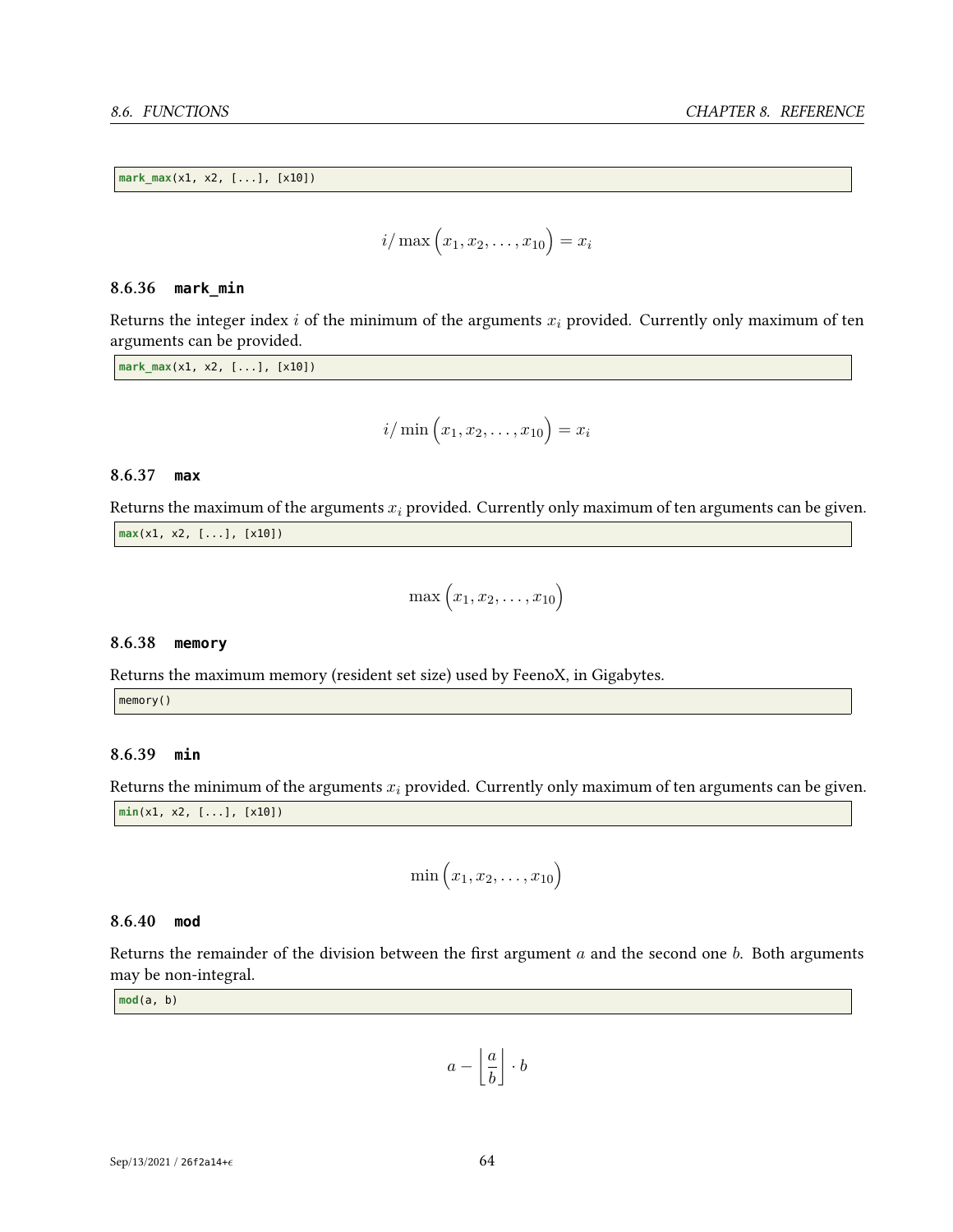```
mark_max(x1, x2, [...], [x10])
```

$$i/\max\Big(x_1, x_2, \dots, x_{10}\Big) = x_i$$

### 8.6.36 `mark_min`

Returns the integer index $i$ of the minimum of the arguments $x_i$ provided. Currently only maximum of ten arguments can be provided.

```
mark_max(x1, x2, [...], [x10])
```

$$i/\min\Big(x_1, x_2, \dots, x_{10}\Big) = x_i$$

### 8.6.37 `max`

Returns the maximum of the arguments $x_i$ provided. Currently only maximum of ten arguments can be given.

```
max(x1, x2, [...], [x10])
```

$$\max\Big(x_1, x_2, \dots, x_{10}\Big)$$

### 8.6.38 `memory`

Returns the maximum memory (resident set size) used by FeenoX, in Gigabytes.

```
memory()
```

### 8.6.39 `min`

Returns the minimum of the arguments $x_i$ provided. Currently only maximum of ten arguments can be given.

```
min(x1, x2, [...], [x10])
```

$$\min\Big(x_1, x_2, \dots, x_{10}\Big)$$

### 8.6.40 `mod`

Returns the remainder of the division between the first argument $a$ and the second one $b$. Both arguments may be non-integral.

```
mod(a, b)
```

$$a - \left\lfloor \frac{a}{b} \right\rfloor \cdot b$$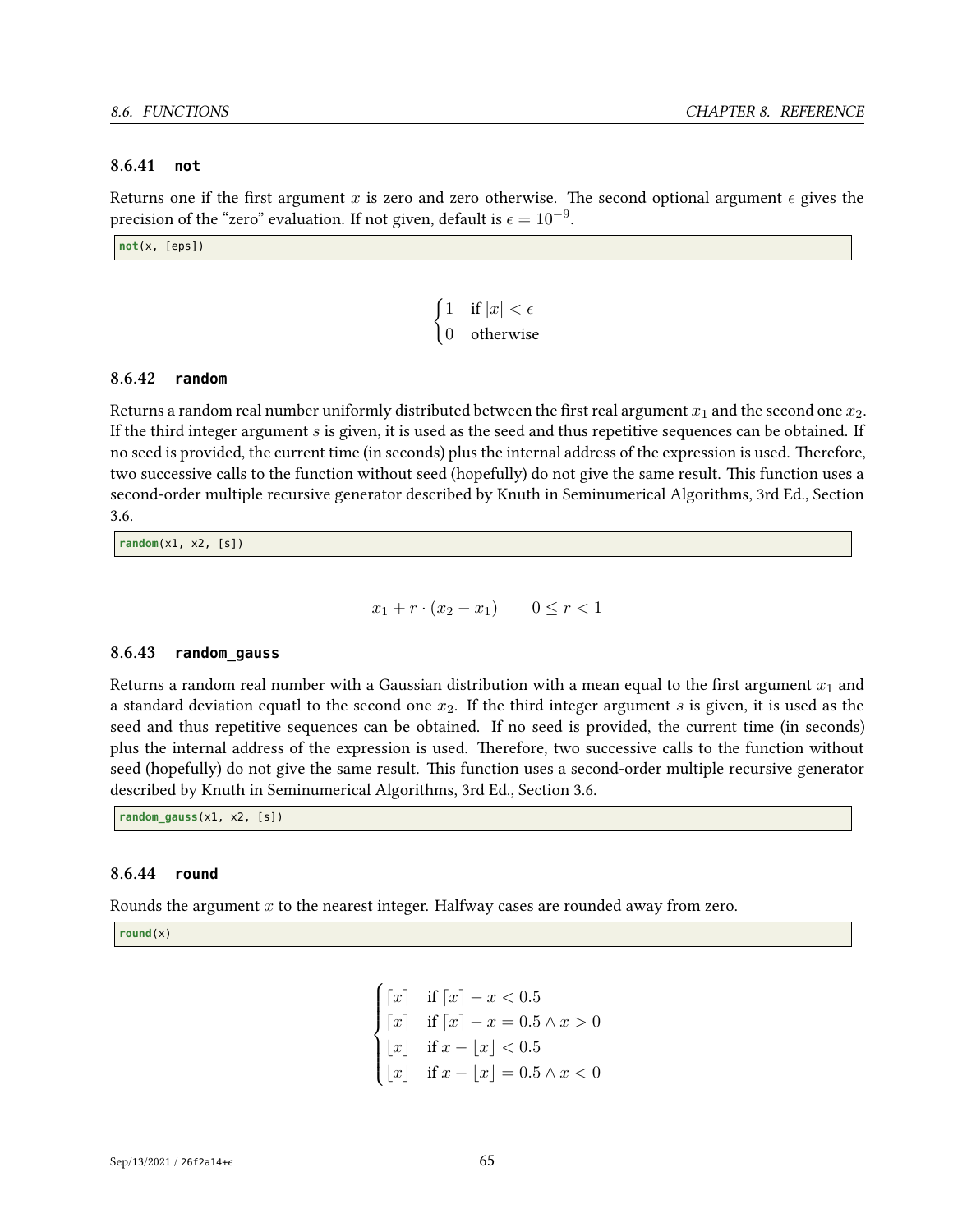### 8.6.41 **not**

Returns one if the first argument $x$ is zero and zero otherwise. The second optional argument $\epsilon$ gives the precision of the "zero" evaluation. If not given, default is $\epsilon = 10^{-9}$.

```
not(x, [eps])
```

$$
\begin{cases} 1 & \text{if } |x| < \epsilon \\ 0 & \text{otherwise} \end{cases}
$$

### 8.6.42 **random**

Returns a random real number uniformly distributed between the first real argument $x_1$ and the second one $x_2$. If the third integer argument $s$ is given, it is used as the seed and thus repetitive sequences can be obtained. If no seed is provided, the current time (in seconds) plus the internal address of the expression is used. Therefore, two successive calls to the function without seed (hopefully) do not give the same result. This function uses a second-order multiple recursive generator described by Knuth in Seminumerical Algorithms, 3rd Ed., Section 3.6.

```
random(x1, x2, [s])
```

$$
x_1 + r \cdot (x_2 - x_1) \qquad 0 \leq r < 1
$$

### 8.6.43 **random_gauss**

Returns a random real number with a Gaussian distribution with a mean equal to the first argument $x_1$ and a standard deviation equatl to the second one $x_2$. If the third integer argument $s$ is given, it is used as the seed and thus repetitive sequences can be obtained. If no seed is provided, the current time (in seconds) plus the internal address of the expression is used. Therefore, two successive calls to the function without seed (hopefully) do not give the same result. This function uses a second-order multiple recursive generator described by Knuth in Seminumerical Algorithms, 3rd Ed., Section 3.6.

```
random_gauss(x1, x2, [s])
```

### 8.6.44 **round**

Rounds the argument $x$ to the nearest integer. Halfway cases are rounded away from zero.

```
round(x)
```

$$
\begin{cases} \lceil x \rceil & \text{if } \lceil x \rceil - x < 0.5 \\ \lceil x \rceil & \text{if } \lceil x \rceil - x = 0.5 \wedge x > 0 \\ \lfloor x \rfloor & \text{if } x - \lfloor x \rfloor < 0.5 \\ \lfloor x \rfloor & \text{if } x - \lfloor x \rfloor = 0.5 \wedge x < 0 \end{cases}
$$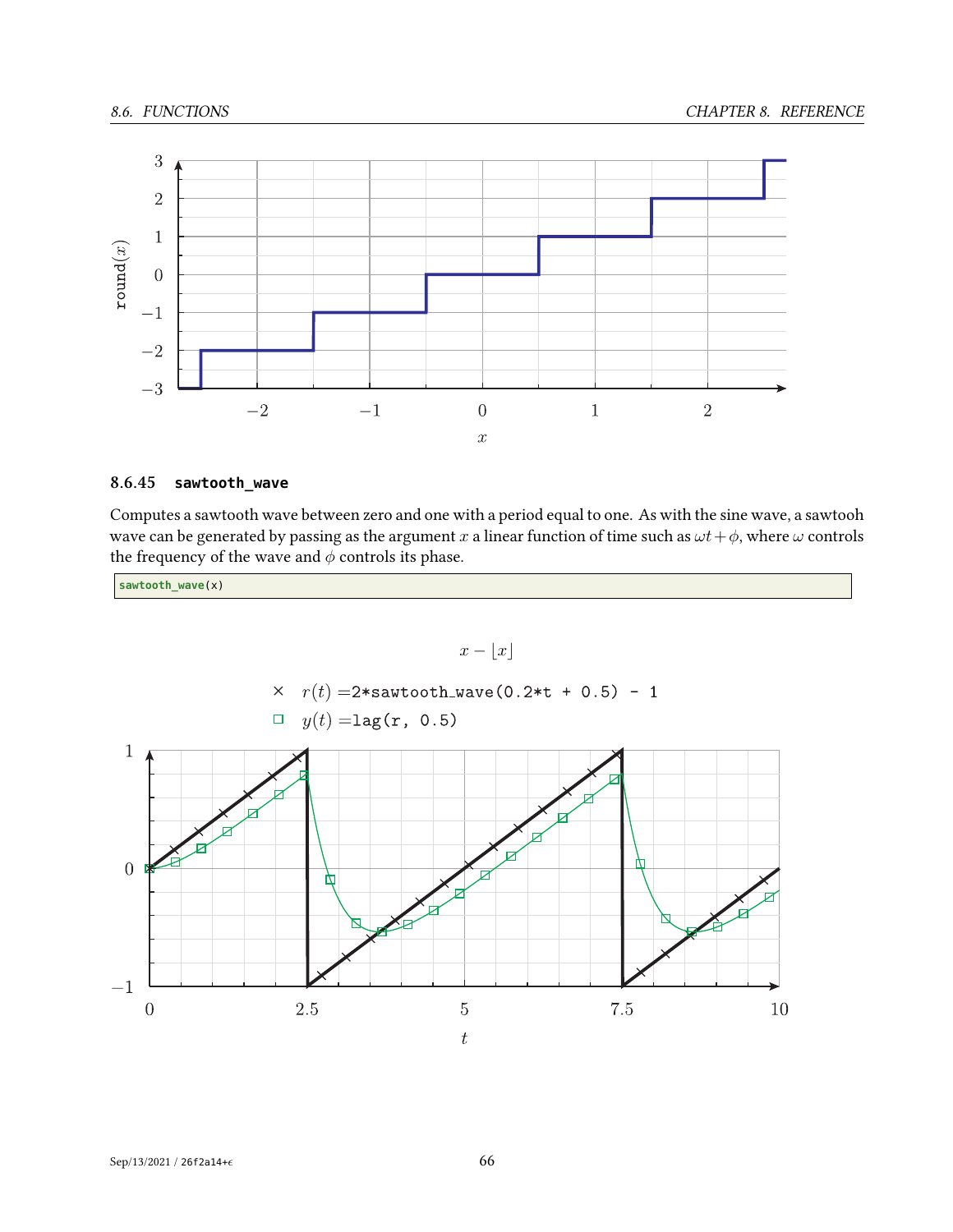### 8.6.45 sawtooth_wave

Computes a sawtooth wave between zero and one with a period equal to one. As with the sine wave, a sawtooh wave can be generated by passing as the argument $x$ a linear function of time such as $\omega t + \phi$, where $\omega$ controls the frequency of the wave and $\phi$ controls its phase.

```
sawtooth_wave(x)
```

$$x - \lfloor x \rfloor$$

× $r(t)$ =`2*sawtooth_wave(0.2*t + 0.5) - 1`

□ $y(t)$ =`lag(r, 0.5)`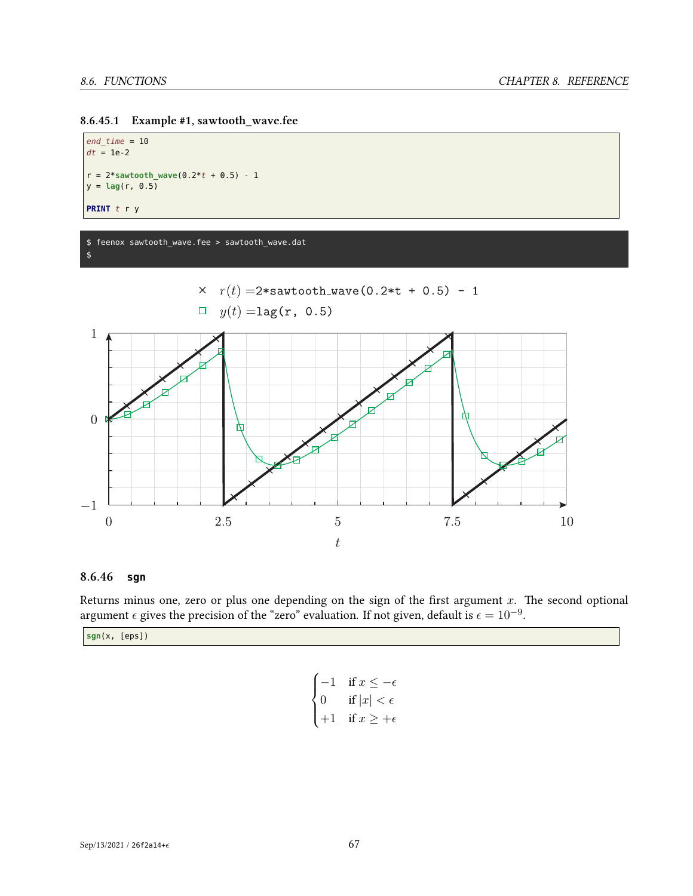#### 8.6.45.1 Example #1, sawtooth_wave.fee

```
end_time = 10
dt = 1e-2

r = 2*sawtooth_wave(0.2*t + 0.5) - 1
y = lag(r, 0.5)

PRINT t r y
```

```
$ feenox sawtooth_wave.fee > sawtooth_wave.dat
$
```

### 8.6.46 sgn

Returns minus one, zero or plus one depending on the sign of the first argument $x$. The second optional argument $\epsilon$ gives the precision of the "zero" evaluation. If not given, default is $\epsilon = 10^{-9}$.

```
sgn(x, [eps])
```

$$
\begin{cases}
-1 & \text{if } x \leq -\epsilon \\
0 & \text{if } |x| < \epsilon \\
+1 & \text{if } x \geq +\epsilon
\end{cases}
$$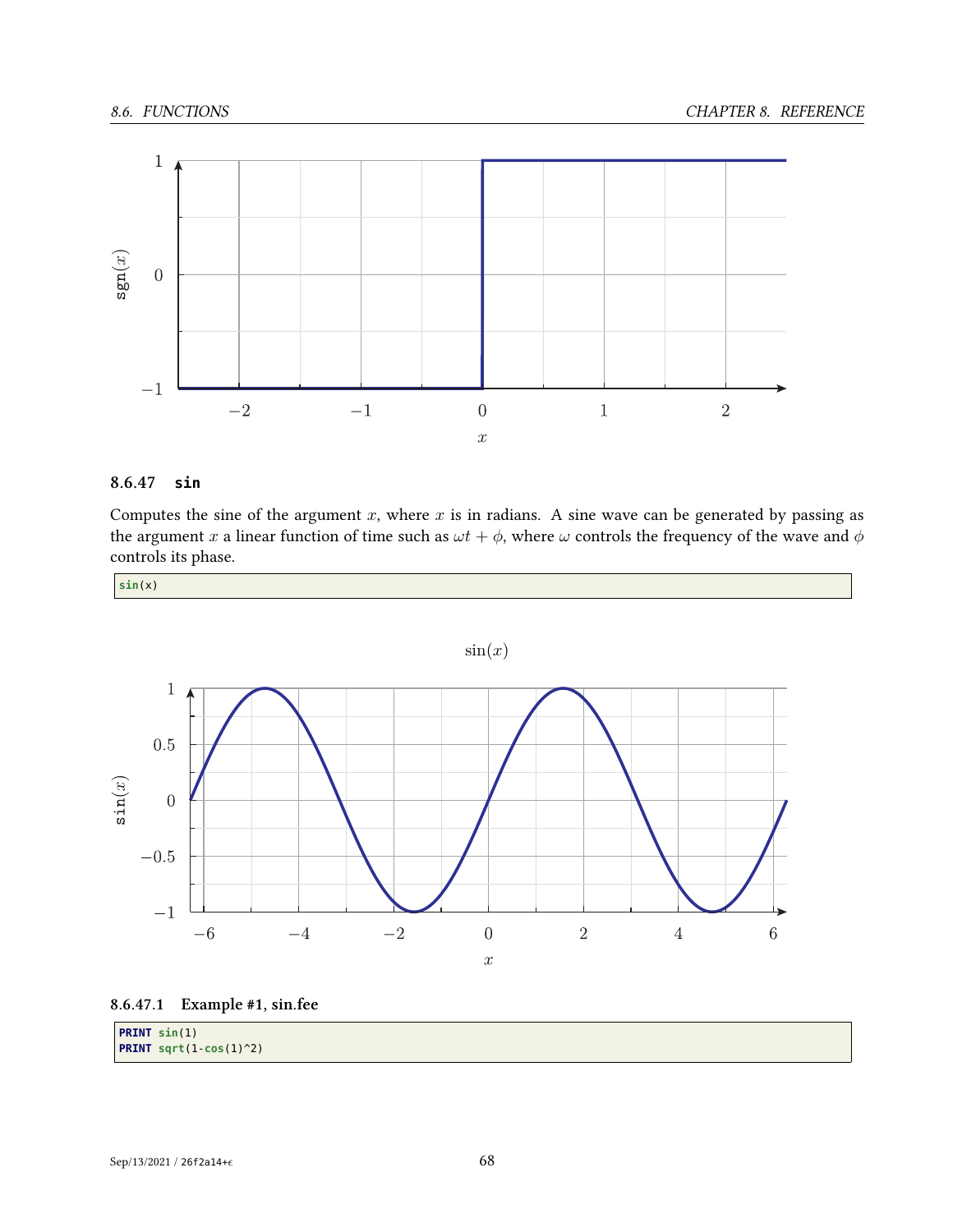### 8.6.47 `sin`

Computes the sine of the argument $x$, where $x$ is in radians. A sine wave can be generated by passing as the argument $x$ a linear function of time such as $\omega t + \phi$, where $\omega$ controls the frequency of the wave and $\phi$ controls its phase.

```
sin(x)
```

#### 8.6.47.1 Example #1, sin.fee

```
PRINT sin(1)
PRINT sqrt(1-cos(1)^2)
```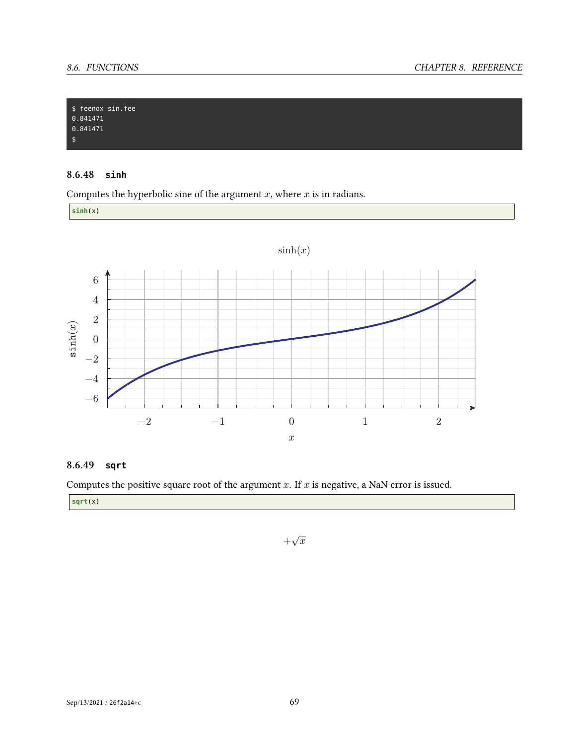```
$ feenox sin.fee
0.841471
0.841471
$
```

### 8.6.48 sinh

Computes the hyperbolic sine of the argument $x$, where $x$ is in radians.

```
sinh(x)
```

### 8.6.49 sqrt

Computes the positive square root of the argument $x$. If $x$ is negative, a NaN error is issued.

```
sqrt(x)
```

$$+\sqrt{x}$$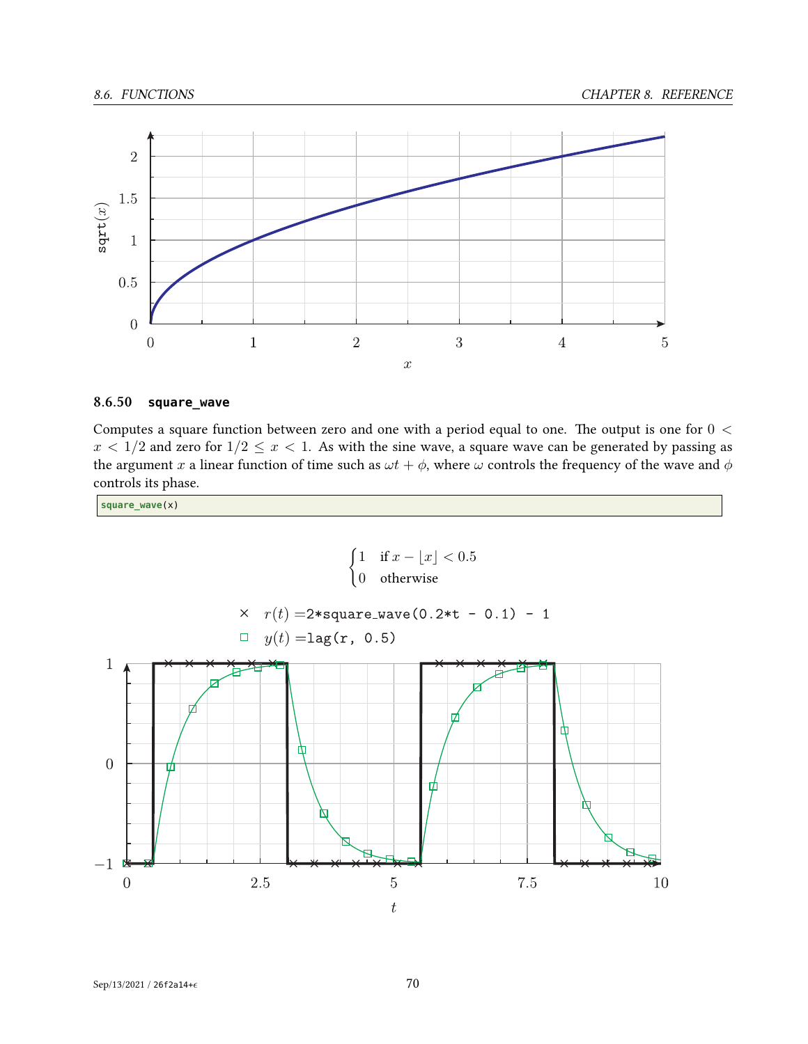### 8.6.50 `square_wave`

Computes a square function between zero and one with a period equal to one. The output is one for $0 < x < 1/2$ and zero for $1/2 \leq x < 1$. As with the sine wave, a square wave can be generated by passing as the argument $x$ a linear function of time such as $\omega t + \phi$, where $\omega$ controls the frequency of the wave and $\phi$ controls its phase.

```
square_wave(x)
```

$$\begin{cases} 1 & \text{if } x - \lfloor x \rfloor < 0.5 \\ 0 & \text{otherwise} \end{cases}$$

× $r(t)$ = `2*square_wave(0.2*t - 0.1) - 1`

□ $y(t)$ = `lag(r, 0.5)`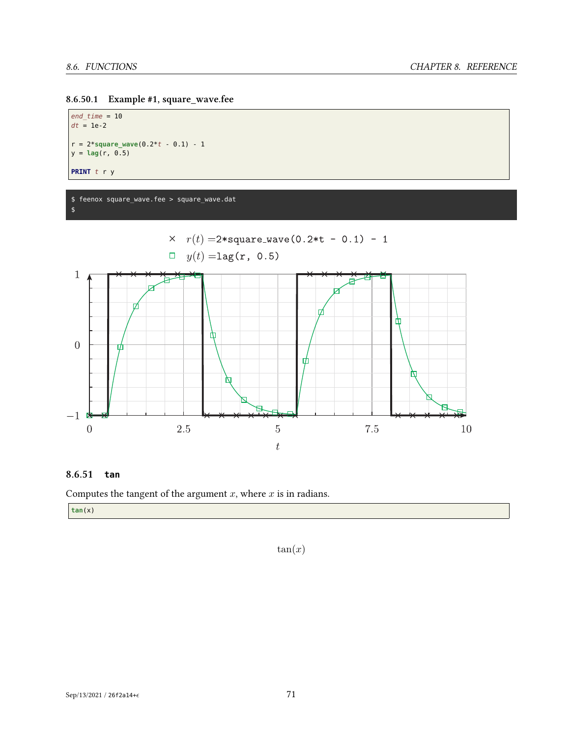#### 8.6.50.1 Example #1, square_wave.fee

```
end_time = 10
dt = 1e-2

r = 2*square_wave(0.2*t - 0.1) - 1
y = lag(r, 0.5)

PRINT t r y
```

```
$ feenox square_wave.fee > square_wave.dat
$
```

### 8.6.51 tan

Computes the tangent of the argument $x$, where $x$ is in radians.

```
tan(x)
```

$$\tan(x)$$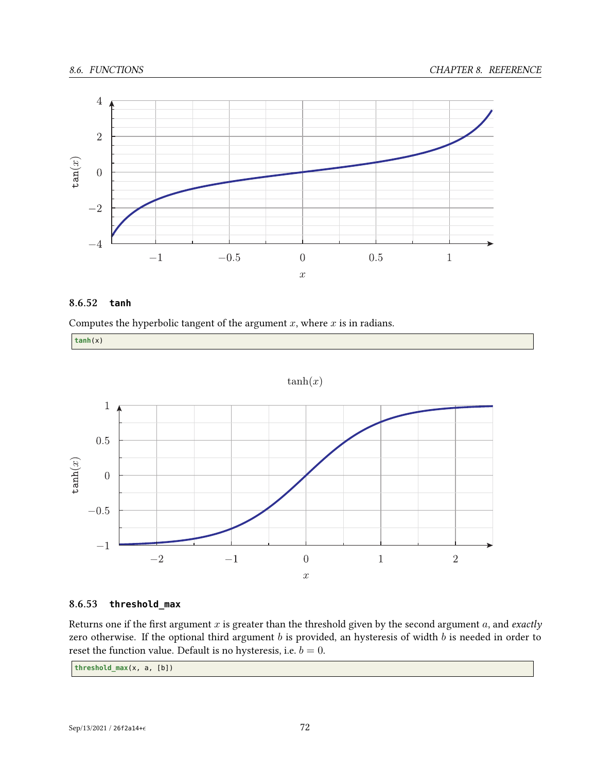### 8.6.52 **tanh**

Computes the hyperbolic tangent of the argument $x$, where $x$ is in radians.

```
tanh(x)
```

### 8.6.53 **threshold_max**

Returns one if the first argument $x$ is greater than the threshold given by the second argument $a$, and *exactly* zero otherwise. If the optional third argument $b$ is provided, an hysteresis of width $b$ is needed in order to reset the function value. Default is no hysteresis, i.e. $b = 0$.

```
threshold_max(x, a, [b])
```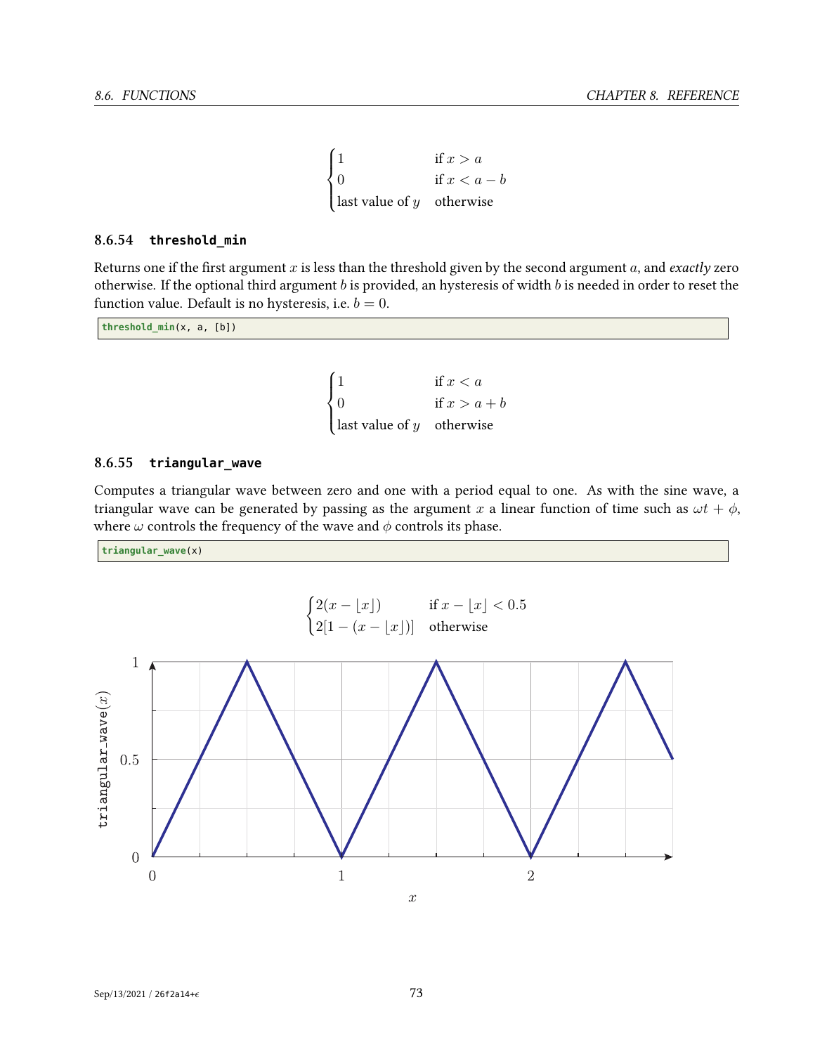$$
\begin{cases}
1 & \text{if } x > a \\
0 & \text{if } x < a - b \\
\text{last value of } y & \text{otherwise}
\end{cases}
$$

### 8.6.54 **threshold_min**

Returns one if the first argument $x$ is less than the threshold given by the second argument $a$, and *exactly* zero otherwise. If the optional third argument $b$ is provided, an hysteresis of width $b$ is needed in order to reset the function value. Default is no hysteresis, i.e. $b = 0$.

```
threshold_min(x, a, [b])
```

$$
\begin{cases}
1 & \text{if } x < a \\
0 & \text{if } x > a + b \\
\text{last value of } y & \text{otherwise}
\end{cases}
$$

### 8.6.55 **triangular_wave**

Computes a triangular wave between zero and one with a period equal to one. As with the sine wave, a triangular wave can be generated by passing as the argument $x$ a linear function of time such as $\omega t + \phi$, where $\omega$ controls the frequency of the wave and $\phi$ controls its phase.

```
triangular_wave(x)
```

$$
\begin{cases}
2(x - \lfloor x \rfloor) & \text{if } x - \lfloor x \rfloor < 0.5 \\
2[1 - (x - \lfloor x \rfloor)] & \text{otherwise}
\end{cases}
$$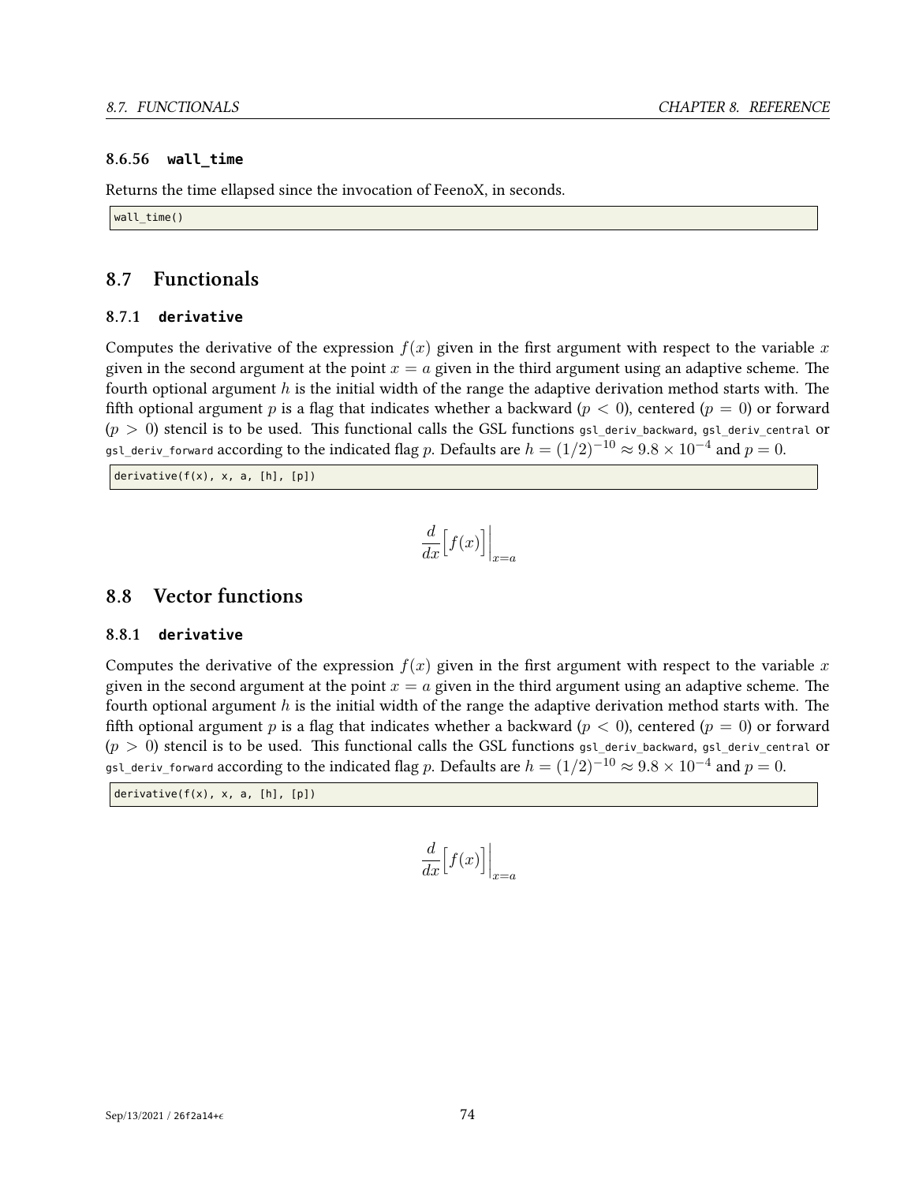#### 8.6.56 **wall_time**

Returns the time ellapsed since the invocation of FeenoX, in seconds.

```
wall_time()
```

## 8.7 Functionals

### 8.7.1 **derivative**

Computes the derivative of the expression $f(x)$ given in the first argument with respect to the variable $x$ given in the second argument at the point $x = a$ given in the third argument using an adaptive scheme. The fourth optional argument $h$ is the initial width of the range the adaptive derivation method starts with. The fifth optional argument $p$ is a flag that indicates whether a backward ($p < 0$), centered ($p = 0$) or forward ($p > 0$) stencil is to be used. This functional calls the GSL functions `gsl_deriv_backward`, `gsl_deriv_central` or `gsl_deriv_forward` according to the indicated flag $p$. Defaults are $h = (1/2)^{-10} \approx 9.8 \times 10^{-4}$ and $p = 0$.

```
derivative(f(x), x, a, [h], [p])
```

$$\frac{d}{dx}\Big[f(x)\Big]\Big|_{x=a}$$

## 8.8 Vector functions

### 8.8.1 **derivative**

Computes the derivative of the expression $f(x)$ given in the first argument with respect to the variable $x$ given in the second argument at the point $x = a$ given in the third argument using an adaptive scheme. The fourth optional argument $h$ is the initial width of the range the adaptive derivation method starts with. The fifth optional argument $p$ is a flag that indicates whether a backward ($p < 0$), centered ($p = 0$) or forward ($p > 0$) stencil is to be used. This functional calls the GSL functions `gsl_deriv_backward`, `gsl_deriv_central` or `gsl_deriv_forward` according to the indicated flag $p$. Defaults are $h = (1/2)^{-10} \approx 9.8 \times 10^{-4}$ and $p = 0$.

```
derivative(f(x), x, a, [h], [p])
```

$$\frac{d}{dx}\Big[f(x)\Big]\Big|_{x=a}$$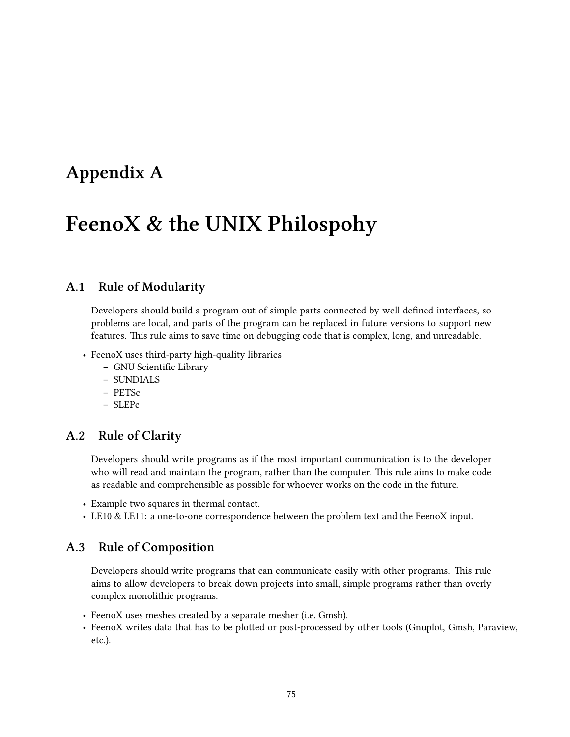# Appendix A

# FeenoX & the UNIX Philospohy

## A.1 Rule of Modularity

Developers should build a program out of simple parts connected by well defined interfaces, so problems are local, and parts of the program can be replaced in future versions to support new features. This rule aims to save time on debugging code that is complex, long, and unreadable.

- FeenoX uses third-party high-quality libraries
  - GNU Scientific Library
  - SUNDIALS
  - PETSc
  - SLEPc

## A.2 Rule of Clarity

Developers should write programs as if the most important communication is to the developer who will read and maintain the program, rather than the computer. This rule aims to make code as readable and comprehensible as possible for whoever works on the code in the future.

- Example two squares in thermal contact.
- LE10 & LE11: a one-to-one correspondence between the problem text and the FeenoX input.

## A.3 Rule of Composition

Developers should write programs that can communicate easily with other programs. This rule aims to allow developers to break down projects into small, simple programs rather than overly complex monolithic programs.

- FeenoX uses meshes created by a separate mesher (i.e. Gmsh).
- FeenoX writes data that has to be plotted or post-processed by other tools (Gnuplot, Gmsh, Paraview, etc.).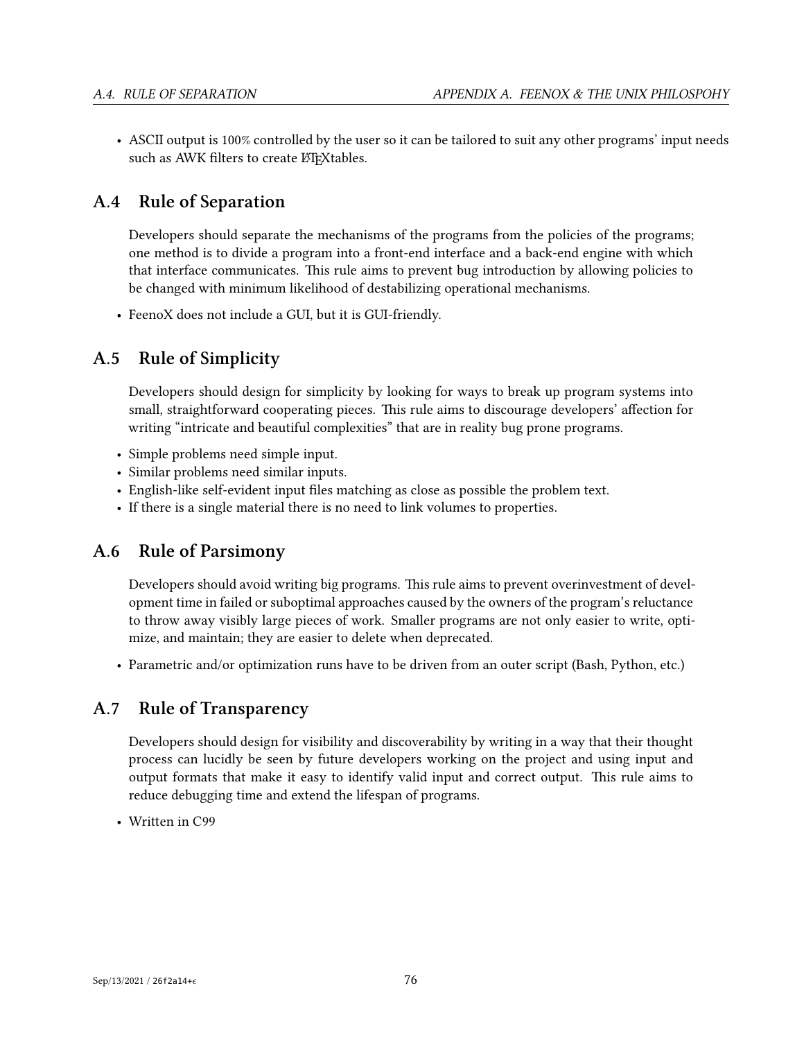- ASCII output is 100% controlled by the user so it can be tailored to suit any other programs' input needs such as AWK filters to create LaTeXtables.

## A.4 Rule of Separation

Developers should separate the mechanisms of the programs from the policies of the programs; one method is to divide a program into a front-end interface and a back-end engine with which that interface communicates. This rule aims to prevent bug introduction by allowing policies to be changed with minimum likelihood of destabilizing operational mechanisms.

- FeenoX does not include a GUI, but it is GUI-friendly.

## A.5 Rule of Simplicity

Developers should design for simplicity by looking for ways to break up program systems into small, straightforward cooperating pieces. This rule aims to discourage developers' affection for writing "intricate and beautiful complexities" that are in reality bug prone programs.

- Simple problems need simple input.
- Similar problems need similar inputs.
- English-like self-evident input files matching as close as possible the problem text.
- If there is a single material there is no need to link volumes to properties.

## A.6 Rule of Parsimony

Developers should avoid writing big programs. This rule aims to prevent overinvestment of development time in failed or suboptimal approaches caused by the owners of the program's reluctance to throw away visibly large pieces of work. Smaller programs are not only easier to write, optimize, and maintain; they are easier to delete when deprecated.

- Parametric and/or optimization runs have to be driven from an outer script (Bash, Python, etc.)

## A.7 Rule of Transparency

Developers should design for visibility and discoverability by writing in a way that their thought process can lucidly be seen by future developers working on the project and using input and output formats that make it easy to identify valid input and correct output. This rule aims to reduce debugging time and extend the lifespan of programs.

- Written in C99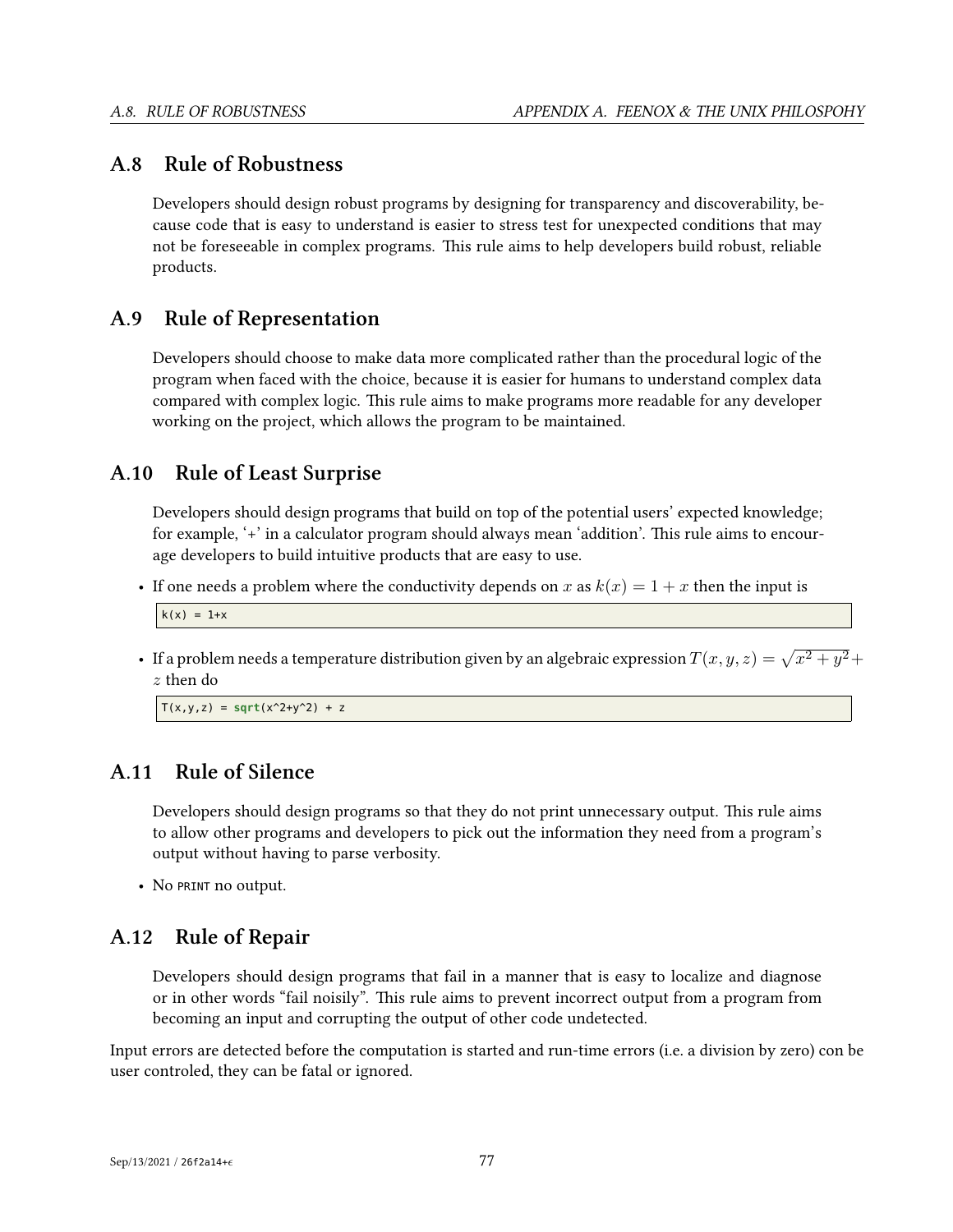## A.8 Rule of Robustness

Developers should design robust programs by designing for transparency and discoverability, because code that is easy to understand is easier to stress test for unexpected conditions that may not be foreseeable in complex programs. This rule aims to help developers build robust, reliable products.

## A.9 Rule of Representation

Developers should choose to make data more complicated rather than the procedural logic of the program when faced with the choice, because it is easier for humans to understand complex data compared with complex logic. This rule aims to make programs more readable for any developer working on the project, which allows the program to be maintained.

## A.10 Rule of Least Surprise

Developers should design programs that build on top of the potential users' expected knowledge; for example, '+' in a calculator program should always mean 'addition'. This rule aims to encourage developers to build intuitive products that are easy to use.

- If one needs a problem where the conductivity depends on $x$ as $k(x) = 1 + x$ then the input is

```
k(x) = 1+x
```

- If a problem needs a temperature distribution given by an algebraic expression $T(x, y, z) = \sqrt{x^2 + y^2} + z$ then do

```
T(x,y,z) = sqrt(x^2+y^2) + z
```

## A.11 Rule of Silence

Developers should design programs so that they do not print unnecessary output. This rule aims to allow other programs and developers to pick out the information they need from a program's output without having to parse verbosity.

- No `PRINT` no output.

## A.12 Rule of Repair

Developers should design programs that fail in a manner that is easy to localize and diagnose or in other words "fail noisily". This rule aims to prevent incorrect output from a program from becoming an input and corrupting the output of other code undetected.

Input errors are detected before the computation is started and run-time errors (i.e. a division by zero) con be user controled, they can be fatal or ignored.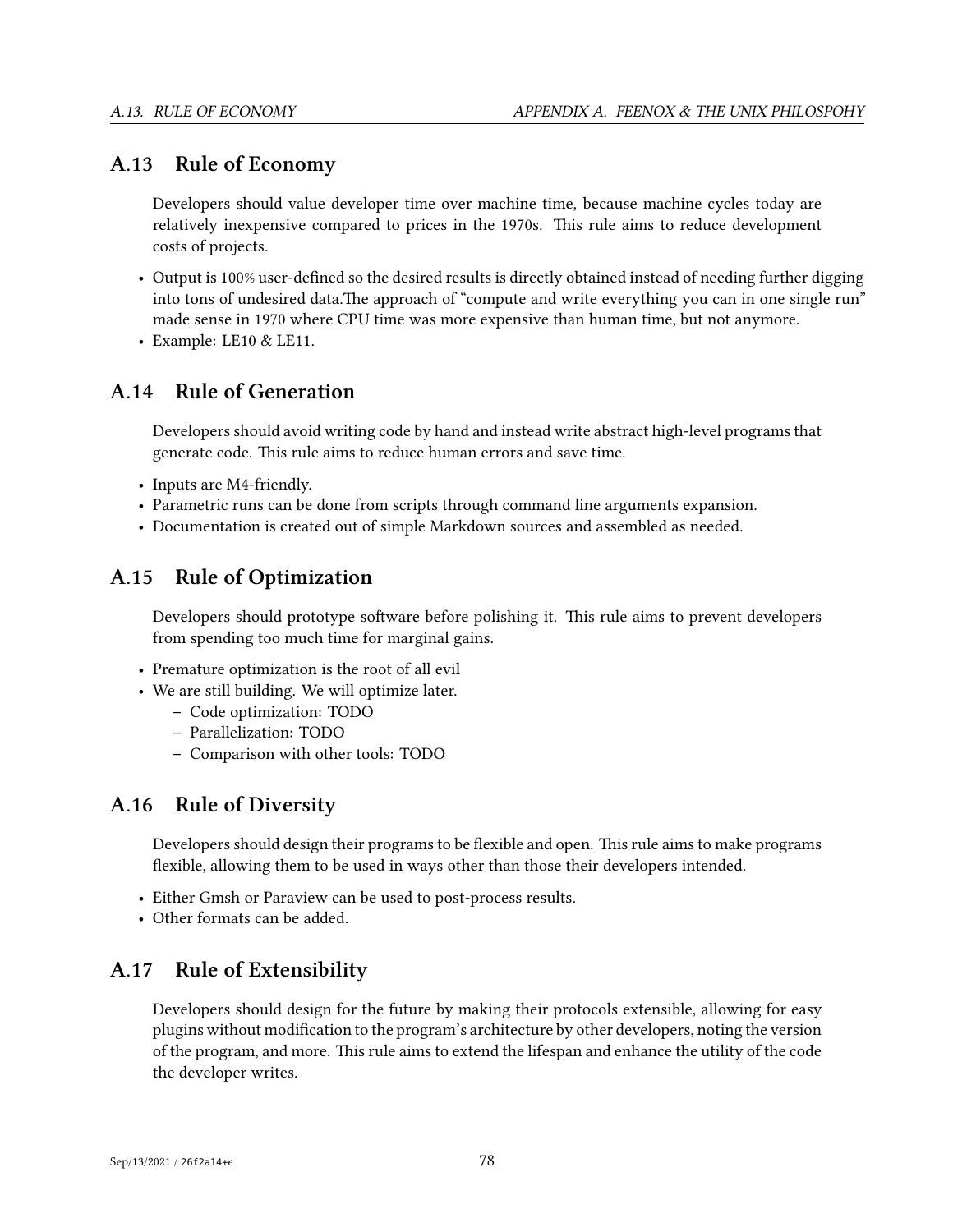## A.13 Rule of Economy

Developers should value developer time over machine time, because machine cycles today are relatively inexpensive compared to prices in the 1970s. This rule aims to reduce development costs of projects.

- Output is 100% user-defined so the desired results is directly obtained instead of needing further digging into tons of undesired data.The approach of "compute and write everything you can in one single run" made sense in 1970 where CPU time was more expensive than human time, but not anymore.
- Example: LE10 & LE11.

## A.14 Rule of Generation

Developers should avoid writing code by hand and instead write abstract high-level programs that generate code. This rule aims to reduce human errors and save time.

- Inputs are M4-friendly.
- Parametric runs can be done from scripts through command line arguments expansion.
- Documentation is created out of simple Markdown sources and assembled as needed.

## A.15 Rule of Optimization

Developers should prototype software before polishing it. This rule aims to prevent developers from spending too much time for marginal gains.

- Premature optimization is the root of all evil
- We are still building. We will optimize later.
  - Code optimization: TODO
  - Parallelization: TODO
  - Comparison with other tools: TODO

## A.16 Rule of Diversity

Developers should design their programs to be flexible and open. This rule aims to make programs flexible, allowing them to be used in ways other than those their developers intended.

- Either Gmsh or Paraview can be used to post-process results.
- Other formats can be added.

## A.17 Rule of Extensibility

Developers should design for the future by making their protocols extensible, allowing for easy plugins without modification to the program's architecture by other developers, noting the version of the program, and more. This rule aims to extend the lifespan and enhance the utility of the code the developer writes.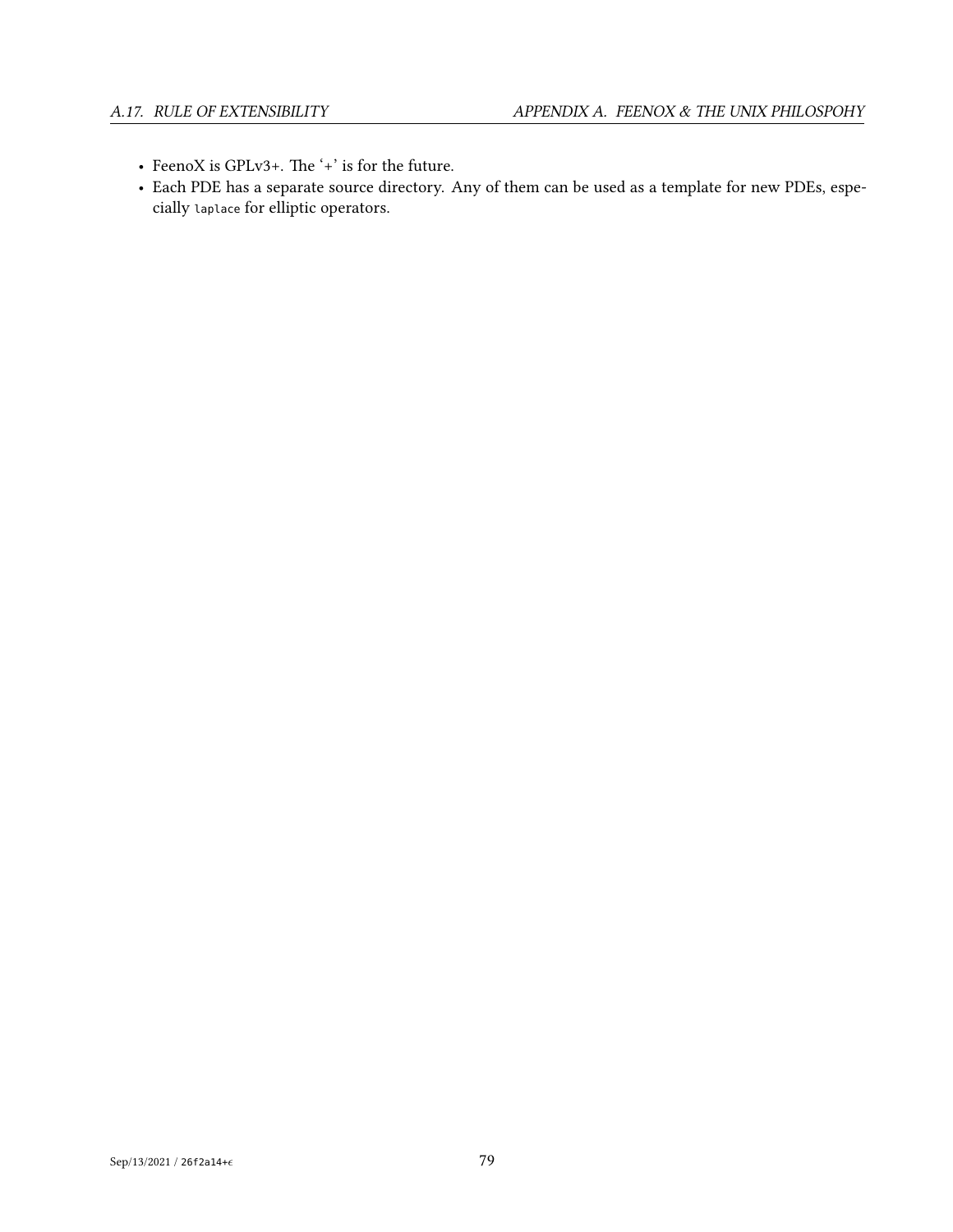- FeenoX is GPLv3+. The '+' is for the future.
- Each PDE has a separate source directory. Any of them can be used as a template for new PDEs, especially `laplace` for elliptic operators.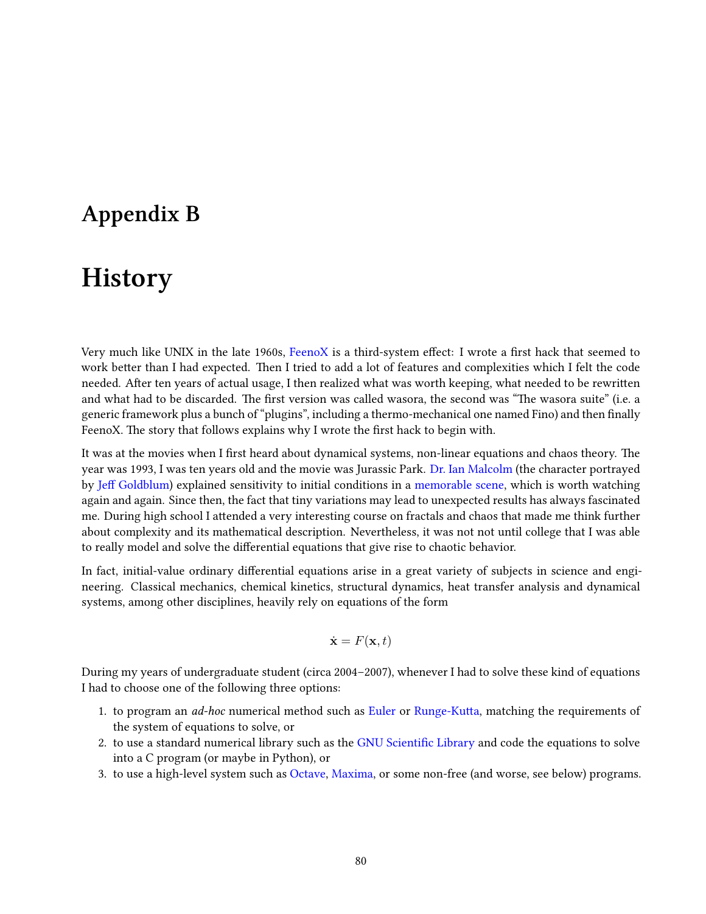# Appendix B

# History

Very much like UNIX in the late 1960s, FeenoX is a third-system effect: I wrote a first hack that seemed to work better than I had expected. Then I tried to add a lot of features and complexities which I felt the code needed. After ten years of actual usage, I then realized what was worth keeping, what needed to be rewritten and what had to be discarded. The first version was called wasora, the second was "The wasora suite" (i.e. a generic framework plus a bunch of "plugins", including a thermo-mechanical one named Fino) and then finally FeenoX. The story that follows explains why I wrote the first hack to begin with.

It was at the movies when I first heard about dynamical systems, non-linear equations and chaos theory. The year was 1993, I was ten years old and the movie was Jurassic Park. Dr. Ian Malcolm (the character portrayed by Jeff Goldblum) explained sensitivity to initial conditions in a memorable scene, which is worth watching again and again. Since then, the fact that tiny variations may lead to unexpected results has always fascinated me. During high school I attended a very interesting course on fractals and chaos that made me think further about complexity and its mathematical description. Nevertheless, it was not not until college that I was able to really model and solve the differential equations that give rise to chaotic behavior.

In fact, initial-value ordinary differential equations arise in a great variety of subjects in science and engineering. Classical mechanics, chemical kinetics, structural dynamics, heat transfer analysis and dynamical systems, among other disciplines, heavily rely on equations of the form

$$\dot{\mathbf{x}} = F(\mathbf{x}, t)$$

During my years of undergraduate student (circa 2004–2007), whenever I had to solve these kind of equations I had to choose one of the following three options:

1. to program an *ad-hoc* numerical method such as Euler or Runge-Kutta, matching the requirements of the system of equations to solve, or
2. to use a standard numerical library such as the GNU Scientific Library and code the equations to solve into a C program (or maybe in Python), or
3. to use a high-level system such as Octave, Maxima, or some non-free (and worse, see below) programs.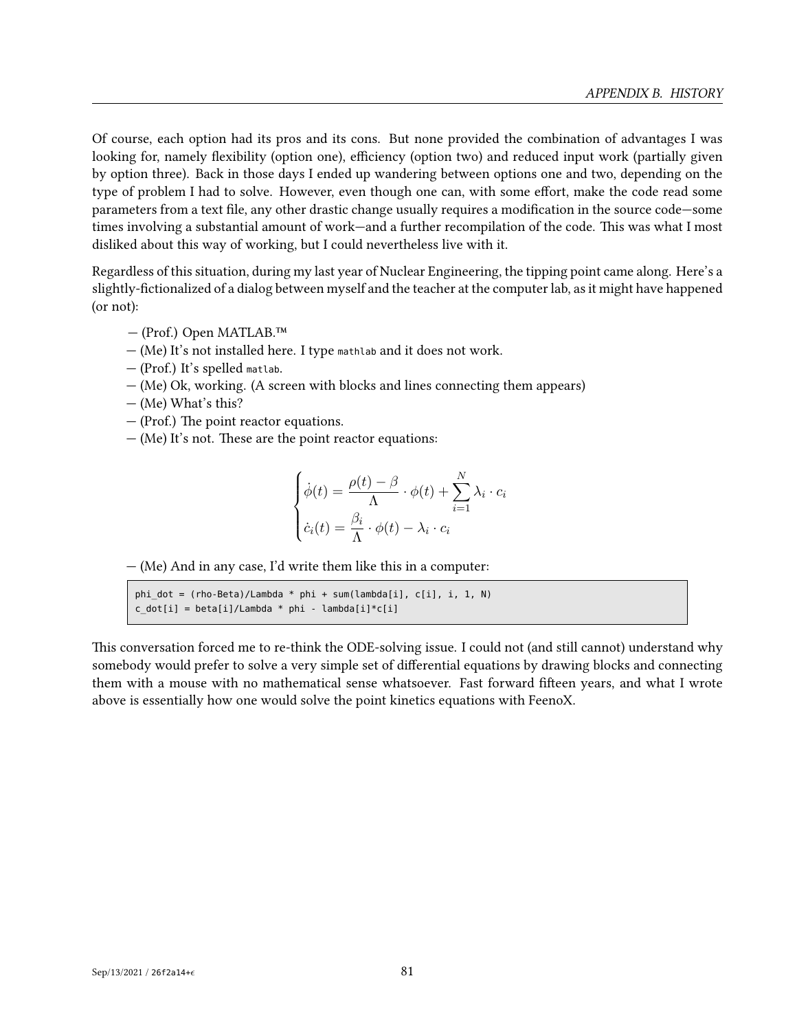Of course, each option had its pros and its cons. But none provided the combination of advantages I was looking for, namely flexibility (option one), efficiency (option two) and reduced input work (partially given by option three). Back in those days I ended up wandering between options one and two, depending on the type of problem I had to solve. However, even though one can, with some effort, make the code read some parameters from a text file, any other drastic change usually requires a modification in the source code—some times involving a substantial amount of work—and a further recompilation of the code. This was what I most disliked about this way of working, but I could nevertheless live with it.

Regardless of this situation, during my last year of Nuclear Engineering, the tipping point came along. Here's a slightly-fictionalized of a dialog between myself and the teacher at the computer lab, as it might have happened (or not):

> — (Prof.) Open MATLAB.™
> — (Me) It's not installed here. I type `mathlab` and it does not work.
> — (Prof.) It's spelled `matlab`.
> — (Me) Ok, working. (A screen with blocks and lines connecting them appears)
> — (Me) What's this?
> — (Prof.) The point reactor equations.
> — (Me) It's not. These are the point reactor equations:
>
> $$\begin{cases} \dot{\phi}(t) = \dfrac{\rho(t) - \beta}{\Lambda} \cdot \phi(t) + \displaystyle\sum_{i=1}^{N} \lambda_i \cdot c_i \\ \dot{c}_i(t) = \dfrac{\beta_i}{\Lambda} \cdot \phi(t) - \lambda_i \cdot c_i \end{cases}$$
>
> — (Me) And in any case, I'd write them like this in a computer:
>
> ```
> phi_dot = (rho-Beta)/Lambda * phi + sum(lambda[i], c[i], i, 1, N)
> c_dot[i] = beta[i]/Lambda * phi - lambda[i]*c[i]
> ```

This conversation forced me to re-think the ODE-solving issue. I could not (and still cannot) understand why somebody would prefer to solve a very simple set of differential equations by drawing blocks and connecting them with a mouse with no mathematical sense whatsoever. Fast forward fifteen years, and what I wrote above is essentially how one would solve the point kinetics equations with FeenoX.